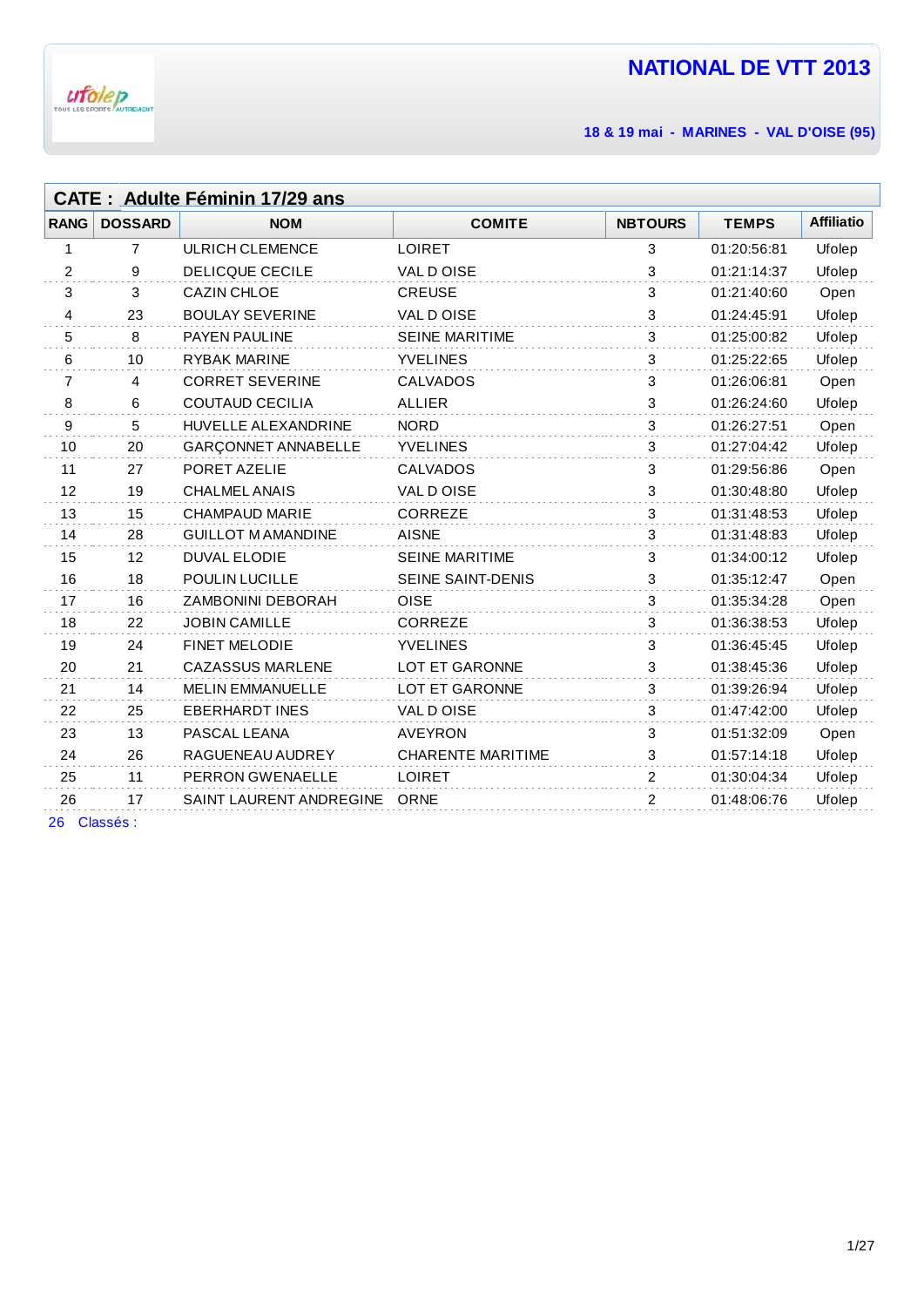# NATIONAL DE VTT 2013

**18 & 19 mai - MARINES - VAL D'OISE (95)**

## CATE : Adulte Féminin 17/29 ans

| RANG | DOSSARD | NOM | COMITE | NBTOURS | TEMPS | Affiliatio |
|---|---|---|---|---|---|---|
| 1 | 7 | ULRICH CLEMENCE | LOIRET | 3 | 01:20:56:81 | Ufolep |
| 2 | 9 | DELICQUE CECILE | VAL D OISE | 3 | 01:21:14:37 | Ufolep |
| 3 | 3 | CAZIN CHLOE | CREUSE | 3 | 01:21:40:60 | Open |
| 4 | 23 | BOULAY SEVERINE | VAL D OISE | 3 | 01:24:45:91 | Ufolep |
| 5 | 8 | PAYEN PAULINE | SEINE MARITIME | 3 | 01:25:00:82 | Ufolep |
| 6 | 10 | RYBAK MARINE | YVELINES | 3 | 01:25:22:65 | Ufolep |
| 7 | 4 | CORRET SEVERINE | CALVADOS | 3 | 01:26:06:81 | Open |
| 8 | 6 | COUTAUD CECILIA | ALLIER | 3 | 01:26:24:60 | Ufolep |
| 9 | 5 | HUVELLE ALEXANDRINE | NORD | 3 | 01:26:27:51 | Open |
| 10 | 20 | GARÇONNET ANNABELLE | YVELINES | 3 | 01:27:04:42 | Ufolep |
| 11 | 27 | PORET AZELIE | CALVADOS | 3 | 01:29:56:86 | Open |
| 12 | 19 | CHALMEL ANAIS | VAL D OISE | 3 | 01:30:48:80 | Ufolep |
| 13 | 15 | CHAMPAUD MARIE | CORREZE | 3 | 01:31:48:53 | Ufolep |
| 14 | 28 | GUILLOT M AMANDINE | AISNE | 3 | 01:31:48:83 | Ufolep |
| 15 | 12 | DUVAL ELODIE | SEINE MARITIME | 3 | 01:34:00:12 | Ufolep |
| 16 | 18 | POULIN LUCILLE | SEINE SAINT-DENIS | 3 | 01:35:12:47 | Open |
| 17 | 16 | ZAMBONINI DEBORAH | OISE | 3 | 01:35:34:28 | Open |
| 18 | 22 | JOBIN CAMILLE | CORREZE | 3 | 01:36:38:53 | Ufolep |
| 19 | 24 | FINET MELODIE | YVELINES | 3 | 01:36:45:45 | Ufolep |
| 20 | 21 | CAZASSUS MARLENE | LOT ET GARONNE | 3 | 01:38:45:36 | Ufolep |
| 21 | 14 | MELIN EMMANUELLE | LOT ET GARONNE | 3 | 01:39:26:94 | Ufolep |
| 22 | 25 | EBERHARDT INES | VAL D OISE | 3 | 01:47:42:00 | Ufolep |
| 23 | 13 | PASCAL LEANA | AVEYRON | 3 | 01:51:32:09 | Open |
| 24 | 26 | RAGUENEAU AUDREY | CHARENTE MARITIME | 3 | 01:57:14:18 | Ufolep |
| 25 | 11 | PERRON GWENAELLE | LOIRET | 2 | 01:30:04:34 | Ufolep |
| 26 | 17 | SAINT LAURENT ANDREGINE | ORNE | 2 | 01:48:06:76 | Ufolep |

26 Classés :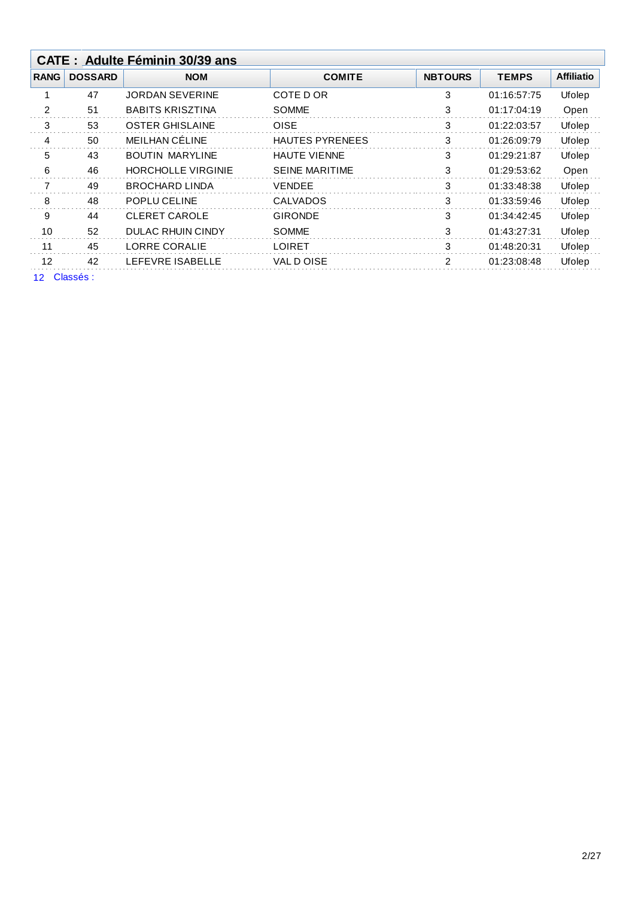## CATE : Adulte Féminin 30/39 ans

| RANG | DOSSARD | NOM | COMITE | NBTOURS | TEMPS | Affiliatio |
|---|---|---|---|---|---|---|
| 1 | 47 | JORDAN SEVERINE | COTE D OR | 3 | 01:16:57:75 | Ufolep |
| 2 | 51 | BABITS KRISZTINA | SOMME | 3 | 01:17:04:19 | Open |
| 3 | 53 | OSTER GHISLAINE | OISE | 3 | 01:22:03:57 | Ufolep |
| 4 | 50 | MEILHAN CÉLINE | HAUTES PYRENEES | 3 | 01:26:09:79 | Ufolep |
| 5 | 43 | BOUTIN MARYLINE | HAUTE VIENNE | 3 | 01:29:21:87 | Ufolep |
| 6 | 46 | HORCHOLLE VIRGINIE | SEINE MARITIME | 3 | 01:29:53:62 | Open |
| 7 | 49 | BROCHARD LINDA | VENDEE | 3 | 01:33:48:38 | Ufolep |
| 8 | 48 | POPLU CELINE | CALVADOS | 3 | 01:33:59:46 | Ufolep |
| 9 | 44 | CLERET CAROLE | GIRONDE | 3 | 01:34:42:45 | Ufolep |
| 10 | 52 | DULAC RHUIN CINDY | SOMME | 3 | 01:43:27:31 | Ufolep |
| 11 | 45 | LORRE CORALIE | LOIRET | 3 | 01:48:20:31 | Ufolep |
| 12 | 42 | LEFEVRE ISABELLE | VAL D OISE | 2 | 01:23:08:48 | Ufolep |

12 Classés :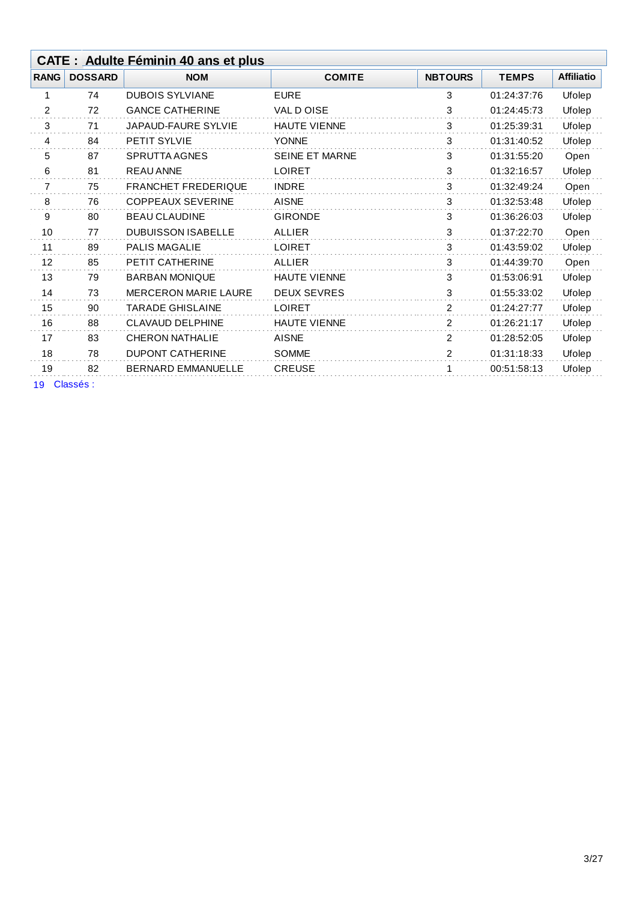## CATE : Adulte Féminin 40 ans et plus

| RANG | DOSSARD | NOM | COMITE | NBTOURS | TEMPS | Affiliatio |
|---|---|---|---|---|---|---|
| 1 | 74 | DUBOIS SYLVIANE | EURE | 3 | 01:24:37:76 | Ufolep |
| 2 | 72 | GANCE CATHERINE | VAL D OISE | 3 | 01:24:45:73 | Ufolep |
| 3 | 71 | JAPAUD-FAURE SYLVIE | HAUTE VIENNE | 3 | 01:25:39:31 | Ufolep |
| 4 | 84 | PETIT SYLVIE | YONNE | 3 | 01:31:40:52 | Ufolep |
| 5 | 87 | SPRUTTA AGNES | SEINE ET MARNE | 3 | 01:31:55:20 | Open |
| 6 | 81 | REAU ANNE | LOIRET | 3 | 01:32:16:57 | Ufolep |
| 7 | 75 | FRANCHET FREDERIQUE | INDRE | 3 | 01:32:49:24 | Open |
| 8 | 76 | COPPEAUX SEVERINE | AISNE | 3 | 01:32:53:48 | Ufolep |
| 9 | 80 | BEAU CLAUDINE | GIRONDE | 3 | 01:36:26:03 | Ufolep |
| 10 | 77 | DUBUISSON ISABELLE | ALLIER | 3 | 01:37:22:70 | Open |
| 11 | 89 | PALIS MAGALIE | LOIRET | 3 | 01:43:59:02 | Ufolep |
| 12 | 85 | PETIT CATHERINE | ALLIER | 3 | 01:44:39:70 | Open |
| 13 | 79 | BARBAN MONIQUE | HAUTE VIENNE | 3 | 01:53:06:91 | Ufolep |
| 14 | 73 | MERCERON MARIE LAURE | DEUX SEVRES | 3 | 01:55:33:02 | Ufolep |
| 15 | 90 | TARADE GHISLAINE | LOIRET | 2 | 01:24:27:77 | Ufolep |
| 16 | 88 | CLAVAUD DELPHINE | HAUTE VIENNE | 2 | 01:26:21:17 | Ufolep |
| 17 | 83 | CHERON NATHALIE | AISNE | 2 | 01:28:52:05 | Ufolep |
| 18 | 78 | DUPONT CATHERINE | SOMME | 2 | 01:31:18:33 | Ufolep |
| 19 | 82 | BERNARD EMMANUELLE | CREUSE | 1 | 00:51:58:13 | Ufolep |

19 Classés :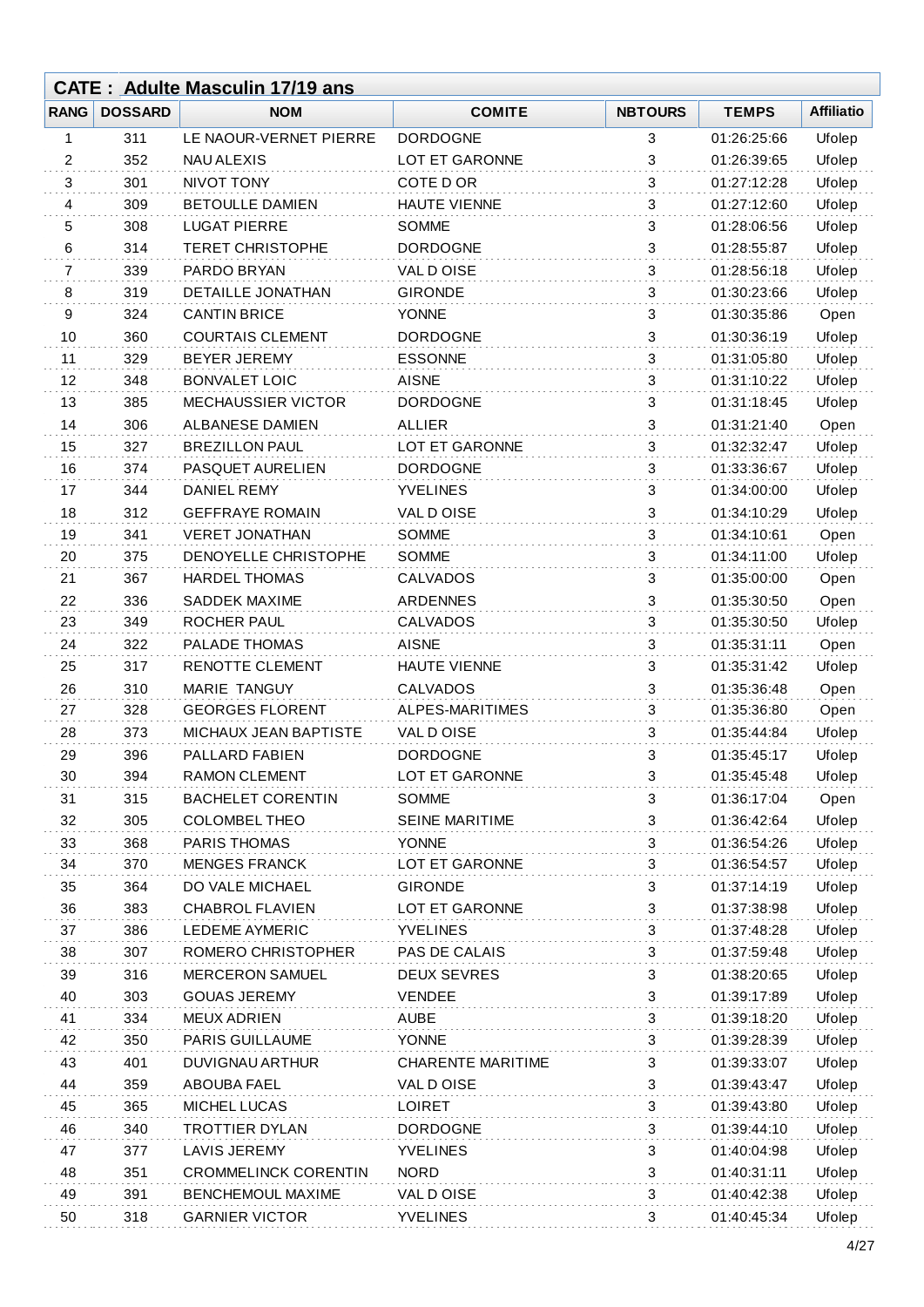## CATE : Adulte Masculin 17/19 ans

| RANG | DOSSARD | NOM | COMITE | NBTOURS | TEMPS | Affiliatio |
|---|---|---|---|---|---|---|
| 1 | 311 | LE NAOUR-VERNET PIERRE | DORDOGNE | 3 | 01:26:25:66 | Ufolep |
| 2 | 352 | NAU ALEXIS | LOT ET GARONNE | 3 | 01:26:39:65 | Ufolep |
| 3 | 301 | NIVOT TONY | COTE D OR | 3 | 01:27:12:28 | Ufolep |
| 4 | 309 | BETOULLE DAMIEN | HAUTE VIENNE | 3 | 01:27:12:60 | Ufolep |
| 5 | 308 | LUGAT PIERRE | SOMME | 3 | 01:28:06:56 | Ufolep |
| 6 | 314 | TERET CHRISTOPHE | DORDOGNE | 3 | 01:28:55:87 | Ufolep |
| 7 | 339 | PARDO BRYAN | VAL D OISE | 3 | 01:28:56:18 | Ufolep |
| 8 | 319 | DETAILLE JONATHAN | GIRONDE | 3 | 01:30:23:66 | Ufolep |
| 9 | 324 | CANTIN BRICE | YONNE | 3 | 01:30:35:86 | Open |
| 10 | 360 | COURTAIS CLEMENT | DORDOGNE | 3 | 01:30:36:19 | Ufolep |
| 11 | 329 | BEYER JEREMY | ESSONNE | 3 | 01:31:05:80 | Ufolep |
| 12 | 348 | BONVALET LOIC | AISNE | 3 | 01:31:10:22 | Ufolep |
| 13 | 385 | MECHAUSSIER VICTOR | DORDOGNE | 3 | 01:31:18:45 | Ufolep |
| 14 | 306 | ALBANESE DAMIEN | ALLIER | 3 | 01:31:21:40 | Open |
| 15 | 327 | BREZILLON PAUL | LOT ET GARONNE | 3 | 01:32:32:47 | Ufolep |
| 16 | 374 | PASQUET AURELIEN | DORDOGNE | 3 | 01:33:36:67 | Ufolep |
| 17 | 344 | DANIEL REMY | YVELINES | 3 | 01:34:00:00 | Ufolep |
| 18 | 312 | GEFFRAYE ROMAIN | VAL D OISE | 3 | 01:34:10:29 | Ufolep |
| 19 | 341 | VERET JONATHAN | SOMME | 3 | 01:34:10:61 | Open |
| 20 | 375 | DENOYELLE CHRISTOPHE | SOMME | 3 | 01:34:11:00 | Ufolep |
| 21 | 367 | HARDEL THOMAS | CALVADOS | 3 | 01:35:00:00 | Open |
| 22 | 336 | SADDEK MAXIME | ARDENNES | 3 | 01:35:30:50 | Open |
| 23 | 349 | ROCHER PAUL | CALVADOS | 3 | 01:35:30:50 | Ufolep |
| 24 | 322 | PALADE THOMAS | AISNE | 3 | 01:35:31:11 | Open |
| 25 | 317 | RENOTTE CLEMENT | HAUTE VIENNE | 3 | 01:35:31:42 | Ufolep |
| 26 | 310 | MARIE TANGUY | CALVADOS | 3 | 01:35:36:48 | Open |
| 27 | 328 | GEORGES FLORENT | ALPES-MARITIMES | 3 | 01:35:36:80 | Open |
| 28 | 373 | MICHAUX JEAN BAPTISTE | VAL D OISE | 3 | 01:35:44:84 | Ufolep |
| 29 | 396 | PALLARD FABIEN | DORDOGNE | 3 | 01:35:45:17 | Ufolep |
| 30 | 394 | RAMON CLEMENT | LOT ET GARONNE | 3 | 01:35:45:48 | Ufolep |
| 31 | 315 | BACHELET CORENTIN | SOMME | 3 | 01:36:17:04 | Open |
| 32 | 305 | COLOMBEL THEO | SEINE MARITIME | 3 | 01:36:42:64 | Ufolep |
| 33 | 368 | PARIS THOMAS | YONNE | 3 | 01:36:54:26 | Ufolep |
| 34 | 370 | MENGES FRANCK | LOT ET GARONNE | 3 | 01:36:54:57 | Ufolep |
| 35 | 364 | DO VALE MICHAEL | GIRONDE | 3 | 01:37:14:19 | Ufolep |
| 36 | 383 | CHABROL FLAVIEN | LOT ET GARONNE | 3 | 01:37:38:98 | Ufolep |
| 37 | 386 | LEDEME AYMERIC | YVELINES | 3 | 01:37:48:28 | Ufolep |
| 38 | 307 | ROMERO CHRISTOPHER | PAS DE CALAIS | 3 | 01:37:59:48 | Ufolep |
| 39 | 316 | MERCERON SAMUEL | DEUX SEVRES | 3 | 01:38:20:65 | Ufolep |
| 40 | 303 | GOUAS JEREMY | VENDEE | 3 | 01:39:17:89 | Ufolep |
| 41 | 334 | MEUX ADRIEN | AUBE | 3 | 01:39:18:20 | Ufolep |
| 42 | 350 | PARIS GUILLAUME | YONNE | 3 | 01:39:28:39 | Ufolep |
| 43 | 401 | DUVIGNAU ARTHUR | CHARENTE MARITIME | 3 | 01:39:33:07 | Ufolep |
| 44 | 359 | ABOUBA FAEL | VAL D OISE | 3 | 01:39:43:47 | Ufolep |
| 45 | 365 | MICHEL LUCAS | LOIRET | 3 | 01:39:43:80 | Ufolep |
| 46 | 340 | TROTTIER DYLAN | DORDOGNE | 3 | 01:39:44:10 | Ufolep |
| 47 | 377 | LAVIS JEREMY | YVELINES | 3 | 01:40:04:98 | Ufolep |
| 48 | 351 | CROMMELINCK CORENTIN | NORD | 3 | 01:40:31:11 | Ufolep |
| 49 | 391 | BENCHEMOUL MAXIME | VAL D OISE | 3 | 01:40:42:38 | Ufolep |
| 50 | 318 | GARNIER VICTOR | YVELINES | 3 | 01:40:45:34 | Ufolep |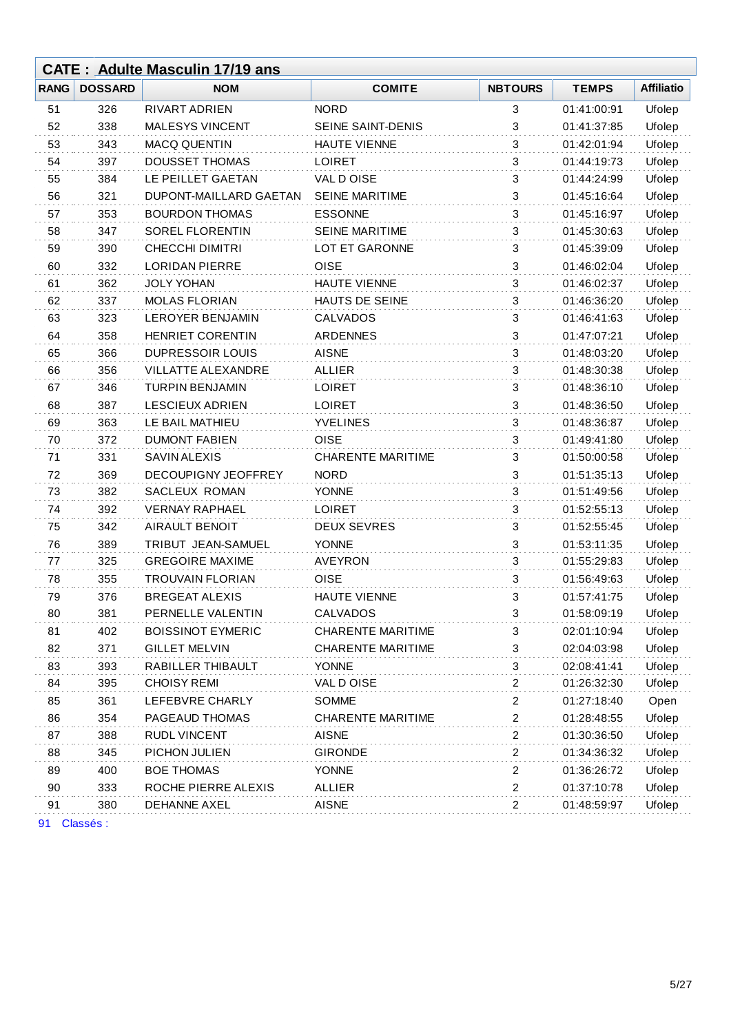## CATE : Adulte Masculin 17/19 ans

| RANG | DOSSARD | NOM | COMITE | NBTOURS | TEMPS | Affiliatio |
|---|---|---|---|---|---|---|
| 51 | 326 | RIVART ADRIEN | NORD | 3 | 01:41:00:91 | Ufolep |
| 52 | 338 | MALESYS VINCENT | SEINE SAINT-DENIS | 3 | 01:41:37:85 | Ufolep |
| 53 | 343 | MACQ QUENTIN | HAUTE VIENNE | 3 | 01:42:01:94 | Ufolep |
| 54 | 397 | DOUSSET THOMAS | LOIRET | 3 | 01:44:19:73 | Ufolep |
| 55 | 384 | LE PEILLET GAETAN | VAL D OISE | 3 | 01:44:24:99 | Ufolep |
| 56 | 321 | DUPONT-MAILLARD GAETAN | SEINE MARITIME | 3 | 01:45:16:64 | Ufolep |
| 57 | 353 | BOURDON THOMAS | ESSONNE | 3 | 01:45:16:97 | Ufolep |
| 58 | 347 | SOREL FLORENTIN | SEINE MARITIME | 3 | 01:45:30:63 | Ufolep |
| 59 | 390 | CHECCHI DIMITRI | LOT ET GARONNE | 3 | 01:45:39:09 | Ufolep |
| 60 | 332 | LORIDAN PIERRE | OISE | 3 | 01:46:02:04 | Ufolep |
| 61 | 362 | JOLY YOHAN | HAUTE VIENNE | 3 | 01:46:02:37 | Ufolep |
| 62 | 337 | MOLAS FLORIAN | HAUTS DE SEINE | 3 | 01:46:36:20 | Ufolep |
| 63 | 323 | LEROYER BENJAMIN | CALVADOS | 3 | 01:46:41:63 | Ufolep |
| 64 | 358 | HENRIET CORENTIN | ARDENNES | 3 | 01:47:07:21 | Ufolep |
| 65 | 366 | DUPRESSOIR LOUIS | AISNE | 3 | 01:48:03:20 | Ufolep |
| 66 | 356 | VILLATTE ALEXANDRE | ALLIER | 3 | 01:48:30:38 | Ufolep |
| 67 | 346 | TURPIN BENJAMIN | LOIRET | 3 | 01:48:36:10 | Ufolep |
| 68 | 387 | LESCIEUX ADRIEN | LOIRET | 3 | 01:48:36:50 | Ufolep |
| 69 | 363 | LE BAIL MATHIEU | YVELINES | 3 | 01:48:36:87 | Ufolep |
| 70 | 372 | DUMONT FABIEN | OISE | 3 | 01:49:41:80 | Ufolep |
| 71 | 331 | SAVIN ALEXIS | CHARENTE MARITIME | 3 | 01:50:00:58 | Ufolep |
| 72 | 369 | DECOUPIGNY JEOFFREY | NORD | 3 | 01:51:35:13 | Ufolep |
| 73 | 382 | SACLEUX ROMAN | YONNE | 3 | 01:51:49:56 | Ufolep |
| 74 | 392 | VERNAY RAPHAEL | LOIRET | 3 | 01:52:55:13 | Ufolep |
| 75 | 342 | AIRAULT BENOIT | DEUX SEVRES | 3 | 01:52:55:45 | Ufolep |
| 76 | 389 | TRIBUT JEAN-SAMUEL | YONNE | 3 | 01:53:11:35 | Ufolep |
| 77 | 325 | GREGOIRE MAXIME | AVEYRON | 3 | 01:55:29:83 | Ufolep |
| 78 | 355 | TROUVAIN FLORIAN | OISE | 3 | 01:56:49:63 | Ufolep |
| 79 | 376 | BREGEAT ALEXIS | HAUTE VIENNE | 3 | 01:57:41:75 | Ufolep |
| 80 | 381 | PERNELLE VALENTIN | CALVADOS | 3 | 01:58:09:19 | Ufolep |
| 81 | 402 | BOISSINOT EYMERIC | CHARENTE MARITIME | 3 | 02:01:10:94 | Ufolep |
| 82 | 371 | GILLET MELVIN | CHARENTE MARITIME | 3 | 02:04:03:98 | Ufolep |
| 83 | 393 | RABILLER THIBAULT | YONNE | 3 | 02:08:41:41 | Ufolep |
| 84 | 395 | CHOISY REMI | VAL D OISE | 2 | 01:26:32:30 | Ufolep |
| 85 | 361 | LEFEBVRE CHARLY | SOMME | 2 | 01:27:18:40 | Open |
| 86 | 354 | PAGEAUD THOMAS | CHARENTE MARITIME | 2 | 01:28:48:55 | Ufolep |
| 87 | 388 | RUDL VINCENT | AISNE | 2 | 01:30:36:50 | Ufolep |
| 88 | 345 | PICHON JULIEN | GIRONDE | 2 | 01:34:36:32 | Ufolep |
| 89 | 400 | BOE THOMAS | YONNE | 2 | 01:36:26:72 | Ufolep |
| 90 | 333 | ROCHE PIERRE ALEXIS | ALLIER | 2 | 01:37:10:78 | Ufolep |
| 91 | 380 | DEHANNE AXEL | AISNE | 2 | 01:48:59:97 | Ufolep |

91 Classés :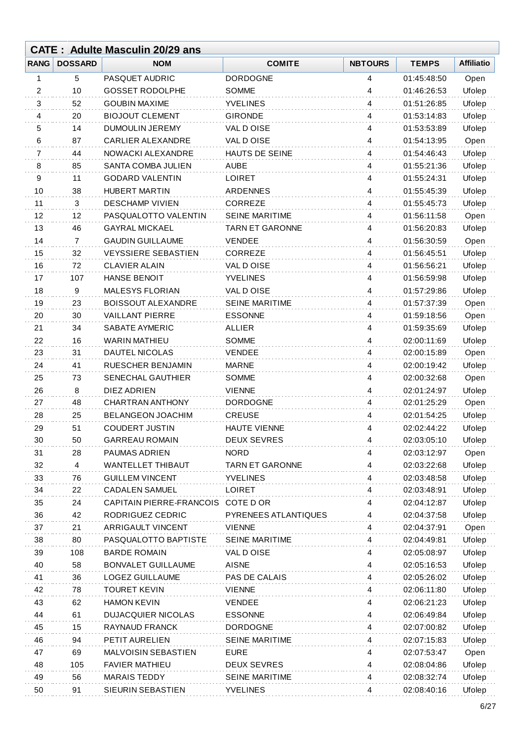## CATE : Adulte Masculin 20/29 ans

| RANG | DOSSARD | NOM | COMITE | NBTOURS | TEMPS | Affiliatio |
|---|---|---|---|---|---|---|
| 1 | 5 | PASQUET AUDRIC | DORDOGNE | 4 | 01:45:48:50 | Open |
| 2 | 10 | GOSSET RODOLPHE | SOMME | 4 | 01:46:26:53 | Ufolep |
| 3 | 52 | GOUBIN MAXIME | YVELINES | 4 | 01:51:26:85 | Ufolep |
| 4 | 20 | BIOJOUT CLEMENT | GIRONDE | 4 | 01:53:14:83 | Ufolep |
| 5 | 14 | DUMOULIN JEREMY | VAL D OISE | 4 | 01:53:53:89 | Ufolep |
| 6 | 87 | CARLIER ALEXANDRE | VAL D OISE | 4 | 01:54:13:95 | Open |
| 7 | 44 | NOWACKI ALEXANDRE | HAUTS DE SEINE | 4 | 01:54:46:43 | Ufolep |
| 8 | 85 | SANTA COMBA JULIEN | AUBE | 4 | 01:55:21:36 | Ufolep |
| 9 | 11 | GODARD VALENTIN | LOIRET | 4 | 01:55:24:31 | Ufolep |
| 10 | 38 | HUBERT MARTIN | ARDENNES | 4 | 01:55:45:39 | Ufolep |
| 11 | 3 | DESCHAMP VIVIEN | CORREZE | 4 | 01:55:45:73 | Ufolep |
| 12 | 12 | PASQUALOTTO VALENTIN | SEINE MARITIME | 4 | 01:56:11:58 | Open |
| 13 | 46 | GAYRAL MICKAEL | TARN ET GARONNE | 4 | 01:56:20:83 | Ufolep |
| 14 | 7 | GAUDIN GUILLAUME | VENDEE | 4 | 01:56:30:59 | Open |
| 15 | 32 | VEYSSIERE SEBASTIEN | CORREZE | 4 | 01:56:45:51 | Ufolep |
| 16 | 72 | CLAVIER ALAIN | VAL D OISE | 4 | 01:56:56:21 | Ufolep |
| 17 | 107 | HANSE BENOIT | YVELINES | 4 | 01:56:59:98 | Ufolep |
| 18 | 9 | MALESYS FLORIAN | VAL D OISE | 4 | 01:57:29:86 | Ufolep |
| 19 | 23 | BOISSOUT ALEXANDRE | SEINE MARITIME | 4 | 01:57:37:39 | Open |
| 20 | 30 | VAILLANT PIERRE | ESSONNE | 4 | 01:59:18:56 | Open |
| 21 | 34 | SABATE AYMERIC | ALLIER | 4 | 01:59:35:69 | Ufolep |
| 22 | 16 | WARIN MATHIEU | SOMME | 4 | 02:00:11:69 | Ufolep |
| 23 | 31 | DAUTEL NICOLAS | VENDEE | 4 | 02:00:15:89 | Open |
| 24 | 41 | RUESCHER BENJAMIN | MARNE | 4 | 02:00:19:42 | Ufolep |
| 25 | 73 | SENECHAL GAUTHIER | SOMME | 4 | 02:00:32:68 | Open |
| 26 | 8 | DIEZ ADRIEN | VIENNE | 4 | 02:01:24:97 | Ufolep |
| 27 | 48 | CHARTRAN ANTHONY | DORDOGNE | 4 | 02:01:25:29 | Open |
| 28 | 25 | BELANGEON JOACHIM | CREUSE | 4 | 02:01:54:25 | Ufolep |
| 29 | 51 | COUDERT JUSTIN | HAUTE VIENNE | 4 | 02:02:44:22 | Ufolep |
| 30 | 50 | GARREAU ROMAIN | DEUX SEVRES | 4 | 02:03:05:10 | Ufolep |
| 31 | 28 | PAUMAS ADRIEN | NORD | 4 | 02:03:12:97 | Open |
| 32 | 4 | WANTELLET THIBAUT | TARN ET GARONNE | 4 | 02:03:22:68 | Ufolep |
| 33 | 76 | GUILLEM VINCENT | YVELINES | 4 | 02:03:48:58 | Ufolep |
| 34 | 22 | CADALEN SAMUEL | LOIRET | 4 | 02:03:48:91 | Ufolep |
| 35 | 24 | CAPITAIN PIERRE-FRANCOIS | COTE D OR | 4 | 02:04:12:87 | Ufolep |
| 36 | 42 | RODRIGUEZ CEDRIC | PYRENEES ATLANTIQUES | 4 | 02:04:37:58 | Ufolep |
| 37 | 21 | ARRIGAULT VINCENT | VIENNE | 4 | 02:04:37:91 | Open |
| 38 | 80 | PASQUALOTTO BAPTISTE | SEINE MARITIME | 4 | 02:04:49:81 | Ufolep |
| 39 | 108 | BARDE ROMAIN | VAL D OISE | 4 | 02:05:08:97 | Ufolep |
| 40 | 58 | BONVALET GUILLAUME | AISNE | 4 | 02:05:16:53 | Ufolep |
| 41 | 36 | LOGEZ GUILLAUME | PAS DE CALAIS | 4 | 02:05:26:02 | Ufolep |
| 42 | 78 | TOURET KEVIN | VIENNE | 4 | 02:06:11:80 | Ufolep |
| 43 | 62 | HAMON KEVIN | VENDEE | 4 | 02:06:21:23 | Ufolep |
| 44 | 61 | DUJACQUIER NICOLAS | ESSONNE | 4 | 02:06:49:84 | Ufolep |
| 45 | 15 | RAYNAUD FRANCK | DORDOGNE | 4 | 02:07:00:82 | Ufolep |
| 46 | 94 | PETIT AURELIEN | SEINE MARITIME | 4 | 02:07:15:83 | Ufolep |
| 47 | 69 | MALVOISIN SEBASTIEN | EURE | 4 | 02:07:53:47 | Open |
| 48 | 105 | FAVIER MATHIEU | DEUX SEVRES | 4 | 02:08:04:86 | Ufolep |
| 49 | 56 | MARAIS TEDDY | SEINE MARITIME | 4 | 02:08:32:74 | Ufolep |
| 50 | 91 | SIEURIN SEBASTIEN | YVELINES | 4 | 02:08:40:16 | Ufolep |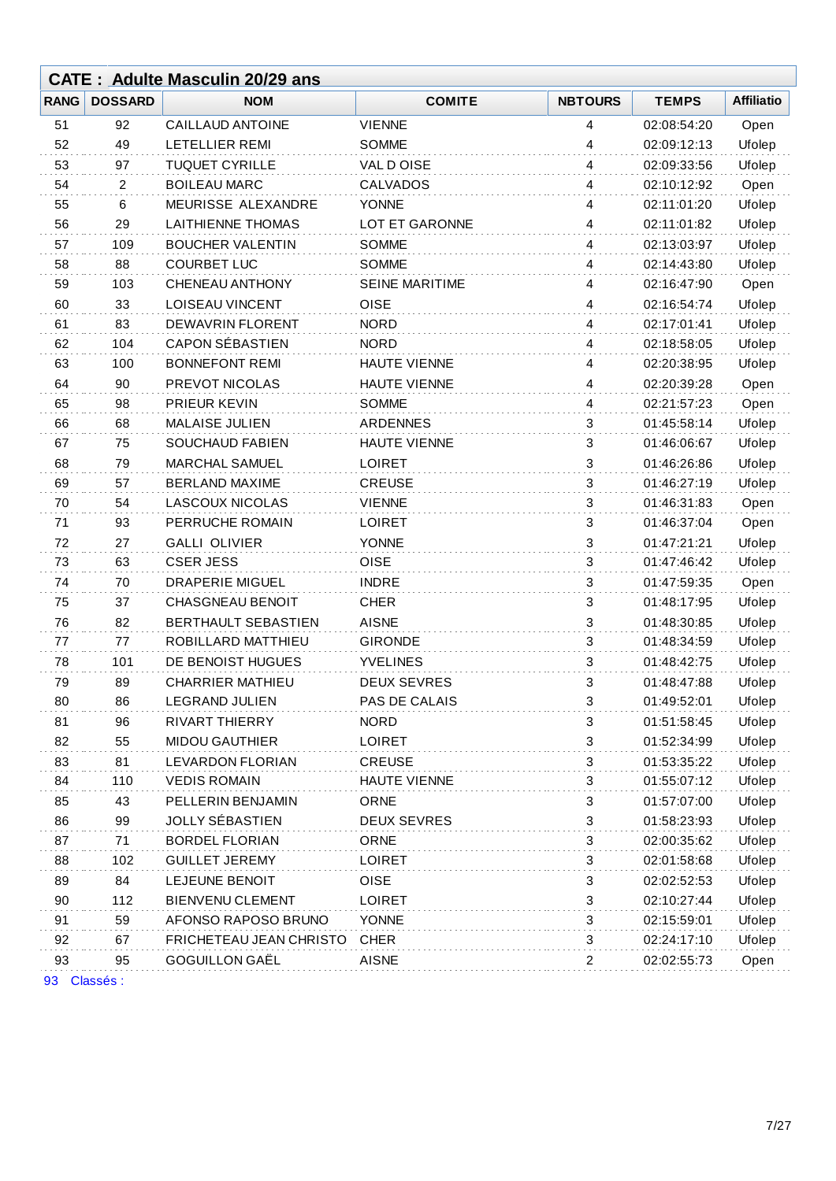## CATE : Adulte Masculin 20/29 ans

| RANG | DOSSARD | NOM | COMITE | NBTOURS | TEMPS | Affiliatio |
|---|---|---|---|---|---|---|
| 51 | 92 | CAILLAUD ANTOINE | VIENNE | 4 | 02:08:54:20 | Open |
| 52 | 49 | LETELLIER REMI | SOMME | 4 | 02:09:12:13 | Ufolep |
| 53 | 97 | TUQUET CYRILLE | VAL D OISE | 4 | 02:09:33:56 | Ufolep |
| 54 | 2 | BOILEAU MARC | CALVADOS | 4 | 02:10:12:92 | Open |
| 55 | 6 | MEURISSE ALEXANDRE | YONNE | 4 | 02:11:01:20 | Ufolep |
| 56 | 29 | LAITHIENNE THOMAS | LOT ET GARONNE | 4 | 02:11:01:82 | Ufolep |
| 57 | 109 | BOUCHER VALENTIN | SOMME | 4 | 02:13:03:97 | Ufolep |
| 58 | 88 | COURBET LUC | SOMME | 4 | 02:14:43:80 | Ufolep |
| 59 | 103 | CHENEAU ANTHONY | SEINE MARITIME | 4 | 02:16:47:90 | Open |
| 60 | 33 | LOISEAU VINCENT | OISE | 4 | 02:16:54:74 | Ufolep |
| 61 | 83 | DEWAVRIN FLORENT | NORD | 4 | 02:17:01:41 | Ufolep |
| 62 | 104 | CAPON SÉBASTIEN | NORD | 4 | 02:18:58:05 | Ufolep |
| 63 | 100 | BONNEFONT REMI | HAUTE VIENNE | 4 | 02:20:38:95 | Ufolep |
| 64 | 90 | PREVOT NICOLAS | HAUTE VIENNE | 4 | 02:20:39:28 | Open |
| 65 | 98 | PRIEUR KEVIN | SOMME | 4 | 02:21:57:23 | Open |
| 66 | 68 | MALAISE JULIEN | ARDENNES | 3 | 01:45:58:14 | Ufolep |
| 67 | 75 | SOUCHAUD FABIEN | HAUTE VIENNE | 3 | 01:46:06:67 | Ufolep |
| 68 | 79 | MARCHAL SAMUEL | LOIRET | 3 | 01:46:26:86 | Ufolep |
| 69 | 57 | BERLAND MAXIME | CREUSE | 3 | 01:46:27:19 | Ufolep |
| 70 | 54 | LASCOUX NICOLAS | VIENNE | 3 | 01:46:31:83 | Open |
| 71 | 93 | PERRUCHE ROMAIN | LOIRET | 3 | 01:46:37:04 | Open |
| 72 | 27 | GALLI OLIVIER | YONNE | 3 | 01:47:21:21 | Ufolep |
| 73 | 63 | CSER JESS | OISE | 3 | 01:47:46:42 | Ufolep |
| 74 | 70 | DRAPERIE MIGUEL | INDRE | 3 | 01:47:59:35 | Open |
| 75 | 37 | CHASGNEAU BENOIT | CHER | 3 | 01:48:17:95 | Ufolep |
| 76 | 82 | BERTHAULT SEBASTIEN | AISNE | 3 | 01:48:30:85 | Ufolep |
| 77 | 77 | ROBILLARD MATTHIEU | GIRONDE | 3 | 01:48:34:59 | Ufolep |
| 78 | 101 | DE BENOIST HUGUES | YVELINES | 3 | 01:48:42:75 | Ufolep |
| 79 | 89 | CHARRIER MATHIEU | DEUX SEVRES | 3 | 01:48:47:88 | Ufolep |
| 80 | 86 | LEGRAND JULIEN | PAS DE CALAIS | 3 | 01:49:52:01 | Ufolep |
| 81 | 96 | RIVART THIERRY | NORD | 3 | 01:51:58:45 | Ufolep |
| 82 | 55 | MIDOU GAUTHIER | LOIRET | 3 | 01:52:34:99 | Ufolep |
| 83 | 81 | LEVARDON FLORIAN | CREUSE | 3 | 01:53:35:22 | Ufolep |
| 84 | 110 | VEDIS ROMAIN | HAUTE VIENNE | 3 | 01:55:07:12 | Ufolep |
| 85 | 43 | PELLERIN BENJAMIN | ORNE | 3 | 01:57:07:00 | Ufolep |
| 86 | 99 | JOLLY SÉBASTIEN | DEUX SEVRES | 3 | 01:58:23:93 | Ufolep |
| 87 | 71 | BORDEL FLORIAN | ORNE | 3 | 02:00:35:62 | Ufolep |
| 88 | 102 | GUILLET JEREMY | LOIRET | 3 | 02:01:58:68 | Ufolep |
| 89 | 84 | LEJEUNE BENOIT | OISE | 3 | 02:02:52:53 | Ufolep |
| 90 | 112 | BIENVENU CLEMENT | LOIRET | 3 | 02:10:27:44 | Ufolep |
| 91 | 59 | AFONSO RAPOSO BRUNO | YONNE | 3 | 02:15:59:01 | Ufolep |
| 92 | 67 | FRICHETEAU JEAN CHRISTO | CHER | 3 | 02:24:17:10 | Ufolep |
| 93 | 95 | GOGUILLON GAËL | AISNE | 2 | 02:02:55:73 | Open |

93 Classés :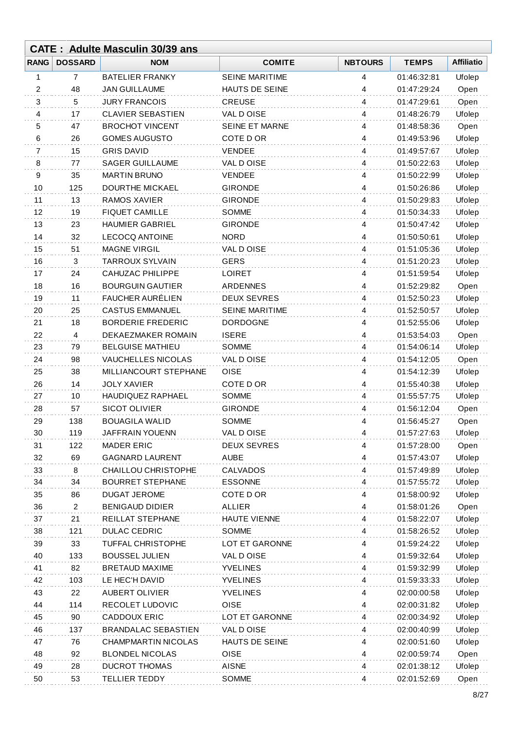## CATE : Adulte Masculin 30/39 ans

| RANG | DOSSARD | NOM | COMITE | NBTOURS | TEMPS | Affiliatio |
|---|---|---|---|---|---|---|
| 1 | 7 | BATELIER FRANKY | SEINE MARITIME | 4 | 01:46:32:81 | Ufolep |
| 2 | 48 | JAN GUILLAUME | HAUTS DE SEINE | 4 | 01:47:29:24 | Open |
| 3 | 5 | JURY FRANCOIS | CREUSE | 4 | 01:47:29:61 | Open |
| 4 | 17 | CLAVIER SEBASTIEN | VAL D OISE | 4 | 01:48:26:79 | Ufolep |
| 5 | 47 | BROCHOT VINCENT | SEINE ET MARNE | 4 | 01:48:58:36 | Open |
| 6 | 26 | GOMES AUGUSTO | COTE D OR | 4 | 01:49:53:96 | Ufolep |
| 7 | 15 | GRIS DAVID | VENDEE | 4 | 01:49:57:67 | Ufolep |
| 8 | 77 | SAGER GUILLAUME | VAL D OISE | 4 | 01:50:22:63 | Ufolep |
| 9 | 35 | MARTIN BRUNO | VENDEE | 4 | 01:50:22:99 | Ufolep |
| 10 | 125 | DOURTHE MICKAEL | GIRONDE | 4 | 01:50:26:86 | Ufolep |
| 11 | 13 | RAMOS XAVIER | GIRONDE | 4 | 01:50:29:83 | Ufolep |
| 12 | 19 | FIQUET CAMILLE | SOMME | 4 | 01:50:34:33 | Ufolep |
| 13 | 23 | HAUMIER GABRIEL | GIRONDE | 4 | 01:50:47:42 | Ufolep |
| 14 | 32 | LECOCQ ANTOINE | NORD | 4 | 01:50:50:61 | Ufolep |
| 15 | 51 | MAGNE VIRGIL | VAL D OISE | 4 | 01:51:05:36 | Ufolep |
| 16 | 3 | TARROUX SYLVAIN | GERS | 4 | 01:51:20:23 | Ufolep |
| 17 | 24 | CAHUZAC PHILIPPE | LOIRET | 4 | 01:51:59:54 | Ufolep |
| 18 | 16 | BOURGUIN GAUTIER | ARDENNES | 4 | 01:52:29:82 | Open |
| 19 | 11 | FAUCHER AURÉLIEN | DEUX SEVRES | 4 | 01:52:50:23 | Ufolep |
| 20 | 25 | CASTUS EMMANUEL | SEINE MARITIME | 4 | 01:52:50:57 | Ufolep |
| 21 | 18 | BORDERIE FREDERIC | DORDOGNE | 4 | 01:52:55:06 | Ufolep |
| 22 | 4 | DEKAEZMAKER ROMAIN | ISERE | 4 | 01:53:54:03 | Open |
| 23 | 79 | BELGUISE MATHIEU | SOMME | 4 | 01:54:06:14 | Ufolep |
| 24 | 98 | VAUCHELLES NICOLAS | VAL D OISE | 4 | 01:54:12:05 | Open |
| 25 | 38 | MILLIANCOURT STEPHANE | OISE | 4 | 01:54:12:39 | Ufolep |
| 26 | 14 | JOLY XAVIER | COTE D OR | 4 | 01:55:40:38 | Ufolep |
| 27 | 10 | HAUDIQUEZ RAPHAEL | SOMME | 4 | 01:55:57:75 | Ufolep |
| 28 | 57 | SICOT OLIVIER | GIRONDE | 4 | 01:56:12:04 | Open |
| 29 | 138 | BOUAGILA WALID | SOMME | 4 | 01:56:45:27 | Open |
| 30 | 119 | JAFFRAIN YOUENN | VAL D OISE | 4 | 01:57:27:63 | Ufolep |
| 31 | 122 | MADER ERIC | DEUX SEVRES | 4 | 01:57:28:00 | Open |
| 32 | 69 | GAGNARD LAURENT | AUBE | 4 | 01:57:43:07 | Ufolep |
| 33 | 8 | CHAILLOU CHRISTOPHE | CALVADOS | 4 | 01:57:49:89 | Ufolep |
| 34 | 34 | BOURRET STEPHANE | ESSONNE | 4 | 01:57:55:72 | Ufolep |
| 35 | 86 | DUGAT JEROME | COTE D OR | 4 | 01:58:00:92 | Ufolep |
| 36 | 2 | BENIGAUD DIDIER | ALLIER | 4 | 01:58:01:26 | Open |
| 37 | 21 | REILLAT STEPHANE | HAUTE VIENNE | 4 | 01:58:22:07 | Ufolep |
| 38 | 121 | DULAC CEDRIC | SOMME | 4 | 01:58:26:52 | Ufolep |
| 39 | 33 | TUFFAL CHRISTOPHE | LOT ET GARONNE | 4 | 01:59:24:22 | Ufolep |
| 40 | 133 | BOUSSEL JULIEN | VAL D OISE | 4 | 01:59:32:64 | Ufolep |
| 41 | 82 | BRETAUD MAXIME | YVELINES | 4 | 01:59:32:99 | Ufolep |
| 42 | 103 | LE HEC'H DAVID | YVELINES | 4 | 01:59:33:33 | Ufolep |
| 43 | 22 | AUBERT OLIVIER | YVELINES | 4 | 02:00:00:58 | Ufolep |
| 44 | 114 | RECOLET LUDOVIC | OISE | 4 | 02:00:31:82 | Ufolep |
| 45 | 90 | CADDOUX ERIC | LOT ET GARONNE | 4 | 02:00:34:92 | Ufolep |
| 46 | 137 | BRANDALAC SEBASTIEN | VAL D OISE | 4 | 02:00:40:99 | Ufolep |
| 47 | 76 | CHAMPMARTIN NICOLAS | HAUTS DE SEINE | 4 | 02:00:51:60 | Ufolep |
| 48 | 92 | BLONDEL NICOLAS | OISE | 4 | 02:00:59:74 | Open |
| 49 | 28 | DUCROT THOMAS | AISNE | 4 | 02:01:38:12 | Ufolep |
| 50 | 53 | TELLIER TEDDY | SOMME | 4 | 02:01:52:69 | Open |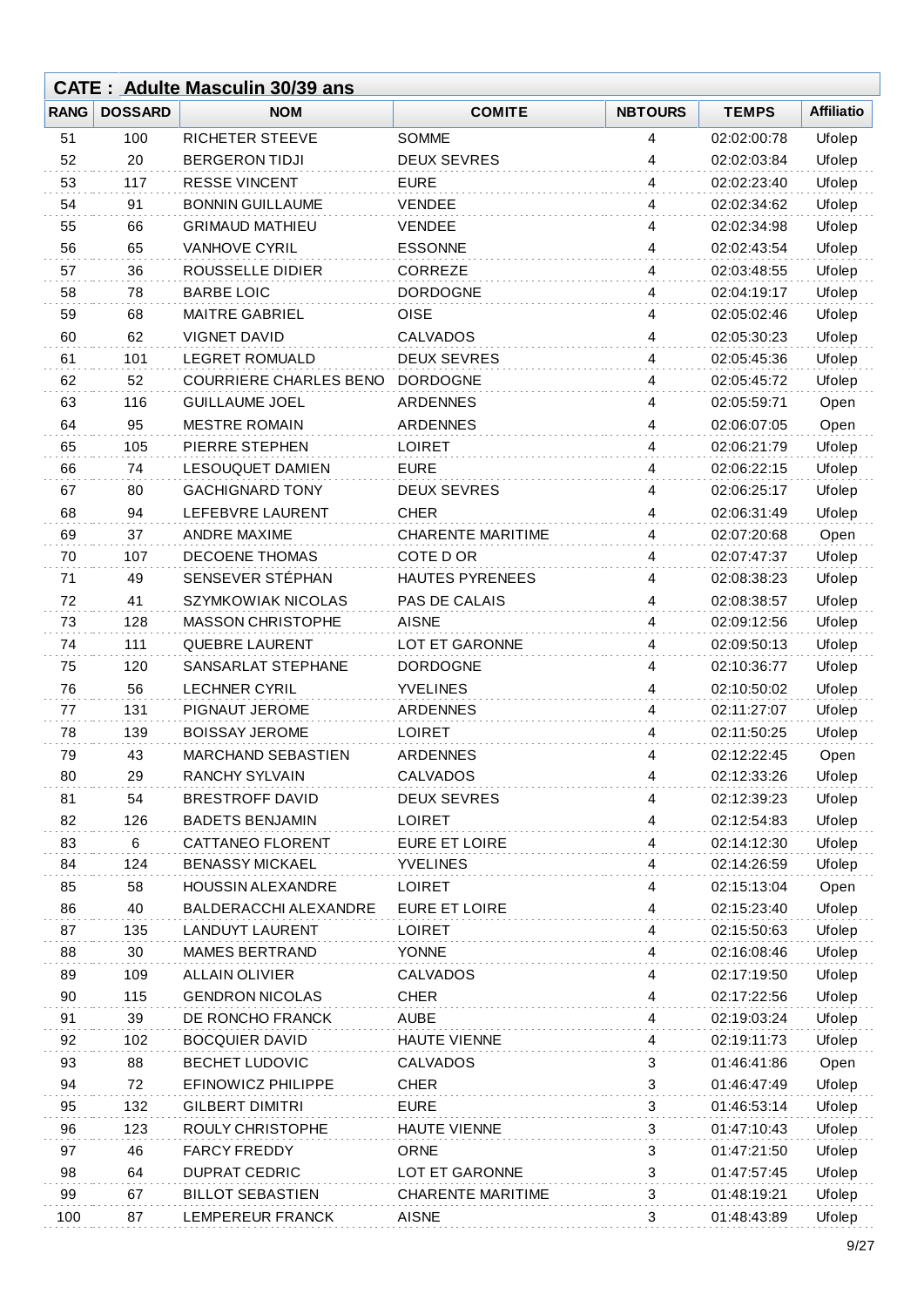## CATE : Adulte Masculin 30/39 ans

| RANG | DOSSARD | NOM | COMITE | NBTOURS | TEMPS | Affiliatio |
|---|---|---|---|---|---|---|
| 51 | 100 | RICHETER STEEVE | SOMME | 4 | 02:02:00:78 | Ufolep |
| 52 | 20 | BERGERON TIDJI | DEUX SEVRES | 4 | 02:02:03:84 | Ufolep |
| 53 | 117 | RESSE VINCENT | EURE | 4 | 02:02:23:40 | Ufolep |
| 54 | 91 | BONNIN GUILLAUME | VENDEE | 4 | 02:02:34:62 | Ufolep |
| 55 | 66 | GRIMAUD MATHIEU | VENDEE | 4 | 02:02:34:98 | Ufolep |
| 56 | 65 | VANHOVE CYRIL | ESSONNE | 4 | 02:02:43:54 | Ufolep |
| 57 | 36 | ROUSSELLE DIDIER | CORREZE | 4 | 02:03:48:55 | Ufolep |
| 58 | 78 | BARBE LOIC | DORDOGNE | 4 | 02:04:19:17 | Ufolep |
| 59 | 68 | MAITRE GABRIEL | OISE | 4 | 02:05:02:46 | Ufolep |
| 60 | 62 | VIGNET DAVID | CALVADOS | 4 | 02:05:30:23 | Ufolep |
| 61 | 101 | LEGRET ROMUALD | DEUX SEVRES | 4 | 02:05:45:36 | Ufolep |
| 62 | 52 | COURRIERE CHARLES BENO | DORDOGNE | 4 | 02:05:45:72 | Ufolep |
| 63 | 116 | GUILLAUME JOEL | ARDENNES | 4 | 02:05:59:71 | Open |
| 64 | 95 | MESTRE ROMAIN | ARDENNES | 4 | 02:06:07:05 | Open |
| 65 | 105 | PIERRE STEPHEN | LOIRET | 4 | 02:06:21:79 | Ufolep |
| 66 | 74 | LESOUQUET DAMIEN | EURE | 4 | 02:06:22:15 | Ufolep |
| 67 | 80 | GACHIGNARD TONY | DEUX SEVRES | 4 | 02:06:25:17 | Ufolep |
| 68 | 94 | LEFEBVRE LAURENT | CHER | 4 | 02:06:31:49 | Ufolep |
| 69 | 37 | ANDRE MAXIME | CHARENTE MARITIME | 4 | 02:07:20:68 | Open |
| 70 | 107 | DECOENE THOMAS | COTE D OR | 4 | 02:07:47:37 | Ufolep |
| 71 | 49 | SENSEVER STÉPHAN | HAUTES PYRENEES | 4 | 02:08:38:23 | Ufolep |
| 72 | 41 | SZYMKOWIAK NICOLAS | PAS DE CALAIS | 4 | 02:08:38:57 | Ufolep |
| 73 | 128 | MASSON CHRISTOPHE | AISNE | 4 | 02:09:12:56 | Ufolep |
| 74 | 111 | QUEBRE LAURENT | LOT ET GARONNE | 4 | 02:09:50:13 | Ufolep |
| 75 | 120 | SANSARLAT STEPHANE | DORDOGNE | 4 | 02:10:36:77 | Ufolep |
| 76 | 56 | LECHNER CYRIL | YVELINES | 4 | 02:10:50:02 | Ufolep |
| 77 | 131 | PIGNAUT JEROME | ARDENNES | 4 | 02:11:27:07 | Ufolep |
| 78 | 139 | BOISSAY JEROME | LOIRET | 4 | 02:11:50:25 | Ufolep |
| 79 | 43 | MARCHAND SEBASTIEN | ARDENNES | 4 | 02:12:22:45 | Open |
| 80 | 29 | RANCHY SYLVAIN | CALVADOS | 4 | 02:12:33:26 | Ufolep |
| 81 | 54 | BRESTROFF DAVID | DEUX SEVRES | 4 | 02:12:39:23 | Ufolep |
| 82 | 126 | BADETS BENJAMIN | LOIRET | 4 | 02:12:54:83 | Ufolep |
| 83 | 6 | CATTANEO FLORENT | EURE ET LOIRE | 4 | 02:14:12:30 | Ufolep |
| 84 | 124 | BENASSY MICKAEL | YVELINES | 4 | 02:14:26:59 | Ufolep |
| 85 | 58 | HOUSSIN ALEXANDRE | LOIRET | 4 | 02:15:13:04 | Open |
| 86 | 40 | BALDERACCHI ALEXANDRE | EURE ET LOIRE | 4 | 02:15:23:40 | Ufolep |
| 87 | 135 | LANDUYT LAURENT | LOIRET | 4 | 02:15:50:63 | Ufolep |
| 88 | 30 | MAMES BERTRAND | YONNE | 4 | 02:16:08:46 | Ufolep |
| 89 | 109 | ALLAIN OLIVIER | CALVADOS | 4 | 02:17:19:50 | Ufolep |
| 90 | 115 | GENDRON NICOLAS | CHER | 4 | 02:17:22:56 | Ufolep |
| 91 | 39 | DE RONCHO FRANCK | AUBE | 4 | 02:19:03:24 | Ufolep |
| 92 | 102 | BOCQUIER DAVID | HAUTE VIENNE | 4 | 02:19:11:73 | Ufolep |
| 93 | 88 | BECHET LUDOVIC | CALVADOS | 3 | 01:46:41:86 | Open |
| 94 | 72 | EFINOWICZ PHILIPPE | CHER | 3 | 01:46:47:49 | Ufolep |
| 95 | 132 | GILBERT DIMITRI | EURE | 3 | 01:46:53:14 | Ufolep |
| 96 | 123 | ROULY CHRISTOPHE | HAUTE VIENNE | 3 | 01:47:10:43 | Ufolep |
| 97 | 46 | FARCY FREDDY | ORNE | 3 | 01:47:21:50 | Ufolep |
| 98 | 64 | DUPRAT CEDRIC | LOT ET GARONNE | 3 | 01:47:57:45 | Ufolep |
| 99 | 67 | BILLOT SEBASTIEN | CHARENTE MARITIME | 3 | 01:48:19:21 | Ufolep |
| 100 | 87 | LEMPEREUR FRANCK | AISNE | 3 | 01:48:43:89 | Ufolep |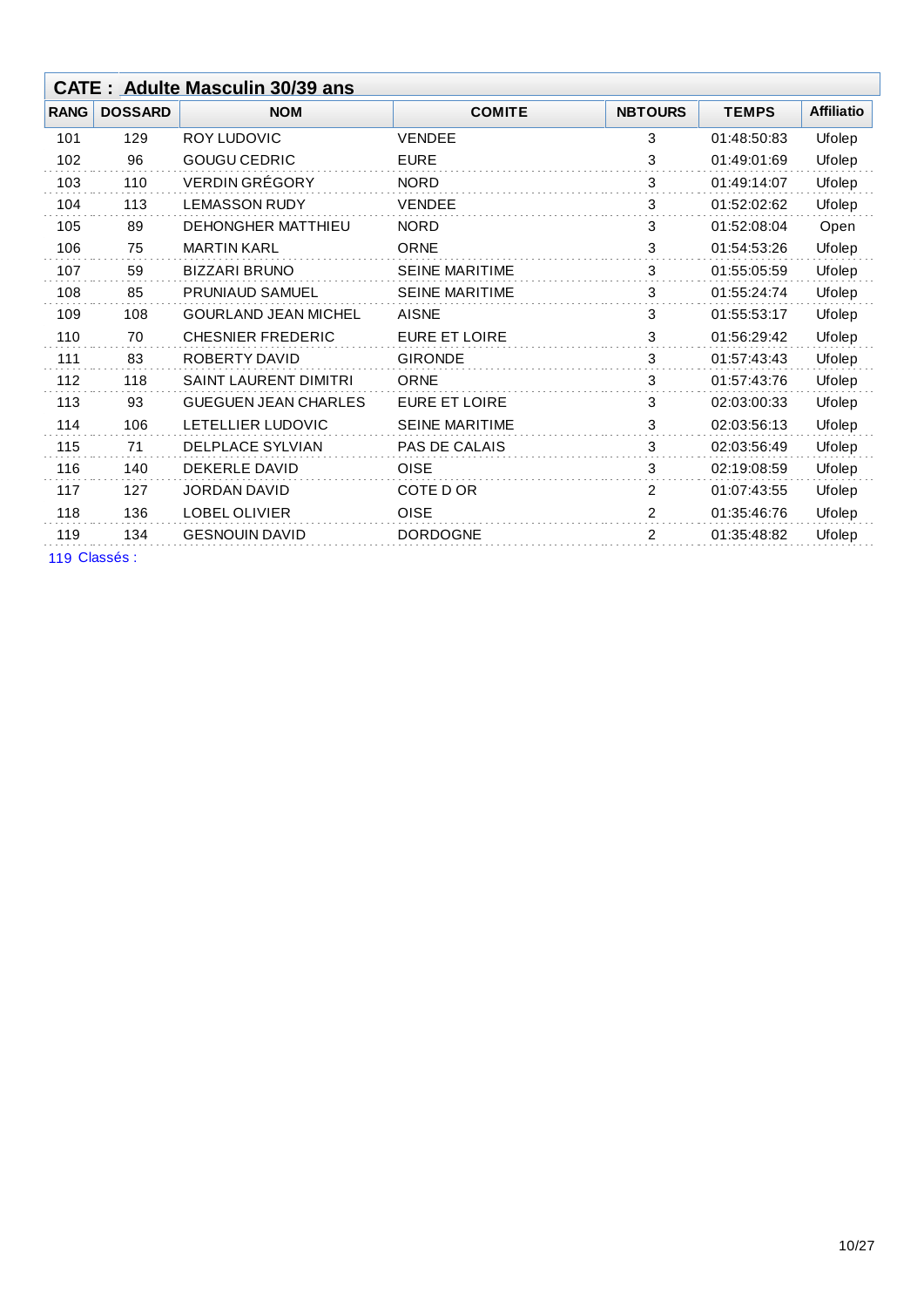## CATE : Adulte Masculin 30/39 ans

| RANG | DOSSARD | NOM | COMITE | NBTOURS | TEMPS | Affiliatio |
|---|---|---|---|---|---|---|
| 101 | 129 | ROY LUDOVIC | VENDEE | 3 | 01:48:50:83 | Ufolep |
| 102 | 96 | GOUGU CEDRIC | EURE | 3 | 01:49:01:69 | Ufolep |
| 103 | 110 | VERDIN GRÉGORY | NORD | 3 | 01:49:14:07 | Ufolep |
| 104 | 113 | LEMASSON RUDY | VENDEE | 3 | 01:52:02:62 | Ufolep |
| 105 | 89 | DEHONGHER MATTHIEU | NORD | 3 | 01:52:08:04 | Open |
| 106 | 75 | MARTIN KARL | ORNE | 3 | 01:54:53:26 | Ufolep |
| 107 | 59 | BIZZARI BRUNO | SEINE MARITIME | 3 | 01:55:05:59 | Ufolep |
| 108 | 85 | PRUNIAUD SAMUEL | SEINE MARITIME | 3 | 01:55:24:74 | Ufolep |
| 109 | 108 | GOURLAND JEAN MICHEL | AISNE | 3 | 01:55:53:17 | Ufolep |
| 110 | 70 | CHESNIER FREDERIC | EURE ET LOIRE | 3 | 01:56:29:42 | Ufolep |
| 111 | 83 | ROBERTY DAVID | GIRONDE | 3 | 01:57:43:43 | Ufolep |
| 112 | 118 | SAINT LAURENT DIMITRI | ORNE | 3 | 01:57:43:76 | Ufolep |
| 113 | 93 | GUEGUEN JEAN CHARLES | EURE ET LOIRE | 3 | 02:03:00:33 | Ufolep |
| 114 | 106 | LETELLIER LUDOVIC | SEINE MARITIME | 3 | 02:03:56:13 | Ufolep |
| 115 | 71 | DELPLACE SYLVIAN | PAS DE CALAIS | 3 | 02:03:56:49 | Ufolep |
| 116 | 140 | DEKERLE DAVID | OISE | 3 | 02:19:08:59 | Ufolep |
| 117 | 127 | JORDAN DAVID | COTE D OR | 2 | 01:07:43:55 | Ufolep |
| 118 | 136 | LOBEL OLIVIER | OISE | 2 | 01:35:46:76 | Ufolep |
| 119 | 134 | GESNOUIN DAVID | DORDOGNE | 2 | 01:35:48:82 | Ufolep |

119 Classés :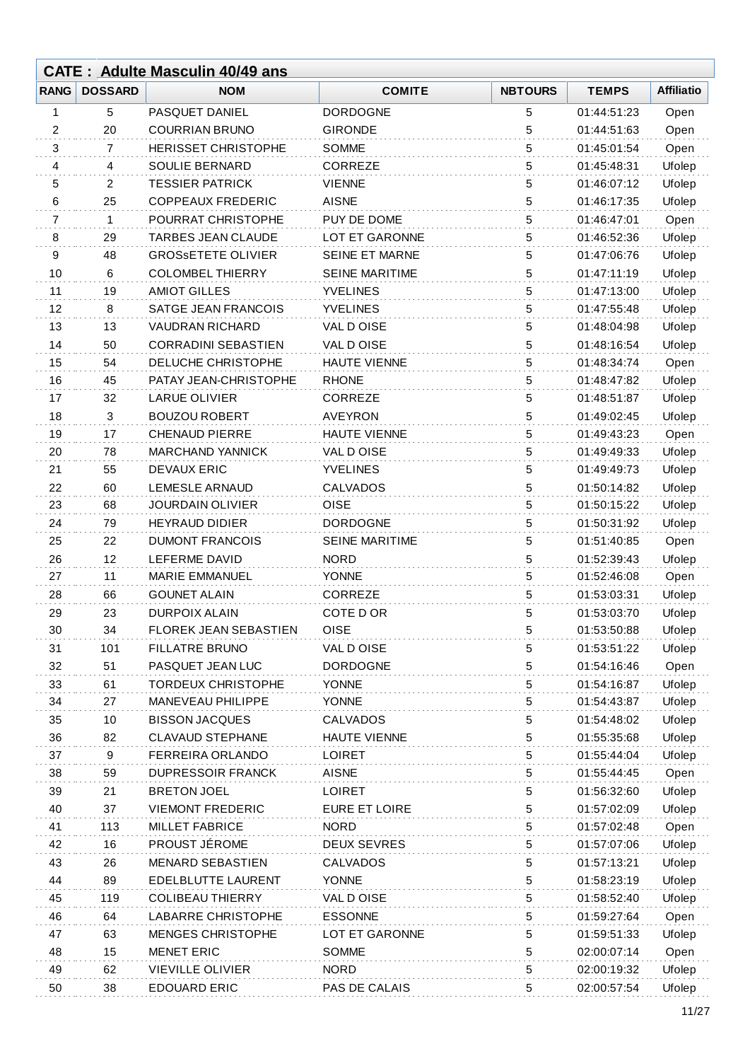## CATE : Adulte Masculin 40/49 ans

| RANG | DOSSARD | NOM | COMITE | NBTOURS | TEMPS | Affiliatio |
|---|---|---|---|---|---|---|
| 1 | 5 | PASQUET DANIEL | DORDOGNE | 5 | 01:44:51:23 | Open |
| 2 | 20 | COURRIAN BRUNO | GIRONDE | 5 | 01:44:51:63 | Open |
| 3 | 7 | HERISSET CHRISTOPHE | SOMME | 5 | 01:45:01:54 | Open |
| 4 | 4 | SOULIE BERNARD | CORREZE | 5 | 01:45:48:31 | Ufolep |
| 5 | 2 | TESSIER PATRICK | VIENNE | 5 | 01:46:07:12 | Ufolep |
| 6 | 25 | COPPEAUX FREDERIC | AISNE | 5 | 01:46:17:35 | Ufolep |
| 7 | 1 | POURRAT CHRISTOPHE | PUY DE DOME | 5 | 01:46:47:01 | Open |
| 8 | 29 | TARBES JEAN CLAUDE | LOT ET GARONNE | 5 | 01:46:52:36 | Ufolep |
| 9 | 48 | GROSsETETE OLIVIER | SEINE ET MARNE | 5 | 01:47:06:76 | Ufolep |
| 10 | 6 | COLOMBEL THIERRY | SEINE MARITIME | 5 | 01:47:11:19 | Ufolep |
| 11 | 19 | AMIOT GILLES | YVELINES | 5 | 01:47:13:00 | Ufolep |
| 12 | 8 | SATGE JEAN FRANCOIS | YVELINES | 5 | 01:47:55:48 | Ufolep |
| 13 | 13 | VAUDRAN RICHARD | VAL D OISE | 5 | 01:48:04:98 | Ufolep |
| 14 | 50 | CORRADINI SEBASTIEN | VAL D OISE | 5 | 01:48:16:54 | Ufolep |
| 15 | 54 | DELUCHE CHRISTOPHE | HAUTE VIENNE | 5 | 01:48:34:74 | Open |
| 16 | 45 | PATAY JEAN-CHRISTOPHE | RHONE | 5 | 01:48:47:82 | Ufolep |
| 17 | 32 | LARUE OLIVIER | CORREZE | 5 | 01:48:51:87 | Ufolep |
| 18 | 3 | BOUZOU ROBERT | AVEYRON | 5 | 01:49:02:45 | Ufolep |
| 19 | 17 | CHENAUD PIERRE | HAUTE VIENNE | 5 | 01:49:43:23 | Open |
| 20 | 78 | MARCHAND YANNICK | VAL D OISE | 5 | 01:49:49:33 | Ufolep |
| 21 | 55 | DEVAUX ERIC | YVELINES | 5 | 01:49:49:73 | Ufolep |
| 22 | 60 | LEMESLE ARNAUD | CALVADOS | 5 | 01:50:14:82 | Ufolep |
| 23 | 68 | JOURDAIN OLIVIER | OISE | 5 | 01:50:15:22 | Ufolep |
| 24 | 79 | HEYRAUD DIDIER | DORDOGNE | 5 | 01:50:31:92 | Ufolep |
| 25 | 22 | DUMONT FRANCOIS | SEINE MARITIME | 5 | 01:51:40:85 | Open |
| 26 | 12 | LEFERME DAVID | NORD | 5 | 01:52:39:43 | Ufolep |
| 27 | 11 | MARIE EMMANUEL | YONNE | 5 | 01:52:46:08 | Open |
| 28 | 66 | GOUNET ALAIN | CORREZE | 5 | 01:53:03:31 | Ufolep |
| 29 | 23 | DURPOIX ALAIN | COTE D OR | 5 | 01:53:03:70 | Ufolep |
| 30 | 34 | FLOREK JEAN SEBASTIEN | OISE | 5 | 01:53:50:88 | Ufolep |
| 31 | 101 | FILLATRE BRUNO | VAL D OISE | 5 | 01:53:51:22 | Ufolep |
| 32 | 51 | PASQUET JEAN LUC | DORDOGNE | 5 | 01:54:16:46 | Open |
| 33 | 61 | TORDEUX CHRISTOPHE | YONNE | 5 | 01:54:16:87 | Ufolep |
| 34 | 27 | MANEVEAU PHILIPPE | YONNE | 5 | 01:54:43:87 | Ufolep |
| 35 | 10 | BISSON JACQUES | CALVADOS | 5 | 01:54:48:02 | Ufolep |
| 36 | 82 | CLAVAUD STEPHANE | HAUTE VIENNE | 5 | 01:55:35:68 | Ufolep |
| 37 | 9 | FERREIRA ORLANDO | LOIRET | 5 | 01:55:44:04 | Ufolep |
| 38 | 59 | DUPRESSOIR FRANCK | AISNE | 5 | 01:55:44:45 | Open |
| 39 | 21 | BRETON JOEL | LOIRET | 5 | 01:56:32:60 | Ufolep |
| 40 | 37 | VIEMONT FREDERIC | EURE ET LOIRE | 5 | 01:57:02:09 | Ufolep |
| 41 | 113 | MILLET FABRICE | NORD | 5 | 01:57:02:48 | Open |
| 42 | 16 | PROUST JÉROME | DEUX SEVRES | 5 | 01:57:07:06 | Ufolep |
| 43 | 26 | MENARD SEBASTIEN | CALVADOS | 5 | 01:57:13:21 | Ufolep |
| 44 | 89 | EDELBLUTTE LAURENT | YONNE | 5 | 01:58:23:19 | Ufolep |
| 45 | 119 | COLIBEAU THIERRY | VAL D OISE | 5 | 01:58:52:40 | Ufolep |
| 46 | 64 | LABARRE CHRISTOPHE | ESSONNE | 5 | 01:59:27:64 | Open |
| 47 | 63 | MENGES CHRISTOPHE | LOT ET GARONNE | 5 | 01:59:51:33 | Ufolep |
| 48 | 15 | MENET ERIC | SOMME | 5 | 02:00:07:14 | Open |
| 49 | 62 | VIEVILLE OLIVIER | NORD | 5 | 02:00:19:32 | Ufolep |
| 50 | 38 | EDOUARD ERIC | PAS DE CALAIS | 5 | 02:00:57:54 | Ufolep |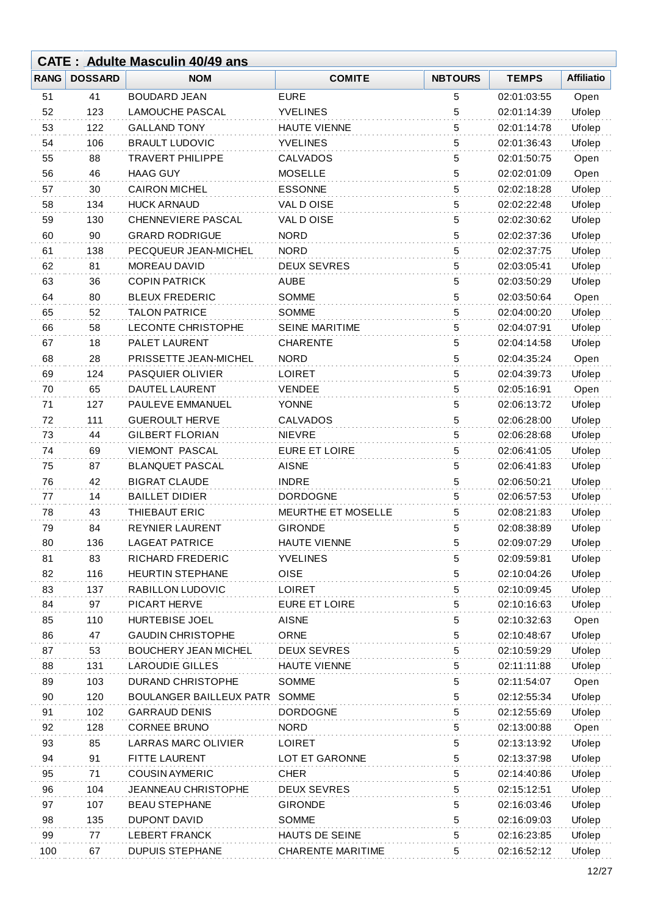## CATE : Adulte Masculin 40/49 ans

| RANG | DOSSARD | NOM | COMITE | NBTOURS | TEMPS | Affiliatio |
|---|---|---|---|---|---|---|
| 51 | 41 | BOUDARD JEAN | EURE | 5 | 02:01:03:55 | Open |
| 52 | 123 | LAMOUCHE PASCAL | YVELINES | 5 | 02:01:14:39 | Ufolep |
| 53 | 122 | GALLAND TONY | HAUTE VIENNE | 5 | 02:01:14:78 | Ufolep |
| 54 | 106 | BRAULT LUDOVIC | YVELINES | 5 | 02:01:36:43 | Ufolep |
| 55 | 88 | TRAVERT PHILIPPE | CALVADOS | 5 | 02:01:50:75 | Open |
| 56 | 46 | HAAG GUY | MOSELLE | 5 | 02:02:01:09 | Open |
| 57 | 30 | CAIRON MICHEL | ESSONNE | 5 | 02:02:18:28 | Ufolep |
| 58 | 134 | HUCK ARNAUD | VAL D OISE | 5 | 02:02:22:48 | Ufolep |
| 59 | 130 | CHENNEVIERE PASCAL | VAL D OISE | 5 | 02:02:30:62 | Ufolep |
| 60 | 90 | GRARD RODRIGUE | NORD | 5 | 02:02:37:36 | Ufolep |
| 61 | 138 | PECQUEUR JEAN-MICHEL | NORD | 5 | 02:02:37:75 | Ufolep |
| 62 | 81 | MOREAU DAVID | DEUX SEVRES | 5 | 02:03:05:41 | Ufolep |
| 63 | 36 | COPIN PATRICK | AUBE | 5 | 02:03:50:29 | Ufolep |
| 64 | 80 | BLEUX FREDERIC | SOMME | 5 | 02:03:50:64 | Open |
| 65 | 52 | TALON PATRICE | SOMME | 5 | 02:04:00:20 | Ufolep |
| 66 | 58 | LECONTE CHRISTOPHE | SEINE MARITIME | 5 | 02:04:07:91 | Ufolep |
| 67 | 18 | PALET LAURENT | CHARENTE | 5 | 02:04:14:58 | Ufolep |
| 68 | 28 | PRISSETTE JEAN-MICHEL | NORD | 5 | 02:04:35:24 | Open |
| 69 | 124 | PASQUIER OLIVIER | LOIRET | 5 | 02:04:39:73 | Ufolep |
| 70 | 65 | DAUTEL LAURENT | VENDEE | 5 | 02:05:16:91 | Open |
| 71 | 127 | PAULEVE EMMANUEL | YONNE | 5 | 02:06:13:72 | Ufolep |
| 72 | 111 | GUEROULT HERVE | CALVADOS | 5 | 02:06:28:00 | Ufolep |
| 73 | 44 | GILBERT FLORIAN | NIEVRE | 5 | 02:06:28:68 | Ufolep |
| 74 | 69 | VIEMONT PASCAL | EURE ET LOIRE | 5 | 02:06:41:05 | Ufolep |
| 75 | 87 | BLANQUET PASCAL | AISNE | 5 | 02:06:41:83 | Ufolep |
| 76 | 42 | BIGRAT CLAUDE | INDRE | 5 | 02:06:50:21 | Ufolep |
| 77 | 14 | BAILLET DIDIER | DORDOGNE | 5 | 02:06:57:53 | Ufolep |
| 78 | 43 | THIEBAUT ERIC | MEURTHE ET MOSELLE | 5 | 02:08:21:83 | Ufolep |
| 79 | 84 | REYNIER LAURENT | GIRONDE | 5 | 02:08:38:89 | Ufolep |
| 80 | 136 | LAGEAT PATRICE | HAUTE VIENNE | 5 | 02:09:07:29 | Ufolep |
| 81 | 83 | RICHARD FREDERIC | YVELINES | 5 | 02:09:59:81 | Ufolep |
| 82 | 116 | HEURTIN STEPHANE | OISE | 5 | 02:10:04:26 | Ufolep |
| 83 | 137 | RABILLON LUDOVIC | LOIRET | 5 | 02:10:09:45 | Ufolep |
| 84 | 97 | PICART HERVE | EURE ET LOIRE | 5 | 02:10:16:63 | Ufolep |
| 85 | 110 | HURTEBISE JOEL | AISNE | 5 | 02:10:32:63 | Open |
| 86 | 47 | GAUDIN CHRISTOPHE | ORNE | 5 | 02:10:48:67 | Ufolep |
| 87 | 53 | BOUCHERY JEAN MICHEL | DEUX SEVRES | 5 | 02:10:59:29 | Ufolep |
| 88 | 131 | LAROUDIE GILLES | HAUTE VIENNE | 5 | 02:11:11:88 | Ufolep |
| 89 | 103 | DURAND CHRISTOPHE | SOMME | 5 | 02:11:54:07 | Open |
| 90 | 120 | BOULANGER BAILLEUX PATR | SOMME | 5 | 02:12:55:34 | Ufolep |
| 91 | 102 | GARRAUD DENIS | DORDOGNE | 5 | 02:12:55:69 | Ufolep |
| 92 | 128 | CORNEE BRUNO | NORD | 5 | 02:13:00:88 | Open |
| 93 | 85 | LARRAS MARC OLIVIER | LOIRET | 5 | 02:13:13:92 | Ufolep |
| 94 | 91 | FITTE LAURENT | LOT ET GARONNE | 5 | 02:13:37:98 | Ufolep |
| 95 | 71 | COUSIN AYMERIC | CHER | 5 | 02:14:40:86 | Ufolep |
| 96 | 104 | JEANNEAU CHRISTOPHE | DEUX SEVRES | 5 | 02:15:12:51 | Ufolep |
| 97 | 107 | BEAU STEPHANE | GIRONDE | 5 | 02:16:03:46 | Ufolep |
| 98 | 135 | DUPONT DAVID | SOMME | 5 | 02:16:09:03 | Ufolep |
| 99 | 77 | LEBERT FRANCK | HAUTS DE SEINE | 5 | 02:16:23:85 | Ufolep |
| 100 | 67 | DUPUIS STEPHANE | CHARENTE MARITIME | 5 | 02:16:52:12 | Ufolep |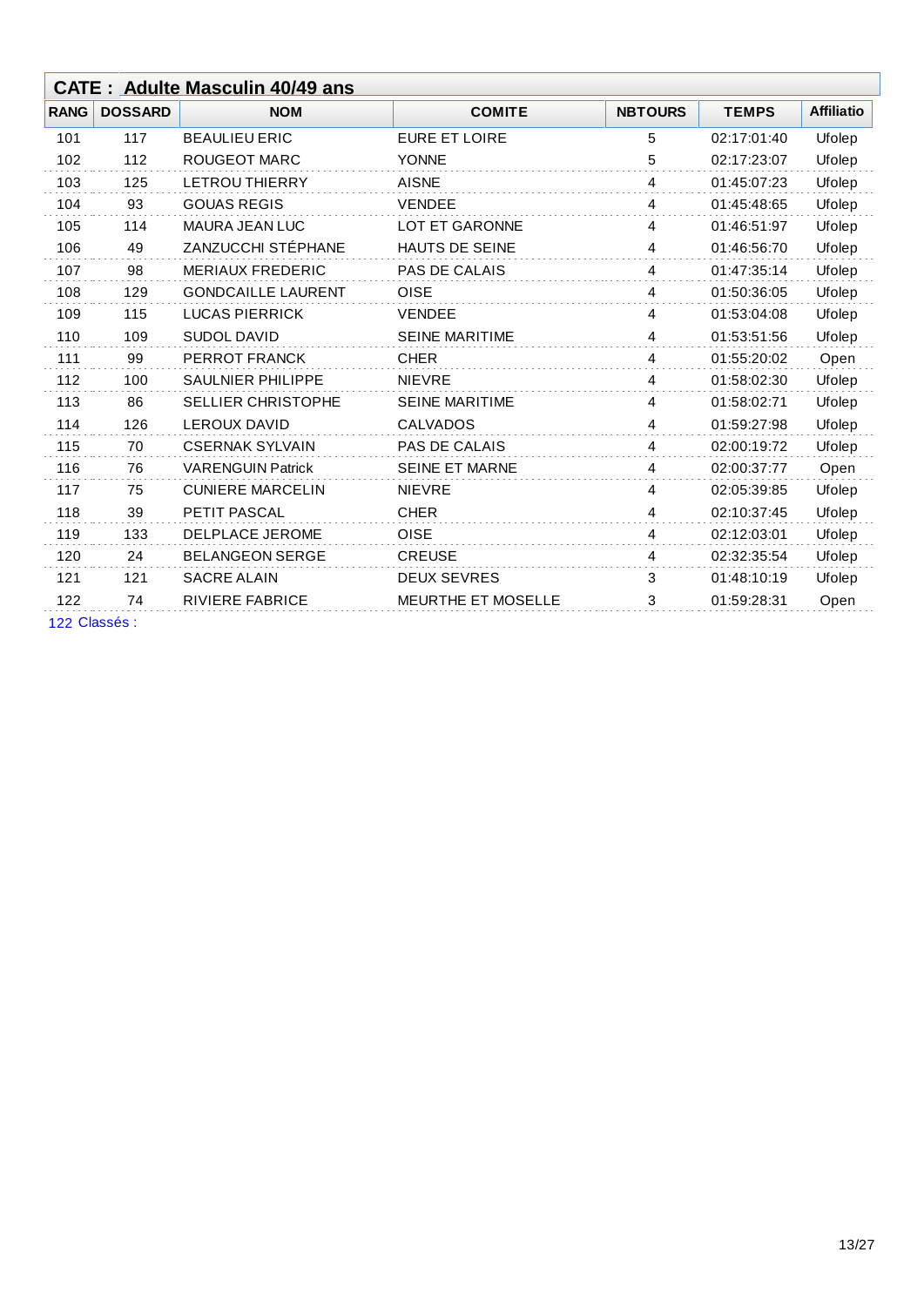## CATE : Adulte Masculin 40/49 ans

| RANG | DOSSARD | NOM | COMITE | NBTOURS | TEMPS | Affiliatio |
|---|---|---|---|---|---|---|
| 101 | 117 | BEAULIEU ERIC | EURE ET LOIRE | 5 | 02:17:01:40 | Ufolep |
| 102 | 112 | ROUGEOT MARC | YONNE | 5 | 02:17:23:07 | Ufolep |
| 103 | 125 | LETROU THIERRY | AISNE | 4 | 01:45:07:23 | Ufolep |
| 104 | 93 | GOUAS REGIS | VENDEE | 4 | 01:45:48:65 | Ufolep |
| 105 | 114 | MAURA JEAN LUC | LOT ET GARONNE | 4 | 01:46:51:97 | Ufolep |
| 106 | 49 | ZANZUCCHI STÉPHANE | HAUTS DE SEINE | 4 | 01:46:56:70 | Ufolep |
| 107 | 98 | MERIAUX FREDERIC | PAS DE CALAIS | 4 | 01:47:35:14 | Ufolep |
| 108 | 129 | GONDCAILLE LAURENT | OISE | 4 | 01:50:36:05 | Ufolep |
| 109 | 115 | LUCAS PIERRICK | VENDEE | 4 | 01:53:04:08 | Ufolep |
| 110 | 109 | SUDOL DAVID | SEINE MARITIME | 4 | 01:53:51:56 | Ufolep |
| 111 | 99 | PERROT FRANCK | CHER | 4 | 01:55:20:02 | Open |
| 112 | 100 | SAULNIER PHILIPPE | NIEVRE | 4 | 01:58:02:30 | Ufolep |
| 113 | 86 | SELLIER CHRISTOPHE | SEINE MARITIME | 4 | 01:58:02:71 | Ufolep |
| 114 | 126 | LEROUX DAVID | CALVADOS | 4 | 01:59:27:98 | Ufolep |
| 115 | 70 | CSERNAK SYLVAIN | PAS DE CALAIS | 4 | 02:00:19:72 | Ufolep |
| 116 | 76 | VARENGUIN Patrick | SEINE ET MARNE | 4 | 02:00:37:77 | Open |
| 117 | 75 | CUNIERE MARCELIN | NIEVRE | 4 | 02:05:39:85 | Ufolep |
| 118 | 39 | PETIT PASCAL | CHER | 4 | 02:10:37:45 | Ufolep |
| 119 | 133 | DELPLACE JEROME | OISE | 4 | 02:12:03:01 | Ufolep |
| 120 | 24 | BELANGEON SERGE | CREUSE | 4 | 02:32:35:54 | Ufolep |
| 121 | 121 | SACRE ALAIN | DEUX SEVRES | 3 | 01:48:10:19 | Ufolep |
| 122 | 74 | RIVIERE FABRICE | MEURTHE ET MOSELLE | 3 | 01:59:28:31 | Open |

122 Classés :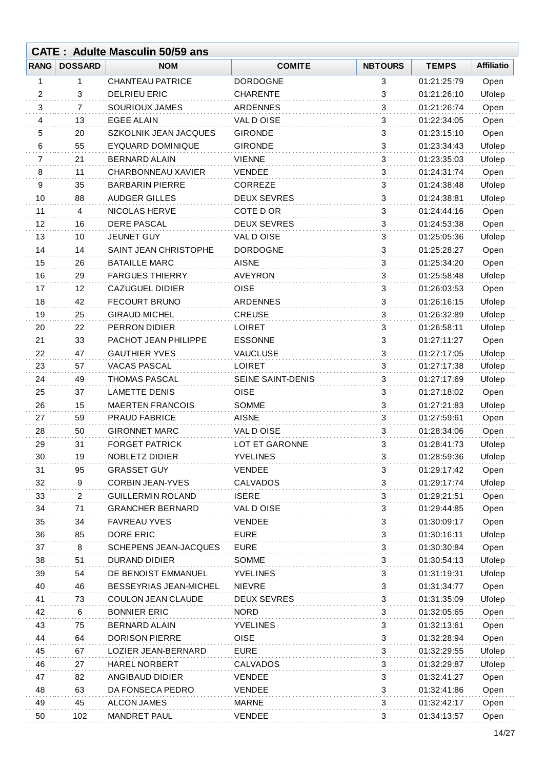## CATE : Adulte Masculin 50/59 ans

| RANG | DOSSARD | NOM | COMITE | NBTOURS | TEMPS | Affiliatio |
|---|---|---|---|---|---|---|
| 1 | 1 | CHANTEAU PATRICE | DORDOGNE | 3 | 01:21:25:79 | Open |
| 2 | 3 | DELRIEU ERIC | CHARENTE | 3 | 01:21:26:10 | Ufolep |
| 3 | 7 | SOURIOUX JAMES | ARDENNES | 3 | 01:21:26:74 | Open |
| 4 | 13 | EGEE ALAIN | VAL D OISE | 3 | 01:22:34:05 | Open |
| 5 | 20 | SZKOLNIK JEAN JACQUES | GIRONDE | 3 | 01:23:15:10 | Open |
| 6 | 55 | EYQUARD DOMINIQUE | GIRONDE | 3 | 01:23:34:43 | Ufolep |
| 7 | 21 | BERNARD ALAIN | VIENNE | 3 | 01:23:35:03 | Ufolep |
| 8 | 11 | CHARBONNEAU XAVIER | VENDEE | 3 | 01:24:31:74 | Open |
| 9 | 35 | BARBARIN PIERRE | CORREZE | 3 | 01:24:38:48 | Ufolep |
| 10 | 88 | AUDGER GILLES | DEUX SEVRES | 3 | 01:24:38:81 | Ufolep |
| 11 | 4 | NICOLAS HERVE | COTE D OR | 3 | 01:24:44:16 | Open |
| 12 | 16 | DERE PASCAL | DEUX SEVRES | 3 | 01:24:53:38 | Open |
| 13 | 10 | JEUNET GUY | VAL D OISE | 3 | 01:25:05:36 | Ufolep |
| 14 | 14 | SAINT JEAN CHRISTOPHE | DORDOGNE | 3 | 01:25:28:27 | Open |
| 15 | 26 | BATAILLE MARC | AISNE | 3 | 01:25:34:20 | Open |
| 16 | 29 | FARGUES THIERRY | AVEYRON | 3 | 01:25:58:48 | Ufolep |
| 17 | 12 | CAZUGUEL DIDIER | OISE | 3 | 01:26:03:53 | Open |
| 18 | 42 | FECOURT BRUNO | ARDENNES | 3 | 01:26:16:15 | Ufolep |
| 19 | 25 | GIRAUD MICHEL | CREUSE | 3 | 01:26:32:89 | Ufolep |
| 20 | 22 | PERRON DIDIER | LOIRET | 3 | 01:26:58:11 | Ufolep |
| 21 | 33 | PACHOT JEAN PHILIPPE | ESSONNE | 3 | 01:27:11:27 | Open |
| 22 | 47 | GAUTHIER YVES | VAUCLUSE | 3 | 01:27:17:05 | Ufolep |
| 23 | 57 | VACAS PASCAL | LOIRET | 3 | 01:27:17:38 | Ufolep |
| 24 | 49 | THOMAS PASCAL | SEINE SAINT-DENIS | 3 | 01:27:17:69 | Ufolep |
| 25 | 37 | LAMETTE DENIS | OISE | 3 | 01:27:18:02 | Open |
| 26 | 15 | MAERTEN FRANCOIS | SOMME | 3 | 01:27:21:83 | Ufolep |
| 27 | 59 | PRAUD FABRICE | AISNE | 3 | 01:27:59:61 | Open |
| 28 | 50 | GIRONNET MARC | VAL D OISE | 3 | 01:28:34:06 | Open |
| 29 | 31 | FORGET PATRICK | LOT ET GARONNE | 3 | 01:28:41:73 | Ufolep |
| 30 | 19 | NOBLETZ DIDIER | YVELINES | 3 | 01:28:59:36 | Ufolep |
| 31 | 95 | GRASSET GUY | VENDEE | 3 | 01:29:17:42 | Open |
| 32 | 9 | CORBIN JEAN-YVES | CALVADOS | 3 | 01:29:17:74 | Ufolep |
| 33 | 2 | GUILLERMIN ROLAND | ISERE | 3 | 01:29:21:51 | Open |
| 34 | 71 | GRANCHER BERNARD | VAL D OISE | 3 | 01:29:44:85 | Open |
| 35 | 34 | FAVREAU YVES | VENDEE | 3 | 01:30:09:17 | Open |
| 36 | 85 | DORE ERIC | EURE | 3 | 01:30:16:11 | Ufolep |
| 37 | 8 | SCHEPENS JEAN-JACQUES | EURE | 3 | 01:30:30:84 | Open |
| 38 | 51 | DURAND DIDIER | SOMME | 3 | 01:30:54:13 | Ufolep |
| 39 | 54 | DE BENOIST EMMANUEL | YVELINES | 3 | 01:31:19:31 | Ufolep |
| 40 | 46 | BESSEYRIAS JEAN-MICHEL | NIEVRE | 3 | 01:31:34:77 | Open |
| 41 | 73 | COULON JEAN CLAUDE | DEUX SEVRES | 3 | 01:31:35:09 | Ufolep |
| 42 | 6 | BONNIER ERIC | NORD | 3 | 01:32:05:65 | Open |
| 43 | 75 | BERNARD ALAIN | YVELINES | 3 | 01:32:13:61 | Open |
| 44 | 64 | DORISON PIERRE | OISE | 3 | 01:32:28:94 | Open |
| 45 | 67 | LOZIER JEAN-BERNARD | EURE | 3 | 01:32:29:55 | Ufolep |
| 46 | 27 | HAREL NORBERT | CALVADOS | 3 | 01:32:29:87 | Ufolep |
| 47 | 82 | ANGIBAUD DIDIER | VENDEE | 3 | 01:32:41:27 | Open |
| 48 | 63 | DA FONSECA PEDRO | VENDEE | 3 | 01:32:41:86 | Open |
| 49 | 45 | ALCON JAMES | MARNE | 3 | 01:32:42:17 | Open |
| 50 | 102 | MANDRET PAUL | VENDEE | 3 | 01:34:13:57 | Open |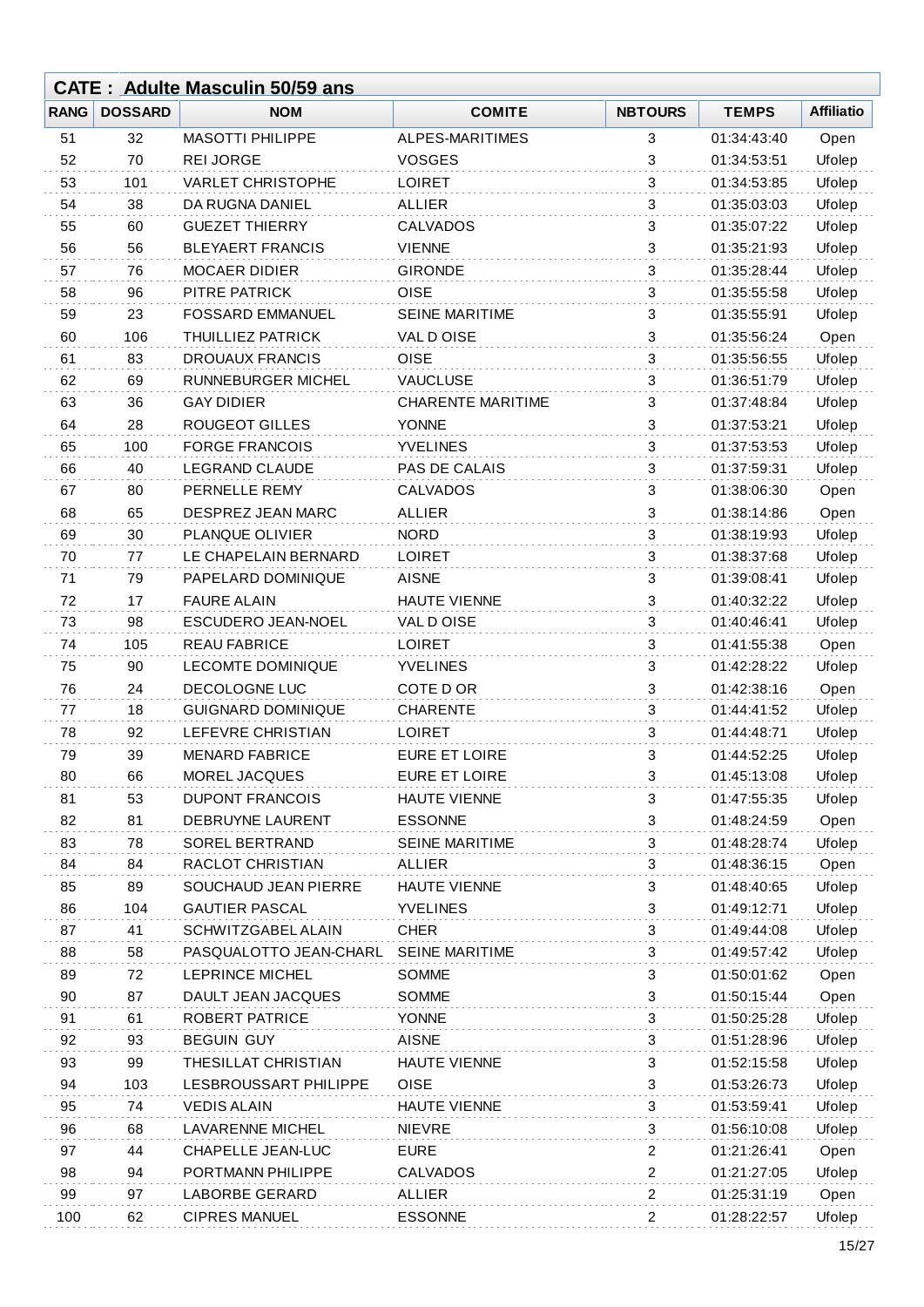## CATE : Adulte Masculin 50/59 ans

| RANG | DOSSARD | NOM | COMITE | NBTOURS | TEMPS | Affiliatio |
|---|---|---|---|---|---|---|
| 51 | 32 | MASOTTI PHILIPPE | ALPES-MARITIMES | 3 | 01:34:43:40 | Open |
| 52 | 70 | REI JORGE | VOSGES | 3 | 01:34:53:51 | Ufolep |
| 53 | 101 | VARLET CHRISTOPHE | LOIRET | 3 | 01:34:53:85 | Ufolep |
| 54 | 38 | DA RUGNA DANIEL | ALLIER | 3 | 01:35:03:03 | Ufolep |
| 55 | 60 | GUEZET THIERRY | CALVADOS | 3 | 01:35:07:22 | Ufolep |
| 56 | 56 | BLEYAERT FRANCIS | VIENNE | 3 | 01:35:21:93 | Ufolep |
| 57 | 76 | MOCAER DIDIER | GIRONDE | 3 | 01:35:28:44 | Ufolep |
| 58 | 96 | PITRE PATRICK | OISE | 3 | 01:35:55:58 | Ufolep |
| 59 | 23 | FOSSARD EMMANUEL | SEINE MARITIME | 3 | 01:35:55:91 | Ufolep |
| 60 | 106 | THUILLIEZ PATRICK | VAL D OISE | 3 | 01:35:56:24 | Open |
| 61 | 83 | DROUAUX FRANCIS | OISE | 3 | 01:35:56:55 | Ufolep |
| 62 | 69 | RUNNEBURGER MICHEL | VAUCLUSE | 3 | 01:36:51:79 | Ufolep |
| 63 | 36 | GAY DIDIER | CHARENTE MARITIME | 3 | 01:37:48:84 | Ufolep |
| 64 | 28 | ROUGEOT GILLES | YONNE | 3 | 01:37:53:21 | Ufolep |
| 65 | 100 | FORGE FRANCOIS | YVELINES | 3 | 01:37:53:53 | Ufolep |
| 66 | 40 | LEGRAND CLAUDE | PAS DE CALAIS | 3 | 01:37:59:31 | Ufolep |
| 67 | 80 | PERNELLE REMY | CALVADOS | 3 | 01:38:06:30 | Open |
| 68 | 65 | DESPREZ JEAN MARC | ALLIER | 3 | 01:38:14:86 | Open |
| 69 | 30 | PLANQUE OLIVIER | NORD | 3 | 01:38:19:93 | Ufolep |
| 70 | 77 | LE CHAPELAIN BERNARD | LOIRET | 3 | 01:38:37:68 | Ufolep |
| 71 | 79 | PAPELARD DOMINIQUE | AISNE | 3 | 01:39:08:41 | Ufolep |
| 72 | 17 | FAURE ALAIN | HAUTE VIENNE | 3 | 01:40:32:22 | Ufolep |
| 73 | 98 | ESCUDERO JEAN-NOEL | VAL D OISE | 3 | 01:40:46:41 | Ufolep |
| 74 | 105 | REAU FABRICE | LOIRET | 3 | 01:41:55:38 | Open |
| 75 | 90 | LECOMTE DOMINIQUE | YVELINES | 3 | 01:42:28:22 | Ufolep |
| 76 | 24 | DECOLOGNE LUC | COTE D OR | 3 | 01:42:38:16 | Open |
| 77 | 18 | GUIGNARD DOMINIQUE | CHARENTE | 3 | 01:44:41:52 | Ufolep |
| 78 | 92 | LEFEVRE CHRISTIAN | LOIRET | 3 | 01:44:48:71 | Ufolep |
| 79 | 39 | MENARD FABRICE | EURE ET LOIRE | 3 | 01:44:52:25 | Ufolep |
| 80 | 66 | MOREL JACQUES | EURE ET LOIRE | 3 | 01:45:13:08 | Ufolep |
| 81 | 53 | DUPONT FRANCOIS | HAUTE VIENNE | 3 | 01:47:55:35 | Ufolep |
| 82 | 81 | DEBRUYNE LAURENT | ESSONNE | 3 | 01:48:24:59 | Open |
| 83 | 78 | SOREL BERTRAND | SEINE MARITIME | 3 | 01:48:28:74 | Ufolep |
| 84 | 84 | RACLOT CHRISTIAN | ALLIER | 3 | 01:48:36:15 | Open |
| 85 | 89 | SOUCHAUD JEAN PIERRE | HAUTE VIENNE | 3 | 01:48:40:65 | Ufolep |
| 86 | 104 | GAUTIER PASCAL | YVELINES | 3 | 01:49:12:71 | Ufolep |
| 87 | 41 | SCHWITZGABEL ALAIN | CHER | 3 | 01:49:44:08 | Ufolep |
| 88 | 58 | PASQUALOTTO JEAN-CHARL | SEINE MARITIME | 3 | 01:49:57:42 | Ufolep |
| 89 | 72 | LEPRINCE MICHEL | SOMME | 3 | 01:50:01:62 | Open |
| 90 | 87 | DAULT JEAN JACQUES | SOMME | 3 | 01:50:15:44 | Open |
| 91 | 61 | ROBERT PATRICE | YONNE | 3 | 01:50:25:28 | Ufolep |
| 92 | 93 | BEGUIN GUY | AISNE | 3 | 01:51:28:96 | Ufolep |
| 93 | 99 | THESILLAT CHRISTIAN | HAUTE VIENNE | 3 | 01:52:15:58 | Ufolep |
| 94 | 103 | LESBROUSSART PHILIPPE | OISE | 3 | 01:53:26:73 | Ufolep |
| 95 | 74 | VEDIS ALAIN | HAUTE VIENNE | 3 | 01:53:59:41 | Ufolep |
| 96 | 68 | LAVARENNE MICHEL | NIEVRE | 3 | 01:56:10:08 | Ufolep |
| 97 | 44 | CHAPELLE JEAN-LUC | EURE | 2 | 01:21:26:41 | Open |
| 98 | 94 | PORTMANN PHILIPPE | CALVADOS | 2 | 01:21:27:05 | Ufolep |
| 99 | 97 | LABORBE GERARD | ALLIER | 2 | 01:25:31:19 | Open |
| 100 | 62 | CIPRES MANUEL | ESSONNE | 2 | 01:28:22:57 | Ufolep |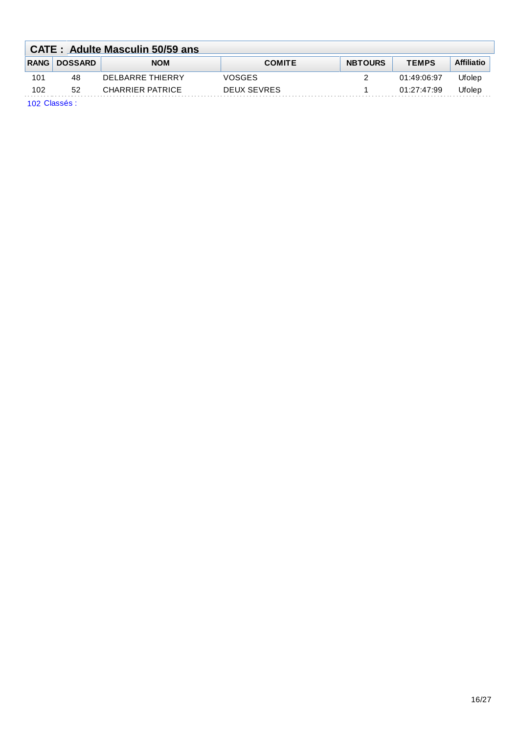## CATE : Adulte Masculin 50/59 ans

| RANG | DOSSARD | NOM | COMITE | NBTOURS | TEMPS | Affiliatio |
|---|---|---|---|---|---|---|
| 101 | 48 | DELBARRE THIERRY | VOSGES | 2 | 01:49:06:97 | Ufolep |
| 102 | 52 | CHARRIER PATRICE | DEUX SEVRES | 1 | 01:27:47:99 | Ufolep |

102 Classés :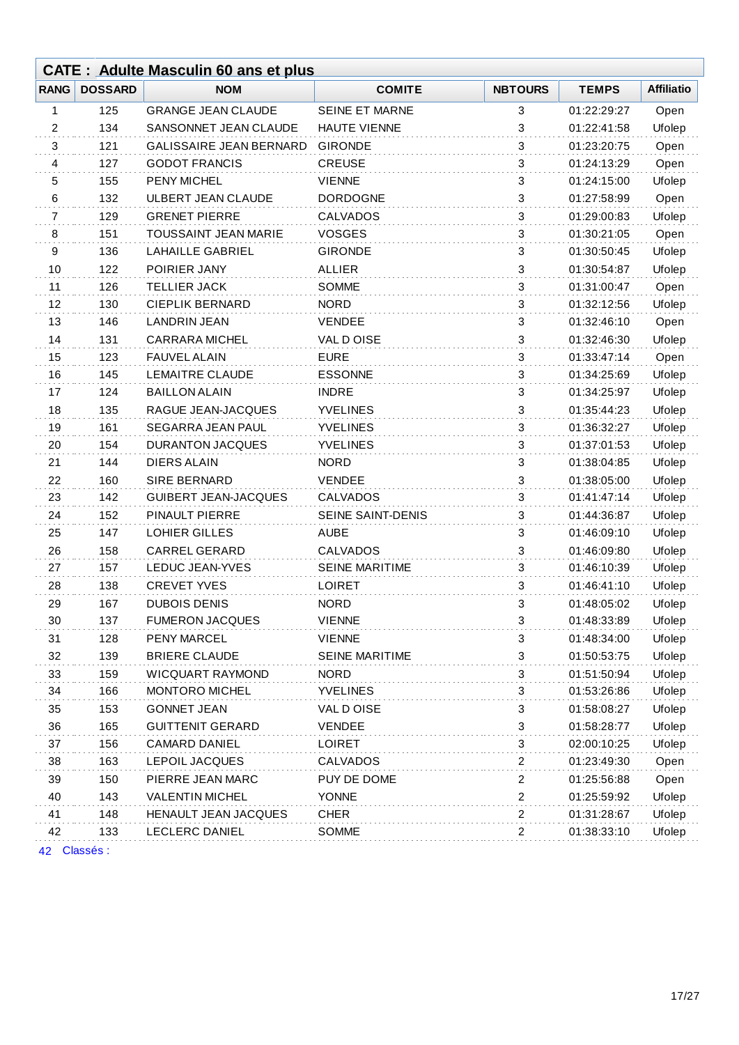## CATE : Adulte Masculin 60 ans et plus

| RANG | DOSSARD | NOM | COMITE | NBTOURS | TEMPS | Affiliatio |
|---|---|---|---|---|---|---|
| 1 | 125 | GRANGE JEAN CLAUDE | SEINE ET MARNE | 3 | 01:22:29:27 | Open |
| 2 | 134 | SANSONNET JEAN CLAUDE | HAUTE VIENNE | 3 | 01:22:41:58 | Ufolep |
| 3 | 121 | GALISSAIRE JEAN BERNARD | GIRONDE | 3 | 01:23:20:75 | Open |
| 4 | 127 | GODOT FRANCIS | CREUSE | 3 | 01:24:13:29 | Open |
| 5 | 155 | PENY MICHEL | VIENNE | 3 | 01:24:15:00 | Ufolep |
| 6 | 132 | ULBERT JEAN CLAUDE | DORDOGNE | 3 | 01:27:58:99 | Open |
| 7 | 129 | GRENET PIERRE | CALVADOS | 3 | 01:29:00:83 | Ufolep |
| 8 | 151 | TOUSSAINT JEAN MARIE | VOSGES | 3 | 01:30:21:05 | Open |
| 9 | 136 | LAHAILLE GABRIEL | GIRONDE | 3 | 01:30:50:45 | Ufolep |
| 10 | 122 | POIRIER JANY | ALLIER | 3 | 01:30:54:87 | Ufolep |
| 11 | 126 | TELLIER JACK | SOMME | 3 | 01:31:00:47 | Open |
| 12 | 130 | CIEPLIK BERNARD | NORD | 3 | 01:32:12:56 | Ufolep |
| 13 | 146 | LANDRIN JEAN | VENDEE | 3 | 01:32:46:10 | Open |
| 14 | 131 | CARRARA MICHEL | VAL D OISE | 3 | 01:32:46:30 | Ufolep |
| 15 | 123 | FAUVEL ALAIN | EURE | 3 | 01:33:47:14 | Open |
| 16 | 145 | LEMAITRE CLAUDE | ESSONNE | 3 | 01:34:25:69 | Ufolep |
| 17 | 124 | BAILLON ALAIN | INDRE | 3 | 01:34:25:97 | Ufolep |
| 18 | 135 | RAGUE JEAN-JACQUES | YVELINES | 3 | 01:35:44:23 | Ufolep |
| 19 | 161 | SEGARRA JEAN PAUL | YVELINES | 3 | 01:36:32:27 | Ufolep |
| 20 | 154 | DURANTON JACQUES | YVELINES | 3 | 01:37:01:53 | Ufolep |
| 21 | 144 | DIERS ALAIN | NORD | 3 | 01:38:04:85 | Ufolep |
| 22 | 160 | SIRE BERNARD | VENDEE | 3 | 01:38:05:00 | Ufolep |
| 23 | 142 | GUIBERT JEAN-JACQUES | CALVADOS | 3 | 01:41:47:14 | Ufolep |
| 24 | 152 | PINAULT PIERRE | SEINE SAINT-DENIS | 3 | 01:44:36:87 | Ufolep |
| 25 | 147 | LOHIER GILLES | AUBE | 3 | 01:46:09:10 | Ufolep |
| 26 | 158 | CARREL GERARD | CALVADOS | 3 | 01:46:09:80 | Ufolep |
| 27 | 157 | LEDUC JEAN-YVES | SEINE MARITIME | 3 | 01:46:10:39 | Ufolep |
| 28 | 138 | CREVET YVES | LOIRET | 3 | 01:46:41:10 | Ufolep |
| 29 | 167 | DUBOIS DENIS | NORD | 3 | 01:48:05:02 | Ufolep |
| 30 | 137 | FUMERON JACQUES | VIENNE | 3 | 01:48:33:89 | Ufolep |
| 31 | 128 | PENY MARCEL | VIENNE | 3 | 01:48:34:00 | Ufolep |
| 32 | 139 | BRIERE CLAUDE | SEINE MARITIME | 3 | 01:50:53:75 | Ufolep |
| 33 | 159 | WICQUART RAYMOND | NORD | 3 | 01:51:50:94 | Ufolep |
| 34 | 166 | MONTORO MICHEL | YVELINES | 3 | 01:53:26:86 | Ufolep |
| 35 | 153 | GONNET JEAN | VAL D OISE | 3 | 01:58:08:27 | Ufolep |
| 36 | 165 | GUITTENIT GERARD | VENDEE | 3 | 01:58:28:77 | Ufolep |
| 37 | 156 | CAMARD DANIEL | LOIRET | 3 | 02:00:10:25 | Ufolep |
| 38 | 163 | LEPOIL JACQUES | CALVADOS | 2 | 01:23:49:30 | Open |
| 39 | 150 | PIERRE JEAN MARC | PUY DE DOME | 2 | 01:25:56:88 | Open |
| 40 | 143 | VALENTIN MICHEL | YONNE | 2 | 01:25:59:92 | Ufolep |
| 41 | 148 | HENAULT JEAN JACQUES | CHER | 2 | 01:31:28:67 | Ufolep |
| 42 | 133 | LECLERC DANIEL | SOMME | 2 | 01:38:33:10 | Ufolep |

42 Classés :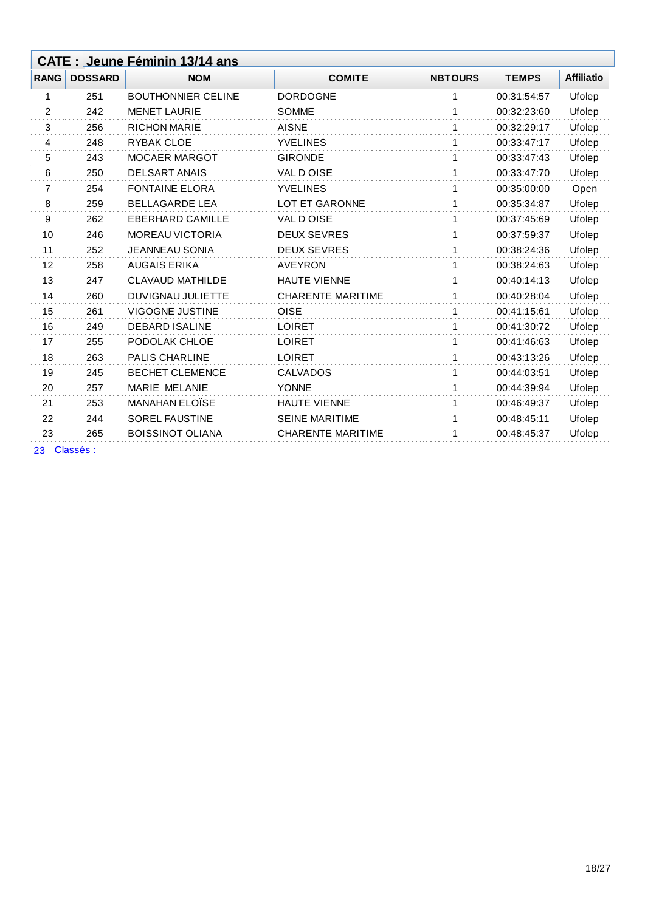## CATE : Jeune Féminin 13/14 ans

| RANG | DOSSARD | NOM | COMITE | NBTOURS | TEMPS | Affiliatio |
|---|---|---|---|---|---|---|
| 1 | 251 | BOUTHONNIER CELINE | DORDOGNE | 1 | 00:31:54:57 | Ufolep |
| 2 | 242 | MENET LAURIE | SOMME | 1 | 00:32:23:60 | Ufolep |
| 3 | 256 | RICHON MARIE | AISNE | 1 | 00:32:29:17 | Ufolep |
| 4 | 248 | RYBAK CLOE | YVELINES | 1 | 00:33:47:17 | Ufolep |
| 5 | 243 | MOCAER MARGOT | GIRONDE | 1 | 00:33:47:43 | Ufolep |
| 6 | 250 | DELSART ANAIS | VAL D OISE | 1 | 00:33:47:70 | Ufolep |
| 7 | 254 | FONTAINE ELORA | YVELINES | 1 | 00:35:00:00 | Open |
| 8 | 259 | BELLAGARDE LEA | LOT ET GARONNE | 1 | 00:35:34:87 | Ufolep |
| 9 | 262 | EBERHARD CAMILLE | VAL D OISE | 1 | 00:37:45:69 | Ufolep |
| 10 | 246 | MOREAU VICTORIA | DEUX SEVRES | 1 | 00:37:59:37 | Ufolep |
| 11 | 252 | JEANNEAU SONIA | DEUX SEVRES | 1 | 00:38:24:36 | Ufolep |
| 12 | 258 | AUGAIS ERIKA | AVEYRON | 1 | 00:38:24:63 | Ufolep |
| 13 | 247 | CLAVAUD MATHILDE | HAUTE VIENNE | 1 | 00:40:14:13 | Ufolep |
| 14 | 260 | DUVIGNAU JULIETTE | CHARENTE MARITIME | 1 | 00:40:28:04 | Ufolep |
| 15 | 261 | VIGOGNE JUSTINE | OISE | 1 | 00:41:15:61 | Ufolep |
| 16 | 249 | DEBARD ISALINE | LOIRET | 1 | 00:41:30:72 | Ufolep |
| 17 | 255 | PODOLAK CHLOE | LOIRET | 1 | 00:41:46:63 | Ufolep |
| 18 | 263 | PALIS CHARLINE | LOIRET | 1 | 00:43:13:26 | Ufolep |
| 19 | 245 | BECHET CLEMENCE | CALVADOS | 1 | 00:44:03:51 | Ufolep |
| 20 | 257 | MARIE MELANIE | YONNE | 1 | 00:44:39:94 | Ufolep |
| 21 | 253 | MANAHAN ELOÏSE | HAUTE VIENNE | 1 | 00:46:49:37 | Ufolep |
| 22 | 244 | SOREL FAUSTINE | SEINE MARITIME | 1 | 00:48:45:11 | Ufolep |
| 23 | 265 | BOISSINOT OLIANA | CHARENTE MARITIME | 1 | 00:48:45:37 | Ufolep |

23 Classés :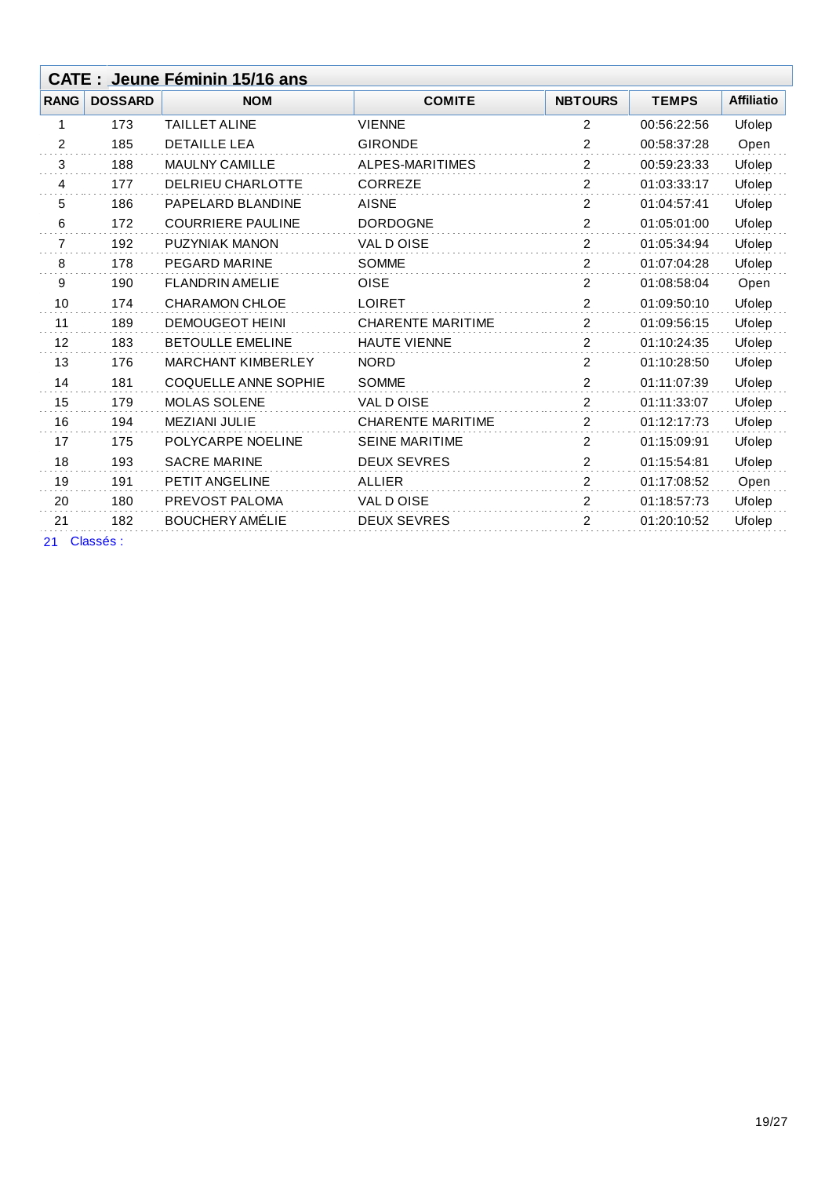## CATE : Jeune Féminin 15/16 ans

| RANG | DOSSARD | NOM | COMITE | NBTOURS | TEMPS | Affiliatio |
|---|---|---|---|---|---|---|
| 1 | 173 | TAILLET ALINE | VIENNE | 2 | 00:56:22:56 | Ufolep |
| 2 | 185 | DETAILLE LEA | GIRONDE | 2 | 00:58:37:28 | Open |
| 3 | 188 | MAULNY CAMILLE | ALPES-MARITIMES | 2 | 00:59:23:33 | Ufolep |
| 4 | 177 | DELRIEU CHARLOTTE | CORREZE | 2 | 01:03:33:17 | Ufolep |
| 5 | 186 | PAPELARD BLANDINE | AISNE | 2 | 01:04:57:41 | Ufolep |
| 6 | 172 | COURRIERE PAULINE | DORDOGNE | 2 | 01:05:01:00 | Ufolep |
| 7 | 192 | PUZYNIAK MANON | VAL D OISE | 2 | 01:05:34:94 | Ufolep |
| 8 | 178 | PEGARD MARINE | SOMME | 2 | 01:07:04:28 | Ufolep |
| 9 | 190 | FLANDRIN AMELIE | OISE | 2 | 01:08:58:04 | Open |
| 10 | 174 | CHARAMON CHLOE | LOIRET | 2 | 01:09:50:10 | Ufolep |
| 11 | 189 | DEMOUGEOT HEINI | CHARENTE MARITIME | 2 | 01:09:56:15 | Ufolep |
| 12 | 183 | BETOULLE EMELINE | HAUTE VIENNE | 2 | 01:10:24:35 | Ufolep |
| 13 | 176 | MARCHANT KIMBERLEY | NORD | 2 | 01:10:28:50 | Ufolep |
| 14 | 181 | COQUELLE ANNE SOPHIE | SOMME | 2 | 01:11:07:39 | Ufolep |
| 15 | 179 | MOLAS SOLENE | VAL D OISE | 2 | 01:11:33:07 | Ufolep |
| 16 | 194 | MEZIANI JULIE | CHARENTE MARITIME | 2 | 01:12:17:73 | Ufolep |
| 17 | 175 | POLYCARPE NOELINE | SEINE MARITIME | 2 | 01:15:09:91 | Ufolep |
| 18 | 193 | SACRE MARINE | DEUX SEVRES | 2 | 01:15:54:81 | Ufolep |
| 19 | 191 | PETIT ANGELINE | ALLIER | 2 | 01:17:08:52 | Open |
| 20 | 180 | PREVOST PALOMA | VAL D OISE | 2 | 01:18:57:73 | Ufolep |
| 21 | 182 | BOUCHERY AMÉLIE | DEUX SEVRES | 2 | 01:20:10:52 | Ufolep |

21 Classés :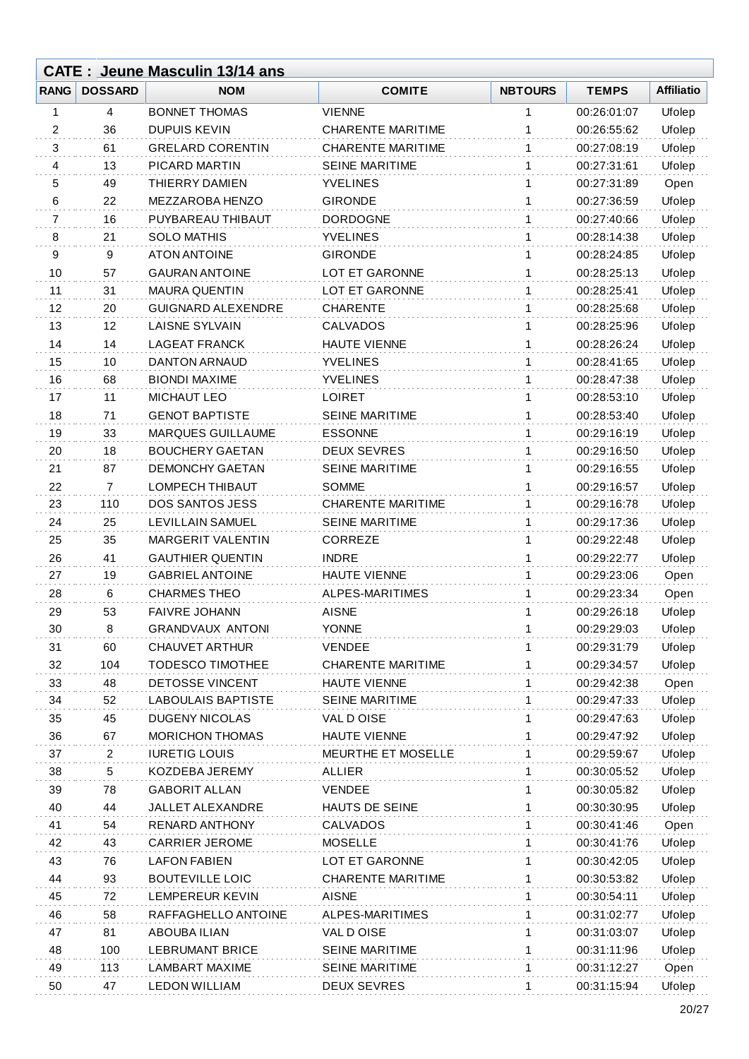## CATE : Jeune Masculin 13/14 ans

| RANG | DOSSARD | NOM | COMITE | NBTOURS | TEMPS | Affiliatio |
|---|---|---|---|---|---|---|
| 1 | 4 | BONNET THOMAS | VIENNE | 1 | 00:26:01:07 | Ufolep |
| 2 | 36 | DUPUIS KEVIN | CHARENTE MARITIME | 1 | 00:26:55:62 | Ufolep |
| 3 | 61 | GRELARD CORENTIN | CHARENTE MARITIME | 1 | 00:27:08:19 | Ufolep |
| 4 | 13 | PICARD MARTIN | SEINE MARITIME | 1 | 00:27:31:61 | Ufolep |
| 5 | 49 | THIERRY DAMIEN | YVELINES | 1 | 00:27:31:89 | Open |
| 6 | 22 | MEZZAROBA HENZO | GIRONDE | 1 | 00:27:36:59 | Ufolep |
| 7 | 16 | PUYBAREAU THIBAUT | DORDOGNE | 1 | 00:27:40:66 | Ufolep |
| 8 | 21 | SOLO MATHIS | YVELINES | 1 | 00:28:14:38 | Ufolep |
| 9 | 9 | ATON ANTOINE | GIRONDE | 1 | 00:28:24:85 | Ufolep |
| 10 | 57 | GAURAN ANTOINE | LOT ET GARONNE | 1 | 00:28:25:13 | Ufolep |
| 11 | 31 | MAURA QUENTIN | LOT ET GARONNE | 1 | 00:28:25:41 | Ufolep |
| 12 | 20 | GUIGNARD ALEXENDRE | CHARENTE | 1 | 00:28:25:68 | Ufolep |
| 13 | 12 | LAISNE SYLVAIN | CALVADOS | 1 | 00:28:25:96 | Ufolep |
| 14 | 14 | LAGEAT FRANCK | HAUTE VIENNE | 1 | 00:28:26:24 | Ufolep |
| 15 | 10 | DANTON ARNAUD | YVELINES | 1 | 00:28:41:65 | Ufolep |
| 16 | 68 | BIONDI MAXIME | YVELINES | 1 | 00:28:47:38 | Ufolep |
| 17 | 11 | MICHAUT LEO | LOIRET | 1 | 00:28:53:10 | Ufolep |
| 18 | 71 | GENOT BAPTISTE | SEINE MARITIME | 1 | 00:28:53:40 | Ufolep |
| 19 | 33 | MARQUES GUILLAUME | ESSONNE | 1 | 00:29:16:19 | Ufolep |
| 20 | 18 | BOUCHERY GAETAN | DEUX SEVRES | 1 | 00:29:16:50 | Ufolep |
| 21 | 87 | DEMONCHY GAETAN | SEINE MARITIME | 1 | 00:29:16:55 | Ufolep |
| 22 | 7 | LOMPECH THIBAUT | SOMME | 1 | 00:29:16:57 | Ufolep |
| 23 | 110 | DOS SANTOS JESS | CHARENTE MARITIME | 1 | 00:29:16:78 | Ufolep |
| 24 | 25 | LEVILLAIN SAMUEL | SEINE MARITIME | 1 | 00:29:17:36 | Ufolep |
| 25 | 35 | MARGERIT VALENTIN | CORREZE | 1 | 00:29:22:48 | Ufolep |
| 26 | 41 | GAUTHIER QUENTIN | INDRE | 1 | 00:29:22:77 | Ufolep |
| 27 | 19 | GABRIEL ANTOINE | HAUTE VIENNE | 1 | 00:29:23:06 | Open |
| 28 | 6 | CHARMES THEO | ALPES-MARITIMES | 1 | 00:29:23:34 | Open |
| 29 | 53 | FAIVRE JOHANN | AISNE | 1 | 00:29:26:18 | Ufolep |
| 30 | 8 | GRANDVAUX ANTONI | YONNE | 1 | 00:29:29:03 | Ufolep |
| 31 | 60 | CHAUVET ARTHUR | VENDEE | 1 | 00:29:31:79 | Ufolep |
| 32 | 104 | TODESCO TIMOTHEE | CHARENTE MARITIME | 1 | 00:29:34:57 | Ufolep |
| 33 | 48 | DETOSSE VINCENT | HAUTE VIENNE | 1 | 00:29:42:38 | Open |
| 34 | 52 | LABOULAIS BAPTISTE | SEINE MARITIME | 1 | 00:29:47:33 | Ufolep |
| 35 | 45 | DUGENY NICOLAS | VAL D OISE | 1 | 00:29:47:63 | Ufolep |
| 36 | 67 | MORICHON THOMAS | HAUTE VIENNE | 1 | 00:29:47:92 | Ufolep |
| 37 | 2 | IURETIG LOUIS | MEURTHE ET MOSELLE | 1 | 00:29:59:67 | Ufolep |
| 38 | 5 | KOZDEBA JEREMY | ALLIER | 1 | 00:30:05:52 | Ufolep |
| 39 | 78 | GABORIT ALLAN | VENDEE | 1 | 00:30:05:82 | Ufolep |
| 40 | 44 | JALLET ALEXANDRE | HAUTS DE SEINE | 1 | 00:30:30:95 | Ufolep |
| 41 | 54 | RENARD ANTHONY | CALVADOS | 1 | 00:30:41:46 | Open |
| 42 | 43 | CARRIER JEROME | MOSELLE | 1 | 00:30:41:76 | Ufolep |
| 43 | 76 | LAFON FABIEN | LOT ET GARONNE | 1 | 00:30:42:05 | Ufolep |
| 44 | 93 | BOUTEVILLE LOIC | CHARENTE MARITIME | 1 | 00:30:53:82 | Ufolep |
| 45 | 72 | LEMPEREUR KEVIN | AISNE | 1 | 00:30:54:11 | Ufolep |
| 46 | 58 | RAFFAGHELLO ANTOINE | ALPES-MARITIMES | 1 | 00:31:02:77 | Ufolep |
| 47 | 81 | ABOUBA ILIAN | VAL D OISE | 1 | 00:31:03:07 | Ufolep |
| 48 | 100 | LEBRUMANT BRICE | SEINE MARITIME | 1 | 00:31:11:96 | Ufolep |
| 49 | 113 | LAMBART MAXIME | SEINE MARITIME | 1 | 00:31:12:27 | Open |
| 50 | 47 | LEDON WILLIAM | DEUX SEVRES | 1 | 00:31:15:94 | Ufolep |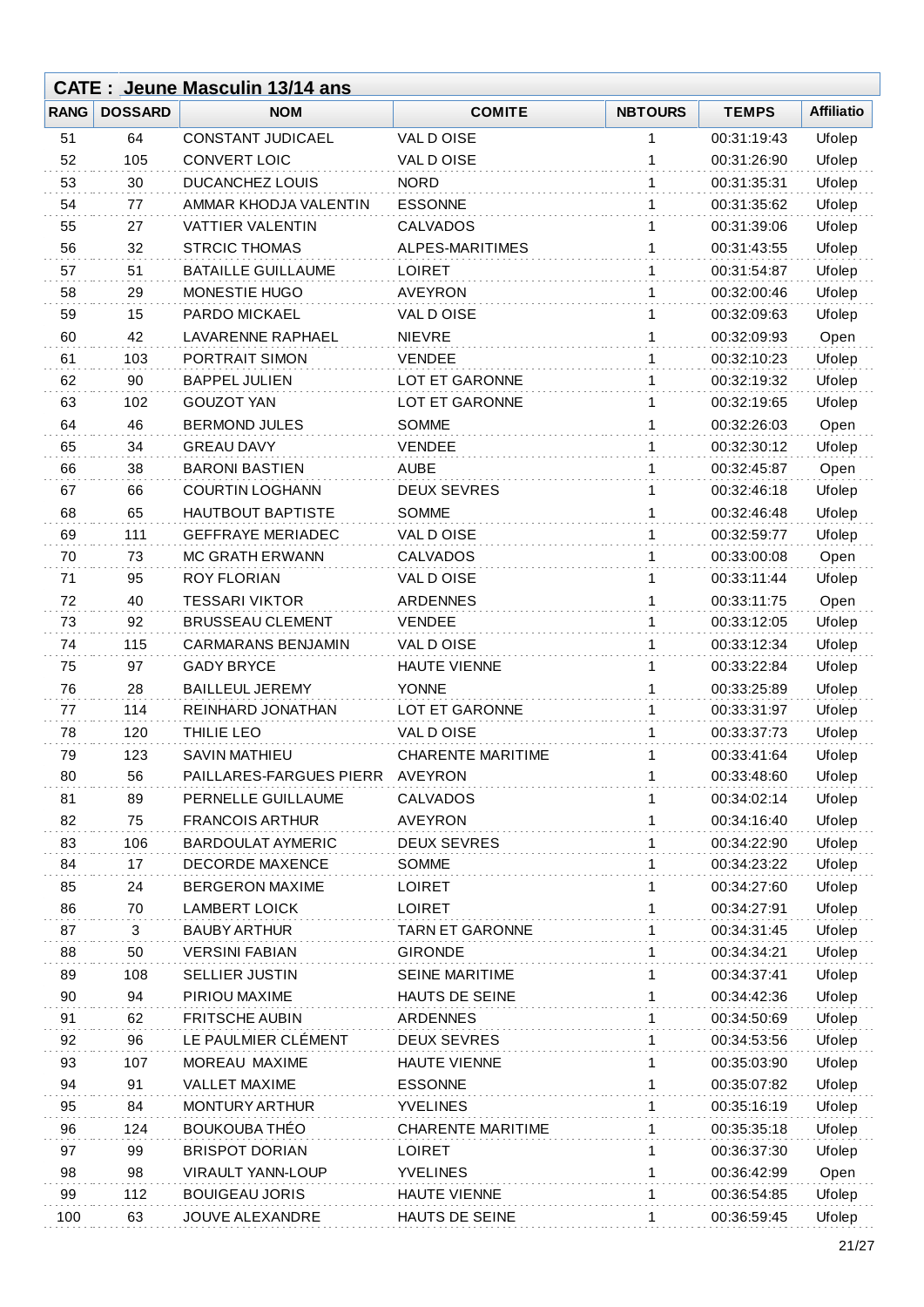## CATE : Jeune Masculin 13/14 ans

| RANG | DOSSARD | NOM | COMITE | NBTOURS | TEMPS | Affiliatio |
|---|---|---|---|---|---|---|
| 51 | 64 | CONSTANT JUDICAEL | VAL D OISE | 1 | 00:31:19:43 | Ufolep |
| 52 | 105 | CONVERT LOIC | VAL D OISE | 1 | 00:31:26:90 | Ufolep |
| 53 | 30 | DUCANCHEZ LOUIS | NORD | 1 | 00:31:35:31 | Ufolep |
| 54 | 77 | AMMAR KHODJA VALENTIN | ESSONNE | 1 | 00:31:35:62 | Ufolep |
| 55 | 27 | VATTIER VALENTIN | CALVADOS | 1 | 00:31:39:06 | Ufolep |
| 56 | 32 | STRCIC THOMAS | ALPES-MARITIMES | 1 | 00:31:43:55 | Ufolep |
| 57 | 51 | BATAILLE GUILLAUME | LOIRET | 1 | 00:31:54:87 | Ufolep |
| 58 | 29 | MONESTIE HUGO | AVEYRON | 1 | 00:32:00:46 | Ufolep |
| 59 | 15 | PARDO MICKAEL | VAL D OISE | 1 | 00:32:09:63 | Ufolep |
| 60 | 42 | LAVARENNE RAPHAEL | NIEVRE | 1 | 00:32:09:93 | Open |
| 61 | 103 | PORTRAIT SIMON | VENDEE | 1 | 00:32:10:23 | Ufolep |
| 62 | 90 | BAPPEL JULIEN | LOT ET GARONNE | 1 | 00:32:19:32 | Ufolep |
| 63 | 102 | GOUZOT YAN | LOT ET GARONNE | 1 | 00:32:19:65 | Ufolep |
| 64 | 46 | BERMOND JULES | SOMME | 1 | 00:32:26:03 | Open |
| 65 | 34 | GREAU DAVY | VENDEE | 1 | 00:32:30:12 | Ufolep |
| 66 | 38 | BARONI BASTIEN | AUBE | 1 | 00:32:45:87 | Open |
| 67 | 66 | COURTIN LOGHANN | DEUX SEVRES | 1 | 00:32:46:18 | Ufolep |
| 68 | 65 | HAUTBOUT BAPTISTE | SOMME | 1 | 00:32:46:48 | Ufolep |
| 69 | 111 | GEFFRAYE MERIADEC | VAL D OISE | 1 | 00:32:59:77 | Ufolep |
| 70 | 73 | MC GRATH ERWANN | CALVADOS | 1 | 00:33:00:08 | Open |
| 71 | 95 | ROY FLORIAN | VAL D OISE | 1 | 00:33:11:44 | Ufolep |
| 72 | 40 | TESSARI VIKTOR | ARDENNES | 1 | 00:33:11:75 | Open |
| 73 | 92 | BRUSSEAU CLEMENT | VENDEE | 1 | 00:33:12:05 | Ufolep |
| 74 | 115 | CARMARANS BENJAMIN | VAL D OISE | 1 | 00:33:12:34 | Ufolep |
| 75 | 97 | GADY BRYCE | HAUTE VIENNE | 1 | 00:33:22:84 | Ufolep |
| 76 | 28 | BAILLEUL JEREMY | YONNE | 1 | 00:33:25:89 | Ufolep |
| 77 | 114 | REINHARD JONATHAN | LOT ET GARONNE | 1 | 00:33:31:97 | Ufolep |
| 78 | 120 | THILIE LEO | VAL D OISE | 1 | 00:33:37:73 | Ufolep |
| 79 | 123 | SAVIN MATHIEU | CHARENTE MARITIME | 1 | 00:33:41:64 | Ufolep |
| 80 | 56 | PAILLARES-FARGUES PIERR | AVEYRON | 1 | 00:33:48:60 | Ufolep |
| 81 | 89 | PERNELLE GUILLAUME | CALVADOS | 1 | 00:34:02:14 | Ufolep |
| 82 | 75 | FRANCOIS ARTHUR | AVEYRON | 1 | 00:34:16:40 | Ufolep |
| 83 | 106 | BARDOULAT AYMERIC | DEUX SEVRES | 1 | 00:34:22:90 | Ufolep |
| 84 | 17 | DECORDE MAXENCE | SOMME | 1 | 00:34:23:22 | Ufolep |
| 85 | 24 | BERGERON MAXIME | LOIRET | 1 | 00:34:27:60 | Ufolep |
| 86 | 70 | LAMBERT LOICK | LOIRET | 1 | 00:34:27:91 | Ufolep |
| 87 | 3 | BAUBY ARTHUR | TARN ET GARONNE | 1 | 00:34:31:45 | Ufolep |
| 88 | 50 | VERSINI FABIAN | GIRONDE | 1 | 00:34:34:21 | Ufolep |
| 89 | 108 | SELLIER JUSTIN | SEINE MARITIME | 1 | 00:34:37:41 | Ufolep |
| 90 | 94 | PIRIOU MAXIME | HAUTS DE SEINE | 1 | 00:34:42:36 | Ufolep |
| 91 | 62 | FRITSCHE AUBIN | ARDENNES | 1 | 00:34:50:69 | Ufolep |
| 92 | 96 | LE PAULMIER CLÉMENT | DEUX SEVRES | 1 | 00:34:53:56 | Ufolep |
| 93 | 107 | MOREAU MAXIME | HAUTE VIENNE | 1 | 00:35:03:90 | Ufolep |
| 94 | 91 | VALLET MAXIME | ESSONNE | 1 | 00:35:07:82 | Ufolep |
| 95 | 84 | MONTURY ARTHUR | YVELINES | 1 | 00:35:16:19 | Ufolep |
| 96 | 124 | BOUKOUBA THÉO | CHARENTE MARITIME | 1 | 00:35:35:18 | Ufolep |
| 97 | 99 | BRISPOT DORIAN | LOIRET | 1 | 00:36:37:30 | Ufolep |
| 98 | 98 | VIRAULT YANN-LOUP | YVELINES | 1 | 00:36:42:99 | Open |
| 99 | 112 | BOUIGEAU JORIS | HAUTE VIENNE | 1 | 00:36:54:85 | Ufolep |
| 100 | 63 | JOUVE ALEXANDRE | HAUTS DE SEINE | 1 | 00:36:59:45 | Ufolep |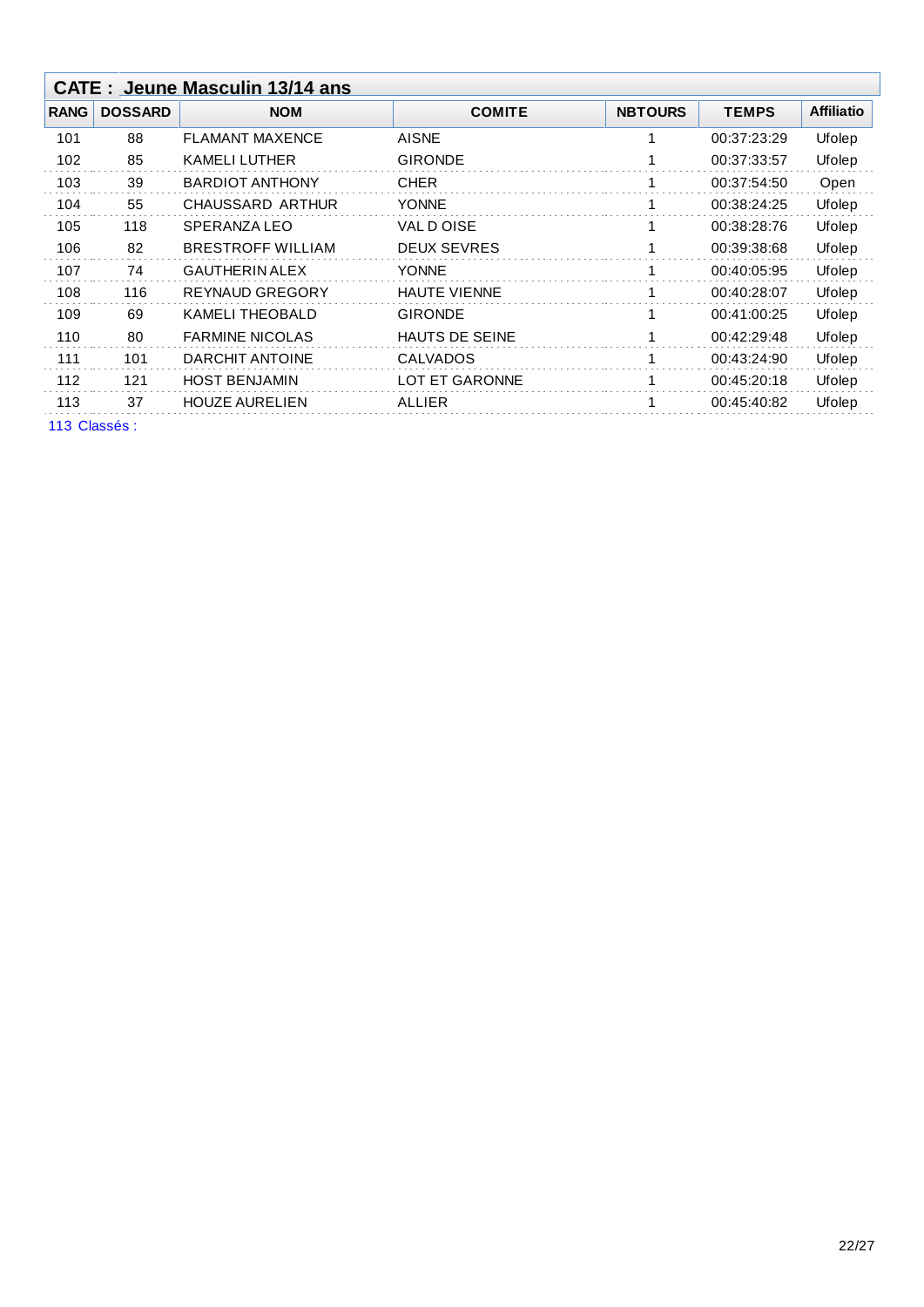## CATE : Jeune Masculin 13/14 ans

| RANG | DOSSARD | NOM | COMITE | NBTOURS | TEMPS | Affiliatio |
|---|---|---|---|---|---|---|
| 101 | 88 | FLAMANT MAXENCE | AISNE | 1 | 00:37:23:29 | Ufolep |
| 102 | 85 | KAMELI LUTHER | GIRONDE | 1 | 00:37:33:57 | Ufolep |
| 103 | 39 | BARDIOT ANTHONY | CHER | 1 | 00:37:54:50 | Open |
| 104 | 55 | CHAUSSARD ARTHUR | YONNE | 1 | 00:38:24:25 | Ufolep |
| 105 | 118 | SPERANZA LEO | VAL D OISE | 1 | 00:38:28:76 | Ufolep |
| 106 | 82 | BRESTROFF WILLIAM | DEUX SEVRES | 1 | 00:39:38:68 | Ufolep |
| 107 | 74 | GAUTHERIN ALEX | YONNE | 1 | 00:40:05:95 | Ufolep |
| 108 | 116 | REYNAUD GREGORY | HAUTE VIENNE | 1 | 00:40:28:07 | Ufolep |
| 109 | 69 | KAMELI THEOBALD | GIRONDE | 1 | 00:41:00:25 | Ufolep |
| 110 | 80 | FARMINE NICOLAS | HAUTS DE SEINE | 1 | 00:42:29:48 | Ufolep |
| 111 | 101 | DARCHIT ANTOINE | CALVADOS | 1 | 00:43:24:90 | Ufolep |
| 112 | 121 | HOST BENJAMIN | LOT ET GARONNE | 1 | 00:45:20:18 | Ufolep |
| 113 | 37 | HOUZE AURELIEN | ALLIER | 1 | 00:45:40:82 | Ufolep |

113 Classés :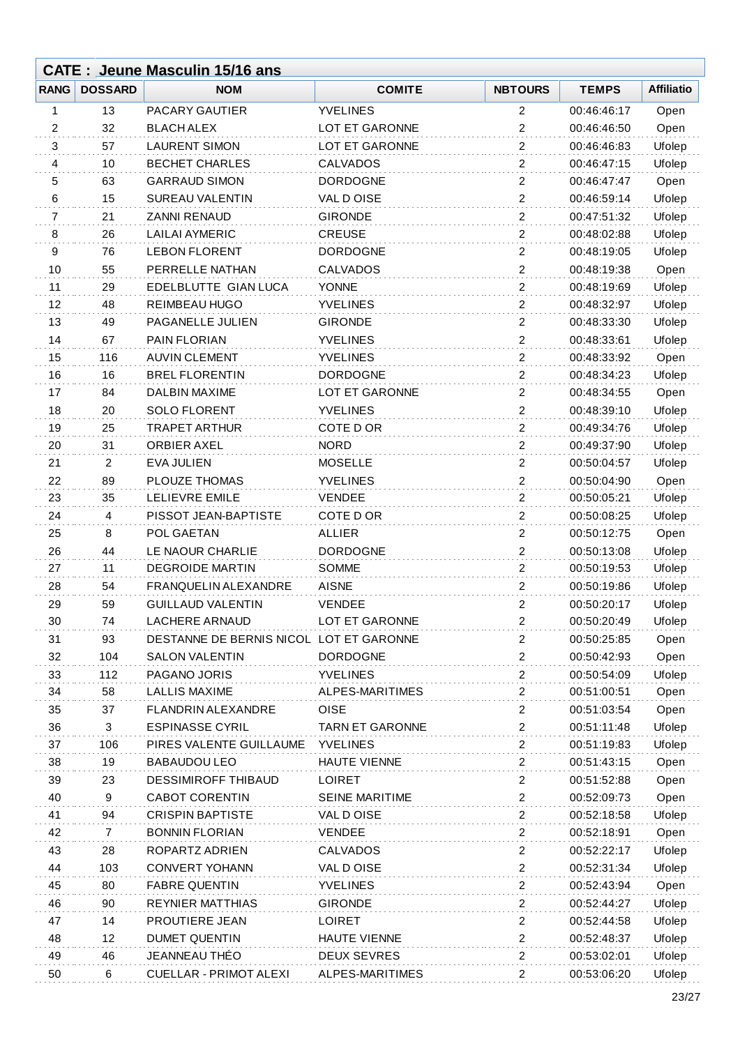## CATE : Jeune Masculin 15/16 ans

| RANG | DOSSARD | NOM | COMITE | NBTOURS | TEMPS | Affiliatio |
|---|---|---|---|---|---|---|
| 1 | 13 | PACARY GAUTIER | YVELINES | 2 | 00:46:46:17 | Open |
| 2 | 32 | BLACH ALEX | LOT ET GARONNE | 2 | 00:46:46:50 | Open |
| 3 | 57 | LAURENT SIMON | LOT ET GARONNE | 2 | 00:46:46:83 | Ufolep |
| 4 | 10 | BECHET CHARLES | CALVADOS | 2 | 00:46:47:15 | Ufolep |
| 5 | 63 | GARRAUD SIMON | DORDOGNE | 2 | 00:46:47:47 | Open |
| 6 | 15 | SUREAU VALENTIN | VAL D OISE | 2 | 00:46:59:14 | Ufolep |
| 7 | 21 | ZANNI RENAUD | GIRONDE | 2 | 00:47:51:32 | Ufolep |
| 8 | 26 | LAILAI AYMERIC | CREUSE | 2 | 00:48:02:88 | Ufolep |
| 9 | 76 | LEBON FLORENT | DORDOGNE | 2 | 00:48:19:05 | Ufolep |
| 10 | 55 | PERRELLE NATHAN | CALVADOS | 2 | 00:48:19:38 | Open |
| 11 | 29 | EDELBLUTTE GIAN LUCA | YONNE | 2 | 00:48:19:69 | Ufolep |
| 12 | 48 | REIMBEAU HUGO | YVELINES | 2 | 00:48:32:97 | Ufolep |
| 13 | 49 | PAGANELLE JULIEN | GIRONDE | 2 | 00:48:33:30 | Ufolep |
| 14 | 67 | PAIN FLORIAN | YVELINES | 2 | 00:48:33:61 | Ufolep |
| 15 | 116 | AUVIN CLEMENT | YVELINES | 2 | 00:48:33:92 | Open |
| 16 | 16 | BREL FLORENTIN | DORDOGNE | 2 | 00:48:34:23 | Ufolep |
| 17 | 84 | DALBIN MAXIME | LOT ET GARONNE | 2 | 00:48:34:55 | Open |
| 18 | 20 | SOLO FLORENT | YVELINES | 2 | 00:48:39:10 | Ufolep |
| 19 | 25 | TRAPET ARTHUR | COTE D OR | 2 | 00:49:34:76 | Ufolep |
| 20 | 31 | ORBIER AXEL | NORD | 2 | 00:49:37:90 | Ufolep |
| 21 | 2 | EVA JULIEN | MOSELLE | 2 | 00:50:04:57 | Ufolep |
| 22 | 89 | PLOUZE THOMAS | YVELINES | 2 | 00:50:04:90 | Open |
| 23 | 35 | LELIEVRE EMILE | VENDEE | 2 | 00:50:05:21 | Ufolep |
| 24 | 4 | PISSOT JEAN-BAPTISTE | COTE D OR | 2 | 00:50:08:25 | Ufolep |
| 25 | 8 | POL GAETAN | ALLIER | 2 | 00:50:12:75 | Open |
| 26 | 44 | LE NAOUR CHARLIE | DORDOGNE | 2 | 00:50:13:08 | Ufolep |
| 27 | 11 | DEGROIDE MARTIN | SOMME | 2 | 00:50:19:53 | Ufolep |
| 28 | 54 | FRANQUELIN ALEXANDRE | AISNE | 2 | 00:50:19:86 | Ufolep |
| 29 | 59 | GUILLAUD VALENTIN | VENDEE | 2 | 00:50:20:17 | Ufolep |
| 30 | 74 | LACHERE ARNAUD | LOT ET GARONNE | 2 | 00:50:20:49 | Ufolep |
| 31 | 93 | DESTANNE DE BERNIS NICOL | LOT ET GARONNE | 2 | 00:50:25:85 | Open |
| 32 | 104 | SALON VALENTIN | DORDOGNE | 2 | 00:50:42:93 | Open |
| 33 | 112 | PAGANO JORIS | YVELINES | 2 | 00:50:54:09 | Ufolep |
| 34 | 58 | LALLIS MAXIME | ALPES-MARITIMES | 2 | 00:51:00:51 | Open |
| 35 | 37 | FLANDRIN ALEXANDRE | OISE | 2 | 00:51:03:54 | Open |
| 36 | 3 | ESPINASSE CYRIL | TARN ET GARONNE | 2 | 00:51:11:48 | Ufolep |
| 37 | 106 | PIRES VALENTE GUILLAUME | YVELINES | 2 | 00:51:19:83 | Ufolep |
| 38 | 19 | BABAUDOU LEO | HAUTE VIENNE | 2 | 00:51:43:15 | Open |
| 39 | 23 | DESSIMIROFF THIBAUD | LOIRET | 2 | 00:51:52:88 | Open |
| 40 | 9 | CABOT CORENTIN | SEINE MARITIME | 2 | 00:52:09:73 | Open |
| 41 | 94 | CRISPIN BAPTISTE | VAL D OISE | 2 | 00:52:18:58 | Ufolep |
| 42 | 7 | BONNIN FLORIAN | VENDEE | 2 | 00:52:18:91 | Open |
| 43 | 28 | ROPARTZ ADRIEN | CALVADOS | 2 | 00:52:22:17 | Ufolep |
| 44 | 103 | CONVERT YOHANN | VAL D OISE | 2 | 00:52:31:34 | Ufolep |
| 45 | 80 | FABRE QUENTIN | YVELINES | 2 | 00:52:43:94 | Open |
| 46 | 90 | REYNIER MATTHIAS | GIRONDE | 2 | 00:52:44:27 | Ufolep |
| 47 | 14 | PROUTIERE JEAN | LOIRET | 2 | 00:52:44:58 | Ufolep |
| 48 | 12 | DUMET QUENTIN | HAUTE VIENNE | 2 | 00:52:48:37 | Ufolep |
| 49 | 46 | JEANNEAU THÉO | DEUX SEVRES | 2 | 00:53:02:01 | Ufolep |
| 50 | 6 | CUELLAR - PRIMOT ALEXI | ALPES-MARITIMES | 2 | 00:53:06:20 | Ufolep |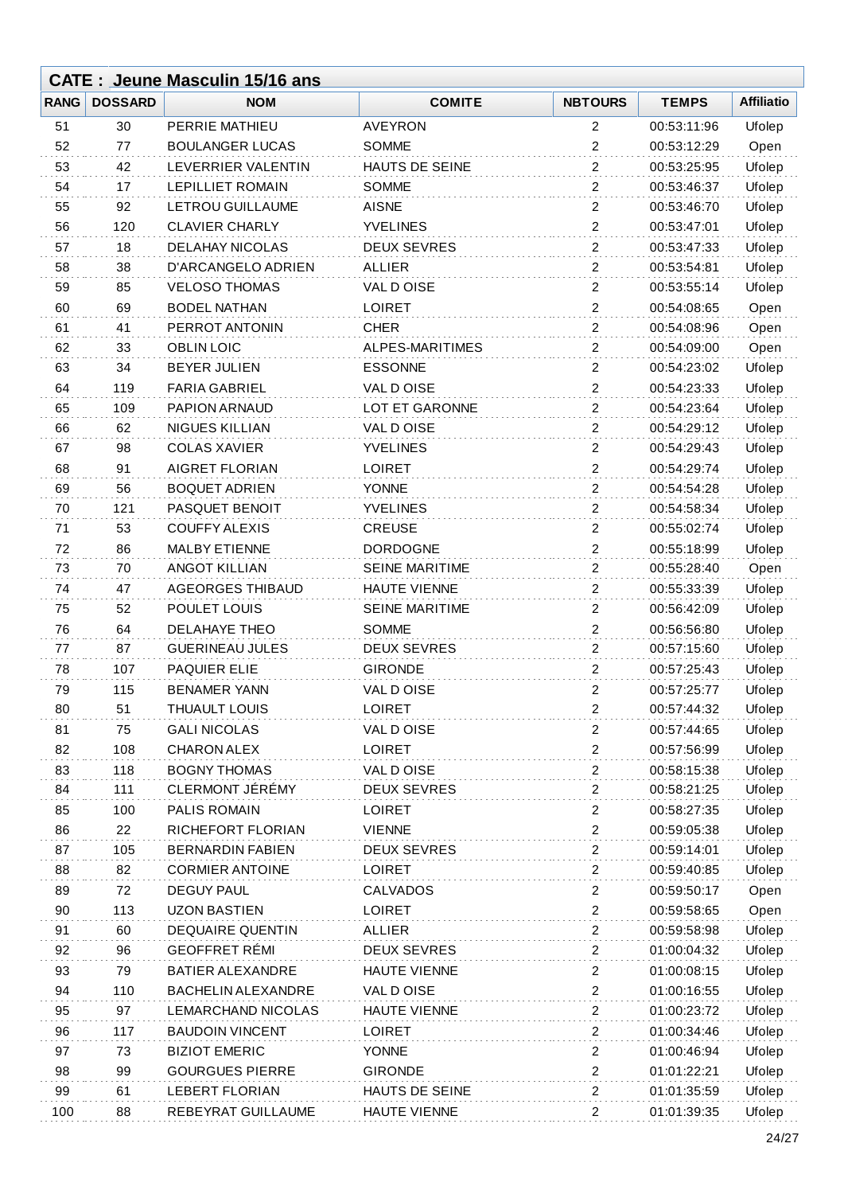## CATE : Jeune Masculin 15/16 ans

| RANG | DOSSARD | NOM | COMITE | NBTOURS | TEMPS | Affiliatio |
|---|---|---|---|---|---|---|
| 51 | 30 | PERRIE MATHIEU | AVEYRON | 2 | 00:53:11:96 | Ufolep |
| 52 | 77 | BOULANGER LUCAS | SOMME | 2 | 00:53:12:29 | Open |
| 53 | 42 | LEVERRIER VALENTIN | HAUTS DE SEINE | 2 | 00:53:25:95 | Ufolep |
| 54 | 17 | LEPILLIET ROMAIN | SOMME | 2 | 00:53:46:37 | Ufolep |
| 55 | 92 | LETROU GUILLAUME | AISNE | 2 | 00:53:46:70 | Ufolep |
| 56 | 120 | CLAVIER CHARLY | YVELINES | 2 | 00:53:47:01 | Ufolep |
| 57 | 18 | DELAHAY NICOLAS | DEUX SEVRES | 2 | 00:53:47:33 | Ufolep |
| 58 | 38 | D'ARCANGELO ADRIEN | ALLIER | 2 | 00:53:54:81 | Ufolep |
| 59 | 85 | VELOSO THOMAS | VAL D OISE | 2 | 00:53:55:14 | Ufolep |
| 60 | 69 | BODEL NATHAN | LOIRET | 2 | 00:54:08:65 | Open |
| 61 | 41 | PERROT ANTONIN | CHER | 2 | 00:54:08:96 | Open |
| 62 | 33 | OBLIN LOIC | ALPES-MARITIMES | 2 | 00:54:09:00 | Open |
| 63 | 34 | BEYER JULIEN | ESSONNE | 2 | 00:54:23:02 | Ufolep |
| 64 | 119 | FARIA GABRIEL | VAL D OISE | 2 | 00:54:23:33 | Ufolep |
| 65 | 109 | PAPION ARNAUD | LOT ET GARONNE | 2 | 00:54:23:64 | Ufolep |
| 66 | 62 | NIGUES KILLIAN | VAL D OISE | 2 | 00:54:29:12 | Ufolep |
| 67 | 98 | COLAS XAVIER | YVELINES | 2 | 00:54:29:43 | Ufolep |
| 68 | 91 | AIGRET FLORIAN | LOIRET | 2 | 00:54:29:74 | Ufolep |
| 69 | 56 | BOQUET ADRIEN | YONNE | 2 | 00:54:54:28 | Ufolep |
| 70 | 121 | PASQUET BENOIT | YVELINES | 2 | 00:54:58:34 | Ufolep |
| 71 | 53 | COUFFY ALEXIS | CREUSE | 2 | 00:55:02:74 | Ufolep |
| 72 | 86 | MALBY ETIENNE | DORDOGNE | 2 | 00:55:18:99 | Ufolep |
| 73 | 70 | ANGOT KILLIAN | SEINE MARITIME | 2 | 00:55:28:40 | Open |
| 74 | 47 | AGEORGES THIBAUD | HAUTE VIENNE | 2 | 00:55:33:39 | Ufolep |
| 75 | 52 | POULET LOUIS | SEINE MARITIME | 2 | 00:56:42:09 | Ufolep |
| 76 | 64 | DELAHAYE THEO | SOMME | 2 | 00:56:56:80 | Ufolep |
| 77 | 87 | GUERINEAU JULES | DEUX SEVRES | 2 | 00:57:15:60 | Ufolep |
| 78 | 107 | PAQUIER ELIE | GIRONDE | 2 | 00:57:25:43 | Ufolep |
| 79 | 115 | BENAMER YANN | VAL D OISE | 2 | 00:57:25:77 | Ufolep |
| 80 | 51 | THUAULT LOUIS | LOIRET | 2 | 00:57:44:32 | Ufolep |
| 81 | 75 | GALI NICOLAS | VAL D OISE | 2 | 00:57:44:65 | Ufolep |
| 82 | 108 | CHARON ALEX | LOIRET | 2 | 00:57:56:99 | Ufolep |
| 83 | 118 | BOGNY THOMAS | VAL D OISE | 2 | 00:58:15:38 | Ufolep |
| 84 | 111 | CLERMONT JÉRÉMY | DEUX SEVRES | 2 | 00:58:21:25 | Ufolep |
| 85 | 100 | PALIS ROMAIN | LOIRET | 2 | 00:58:27:35 | Ufolep |
| 86 | 22 | RICHEFORT FLORIAN | VIENNE | 2 | 00:59:05:38 | Ufolep |
| 87 | 105 | BERNARDIN FABIEN | DEUX SEVRES | 2 | 00:59:14:01 | Ufolep |
| 88 | 82 | CORMIER ANTOINE | LOIRET | 2 | 00:59:40:85 | Ufolep |
| 89 | 72 | DEGUY PAUL | CALVADOS | 2 | 00:59:50:17 | Open |
| 90 | 113 | UZON BASTIEN | LOIRET | 2 | 00:59:58:65 | Open |
| 91 | 60 | DEQUAIRE QUENTIN | ALLIER | 2 | 00:59:58:98 | Ufolep |
| 92 | 96 | GEOFFRET RÉMI | DEUX SEVRES | 2 | 01:00:04:32 | Ufolep |
| 93 | 79 | BATIER ALEXANDRE | HAUTE VIENNE | 2 | 01:00:08:15 | Ufolep |
| 94 | 110 | BACHELIN ALEXANDRE | VAL D OISE | 2 | 01:00:16:55 | Ufolep |
| 95 | 97 | LEMARCHAND NICOLAS | HAUTE VIENNE | 2 | 01:00:23:72 | Ufolep |
| 96 | 117 | BAUDOIN VINCENT | LOIRET | 2 | 01:00:34:46 | Ufolep |
| 97 | 73 | BIZIOT EMERIC | YONNE | 2 | 01:00:46:94 | Ufolep |
| 98 | 99 | GOURGUES PIERRE | GIRONDE | 2 | 01:01:22:21 | Ufolep |
| 99 | 61 | LEBERT FLORIAN | HAUTS DE SEINE | 2 | 01:01:35:59 | Ufolep |
| 100 | 88 | REBEYRAT GUILLAUME | HAUTE VIENNE | 2 | 01:01:39:35 | Ufolep |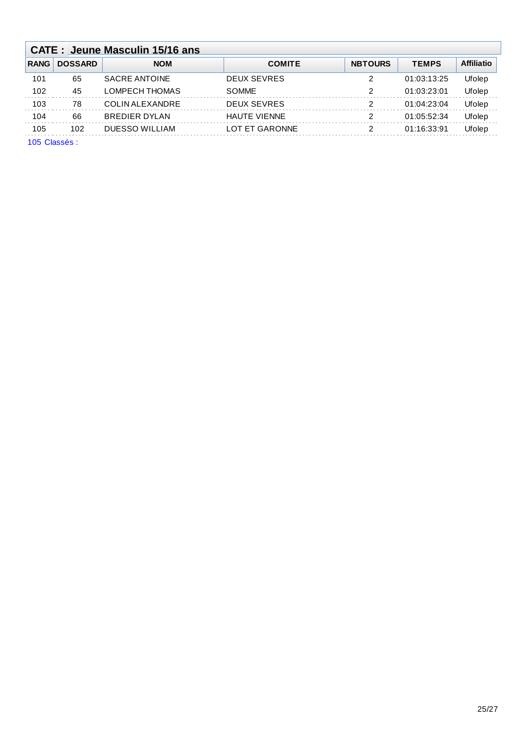## CATE : Jeune Masculin 15/16 ans

| RANG | DOSSARD | NOM | COMITE | NBTOURS | TEMPS | Affiliatio |
|---|---|---|---|---|---|---|
| 101 | 65 | SACRE ANTOINE | DEUX SEVRES | 2 | 01:03:13:25 | Ufolep |
| 102 | 45 | LOMPECH THOMAS | SOMME | 2 | 01:03:23:01 | Ufolep |
| 103 | 78 | COLIN ALEXANDRE | DEUX SEVRES | 2 | 01:04:23:04 | Ufolep |
| 104 | 66 | BREDIER DYLAN | HAUTE VIENNE | 2 | 01:05:52:34 | Ufolep |
| 105 | 102 | DUESSO WILLIAM | LOT ET GARONNE | 2 | 01:16:33:91 | Ufolep |

105 Classés :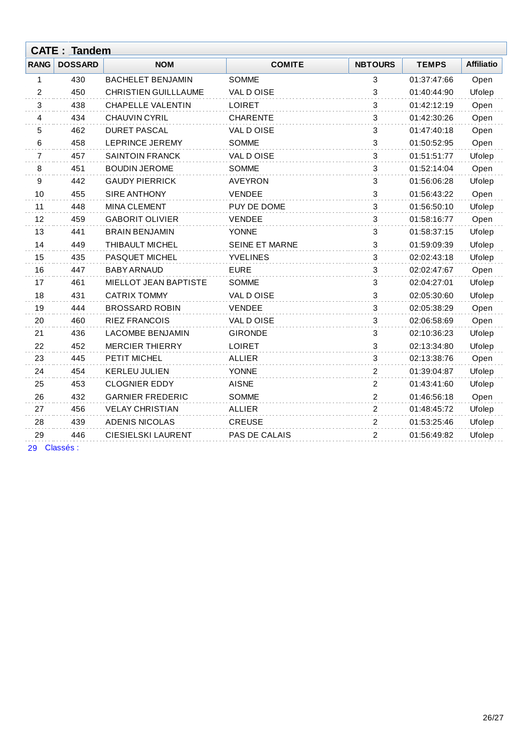## CATE : Tandem

| RANG | DOSSARD | NOM | COMITE | NBTOURS | TEMPS | Affiliatio |
|---|---|---|---|---|---|---|
| 1 | 430 | BACHELET BENJAMIN | SOMME | 3 | 01:37:47:66 | Open |
| 2 | 450 | CHRISTIEN GUILLLAUME | VAL D OISE | 3 | 01:40:44:90 | Ufolep |
| 3 | 438 | CHAPELLE VALENTIN | LOIRET | 3 | 01:42:12:19 | Open |
| 4 | 434 | CHAUVIN CYRIL | CHARENTE | 3 | 01:42:30:26 | Open |
| 5 | 462 | DURET PASCAL | VAL D OISE | 3 | 01:47:40:18 | Open |
| 6 | 458 | LEPRINCE JEREMY | SOMME | 3 | 01:50:52:95 | Open |
| 7 | 457 | SAINTOIN FRANCK | VAL D OISE | 3 | 01:51:51:77 | Ufolep |
| 8 | 451 | BOUDIN JEROME | SOMME | 3 | 01:52:14:04 | Open |
| 9 | 442 | GAUDY PIERRICK | AVEYRON | 3 | 01:56:06:28 | Ufolep |
| 10 | 455 | SIRE ANTHONY | VENDEE | 3 | 01:56:43:22 | Open |
| 11 | 448 | MINA CLEMENT | PUY DE DOME | 3 | 01:56:50:10 | Ufolep |
| 12 | 459 | GABORIT OLIVIER | VENDEE | 3 | 01:58:16:77 | Open |
| 13 | 441 | BRAIN BENJAMIN | YONNE | 3 | 01:58:37:15 | Ufolep |
| 14 | 449 | THIBAULT MICHEL | SEINE ET MARNE | 3 | 01:59:09:39 | Ufolep |
| 15 | 435 | PASQUET MICHEL | YVELINES | 3 | 02:02:43:18 | Ufolep |
| 16 | 447 | BABY ARNAUD | EURE | 3 | 02:02:47:67 | Open |
| 17 | 461 | MIELLOT JEAN BAPTISTE | SOMME | 3 | 02:04:27:01 | Ufolep |
| 18 | 431 | CATRIX TOMMY | VAL D OISE | 3 | 02:05:30:60 | Ufolep |
| 19 | 444 | BROSSARD ROBIN | VENDEE | 3 | 02:05:38:29 | Open |
| 20 | 460 | RIEZ FRANCOIS | VAL D OISE | 3 | 02:06:58:69 | Open |
| 21 | 436 | LACOMBE BENJAMIN | GIRONDE | 3 | 02:10:36:23 | Ufolep |
| 22 | 452 | MERCIER THIERRY | LOIRET | 3 | 02:13:34:80 | Ufolep |
| 23 | 445 | PETIT MICHEL | ALLIER | 3 | 02:13:38:76 | Open |
| 24 | 454 | KERLEU JULIEN | YONNE | 2 | 01:39:04:87 | Ufolep |
| 25 | 453 | CLOGNIER EDDY | AISNE | 2 | 01:43:41:60 | Ufolep |
| 26 | 432 | GARNIER FREDERIC | SOMME | 2 | 01:46:56:18 | Open |
| 27 | 456 | VELAY CHRISTIAN | ALLIER | 2 | 01:48:45:72 | Ufolep |
| 28 | 439 | ADENIS NICOLAS | CREUSE | 2 | 01:53:25:46 | Ufolep |
| 29 | 446 | CIESIELSKI LAURENT | PAS DE CALAIS | 2 | 01:56:49:82 | Ufolep |

29 Classés :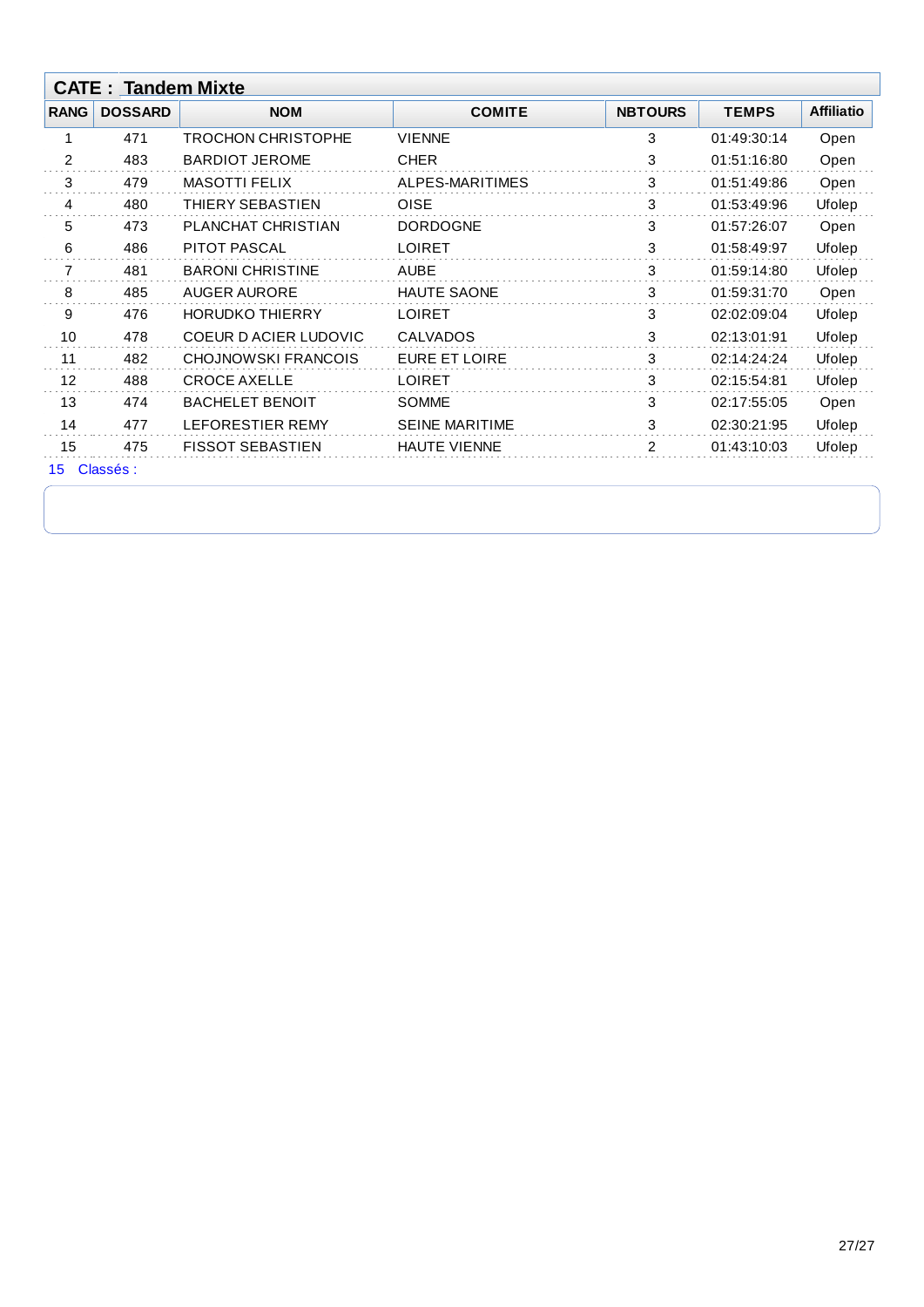## CATE : Tandem Mixte

| RANG | DOSSARD | NOM | COMITE | NBTOURS | TEMPS | Affiliatio |
|---|---|---|---|---|---|---|
| 1 | 471 | TROCHON CHRISTOPHE | VIENNE | 3 | 01:49:30:14 | Open |
| 2 | 483 | BARDIOT JEROME | CHER | 3 | 01:51:16:80 | Open |
| 3 | 479 | MASOTTI FELIX | ALPES-MARITIMES | 3 | 01:51:49:86 | Open |
| 4 | 480 | THIERY SEBASTIEN | OISE | 3 | 01:53:49:96 | Ufolep |
| 5 | 473 | PLANCHAT CHRISTIAN | DORDOGNE | 3 | 01:57:26:07 | Open |
| 6 | 486 | PITOT PASCAL | LOIRET | 3 | 01:58:49:97 | Ufolep |
| 7 | 481 | BARONI CHRISTINE | AUBE | 3 | 01:59:14:80 | Ufolep |
| 8 | 485 | AUGER AURORE | HAUTE SAONE | 3 | 01:59:31:70 | Open |
| 9 | 476 | HORUDKO THIERRY | LOIRET | 3 | 02:02:09:04 | Ufolep |
| 10 | 478 | COEUR D ACIER LUDOVIC | CALVADOS | 3 | 02:13:01:91 | Ufolep |
| 11 | 482 | CHOJNOWSKI FRANCOIS | EURE ET LOIRE | 3 | 02:14:24:24 | Ufolep |
| 12 | 488 | CROCE AXELLE | LOIRET | 3 | 02:15:54:81 | Ufolep |
| 13 | 474 | BACHELET BENOIT | SOMME | 3 | 02:17:55:05 | Open |
| 14 | 477 | LEFORESTIER REMY | SEINE MARITIME | 3 | 02:30:21:95 | Ufolep |
| 15 | 475 | FISSOT SEBASTIEN | HAUTE VIENNE | 2 | 01:43:10:03 | Ufolep |

15 Classés :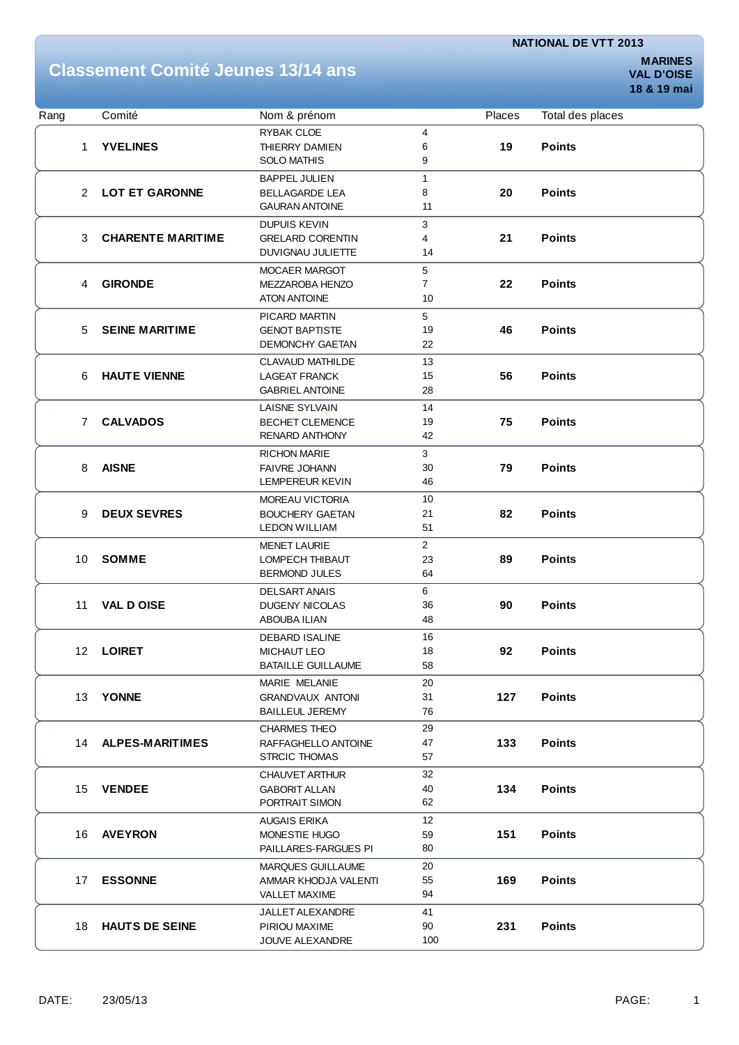NATIONAL DE VTT 2013

# Classement Comité Jeunes 13/14 ans

**MARINES**
**VAL D'OISE**
**18 & 19 mai**

| Rang | Comité | Nom & prénom | Places | Total des places | |
|---|---|---|---|---|---|
| 1 | **YVELINES** | RYBAK CLOE | 4 | **19** | **Points** |
| | | THIERRY DAMIEN | 6 | | |
| | | SOLO MATHIS | 9 | | |
| 2 | **LOT ET GARONNE** | BAPPEL JULIEN | 1 | **20** | **Points** |
| | | BELLAGARDE LEA | 8 | | |
| | | GAURAN ANTOINE | 11 | | |
| 3 | **CHARENTE MARITIME** | DUPUIS KEVIN | 3 | **21** | **Points** |
| | | GRELARD CORENTIN | 4 | | |
| | | DUVIGNAU JULIETTE | 14 | | |
| 4 | **GIRONDE** | MOCAER MARGOT | 5 | **22** | **Points** |
| | | MEZZAROBA HENZO | 7 | | |
| | | ATON ANTOINE | 10 | | |
| 5 | **SEINE MARITIME** | PICARD MARTIN | 5 | **46** | **Points** |
| | | GENOT BAPTISTE | 19 | | |
| | | DEMONCHY GAETAN | 22 | | |
| 6 | **HAUTE VIENNE** | CLAVAUD MATHILDE | 13 | **56** | **Points** |
| | | LAGEAT FRANCK | 15 | | |
| | | GABRIEL ANTOINE | 28 | | |
| 7 | **CALVADOS** | LAISNE SYLVAIN | 14 | **75** | **Points** |
| | | BECHET CLEMENCE | 19 | | |
| | | RENARD ANTHONY | 42 | | |
| 8 | **AISNE** | RICHON MARIE | 3 | **79** | **Points** |
| | | FAIVRE JOHANN | 30 | | |
| | | LEMPEREUR KEVIN | 46 | | |
| 9 | **DEUX SEVRES** | MOREAU VICTORIA | 10 | **82** | **Points** |
| | | BOUCHERY GAETAN | 21 | | |
| | | LEDON WILLIAM | 51 | | |
| 10 | **SOMME** | MENET LAURIE | 2 | **89** | **Points** |
| | | LOMPECH THIBAUT | 23 | | |
| | | BERMOND JULES | 64 | | |
| 11 | **VAL D OISE** | DELSART ANAIS | 6 | **90** | **Points** |
| | | DUGENY NICOLAS | 36 | | |
| | | ABOUBA ILIAN | 48 | | |
| 12 | **LOIRET** | DEBARD ISALINE | 16 | **92** | **Points** |
| | | MICHAUT LEO | 18 | | |
| | | BATAILLE GUILLAUME | 58 | | |
| 13 | **YONNE** | MARIE MELANIE | 20 | **127** | **Points** |
| | | GRANDVAUX ANTONI | 31 | | |
| | | BAILLEUL JEREMY | 76 | | |
| 14 | **ALPES-MARITIMES** | CHARMES THEO | 29 | **133** | **Points** |
| | | RAFFAGHELLO ANTOINE | 47 | | |
| | | STRCIC THOMAS | 57 | | |
| 15 | **VENDEE** | CHAUVET ARTHUR | 32 | **134** | **Points** |
| | | GABORIT ALLAN | 40 | | |
| | | PORTRAIT SIMON | 62 | | |
| 16 | **AVEYRON** | AUGAIS ERIKA | 12 | **151** | **Points** |
| | | MONESTIE HUGO | 59 | | |
| | | PAILLARES-FARGUES PI | 80 | | |
| 17 | **ESSONNE** | MARQUES GUILLAUME | 20 | **169** | **Points** |
| | | AMMAR KHODJA VALENTI | 55 | | |
| | | VALLET MAXIME | 94 | | |
| 18 | **HAUTS DE SEINE** | JALLET ALEXANDRE | 41 | **231** | **Points** |
| | | PIRIOU MAXIME | 90 | | |
| | | JOUVE ALEXANDRE | 100 | | |

DATE: 23/05/13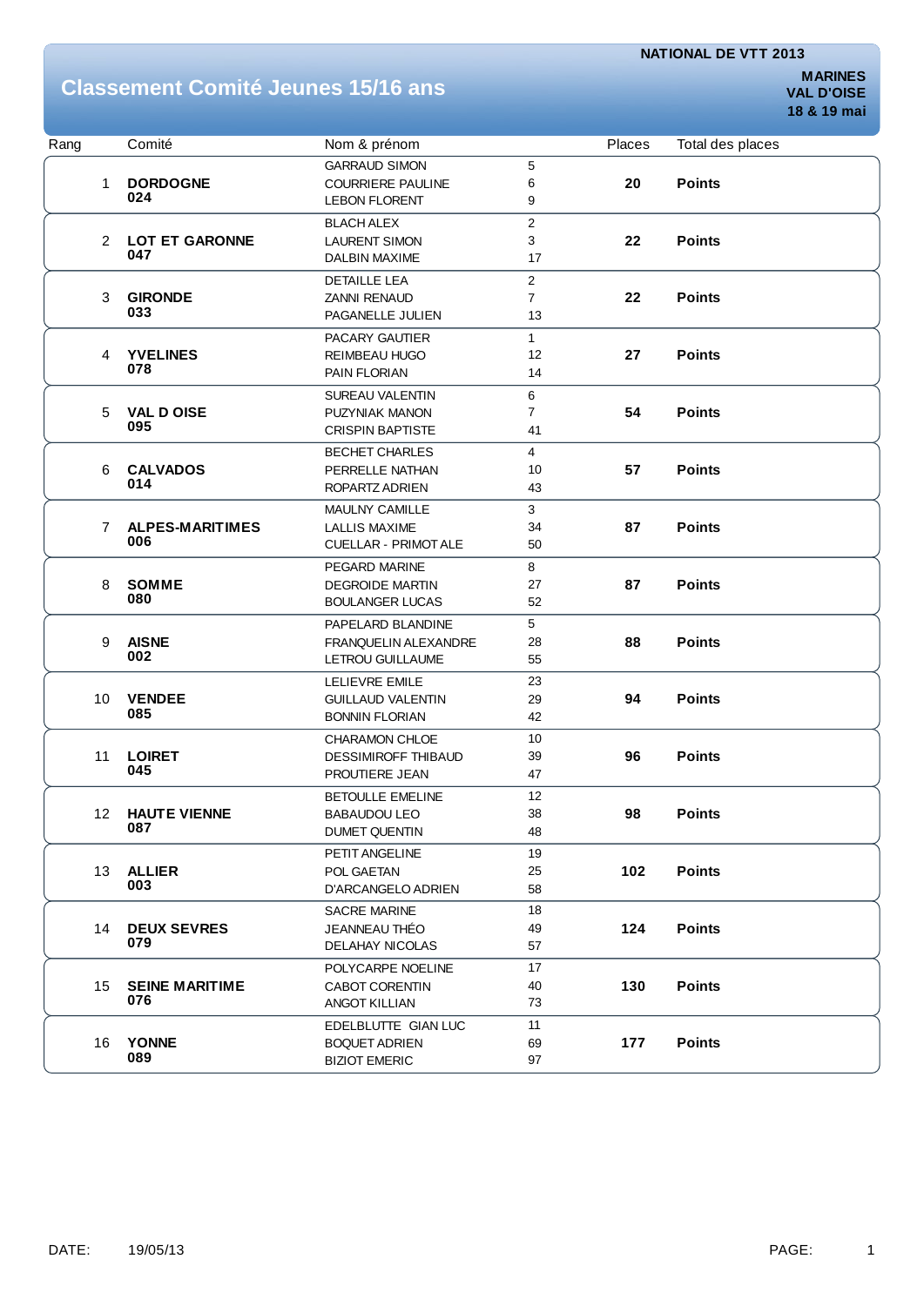# Classement Comité Jeunes 15/16 ans

**NATIONAL DE VTT 2013**

**MARINES**
**VAL D'OISE**
**18 & 19 mai**

| Rang | Comité | Nom & prénom | | Places | Total des places |
|---|---|---|---|---|---|
| 1 | **DORDOGNE 024** | GARRAUD SIMON<br>COURRIERE PAULINE<br>LEBON FLORENT | 5<br>6<br>9 | **20** | **Points** |
| 2 | **LOT ET GARONNE 047** | BLACH ALEX<br>LAURENT SIMON<br>DALBIN MAXIME | 2<br>3<br>17 | **22** | **Points** |
| 3 | **GIRONDE 033** | DETAILLE LEA<br>ZANNI RENAUD<br>PAGANELLE JULIEN | 2<br>7<br>13 | **22** | **Points** |
| 4 | **YVELINES 078** | PACARY GAUTIER<br>REIMBEAU HUGO<br>PAIN FLORIAN | 1<br>12<br>14 | **27** | **Points** |
| 5 | **VAL D OISE 095** | SUREAU VALENTIN<br>PUZYNIAK MANON<br>CRISPIN BAPTISTE | 6<br>7<br>41 | **54** | **Points** |
| 6 | **CALVADOS 014** | BECHET CHARLES<br>PERRELLE NATHAN<br>ROPARTZ ADRIEN | 4<br>10<br>43 | **57** | **Points** |
| 7 | **ALPES-MARITIMES 006** | MAULNY CAMILLE<br>LALLIS MAXIME<br>CUELLAR - PRIMOT ALE | 3<br>34<br>50 | **87** | **Points** |
| 8 | **SOMME 080** | PEGARD MARINE<br>DEGROIDE MARTIN<br>BOULANGER LUCAS | 8<br>27<br>52 | **87** | **Points** |
| 9 | **AISNE 002** | PAPELARD BLANDINE<br>FRANQUELIN ALEXANDRE<br>LETROU GUILLAUME | 5<br>28<br>55 | **88** | **Points** |
| 10 | **VENDEE 085** | LELIEVRE EMILE<br>GUILLAUD VALENTIN<br>BONNIN FLORIAN | 23<br>29<br>42 | **94** | **Points** |
| 11 | **LOIRET 045** | CHARAMON CHLOE<br>DESSIMIROFF THIBAUD<br>PROUTIERE JEAN | 10<br>39<br>47 | **96** | **Points** |
| 12 | **HAUTE VIENNE 087** | BETOULLE EMELINE<br>BABAUDOU LEO<br>DUMET QUENTIN | 12<br>38<br>48 | **98** | **Points** |
| 13 | **ALLIER 003** | PETIT ANGELINE<br>POL GAETAN<br>D'ARCANGELO ADRIEN | 19<br>25<br>58 | **102** | **Points** |
| 14 | **DEUX SEVRES 079** | SACRE MARINE<br>JEANNEAU THÉO<br>DELAHAY NICOLAS | 18<br>49<br>57 | **124** | **Points** |
| 15 | **SEINE MARITIME 076** | POLYCARPE NOELINE<br>CABOT CORENTIN<br>ANGOT KILLIAN | 17<br>40<br>73 | **130** | **Points** |
| 16 | **YONNE 089** | EDELBLUTTE GIAN LUC<br>BOQUET ADRIEN<br>BIZIOT EMERIC | 11<br>69<br>97 | **177** | **Points** |

DATE: 19/05/13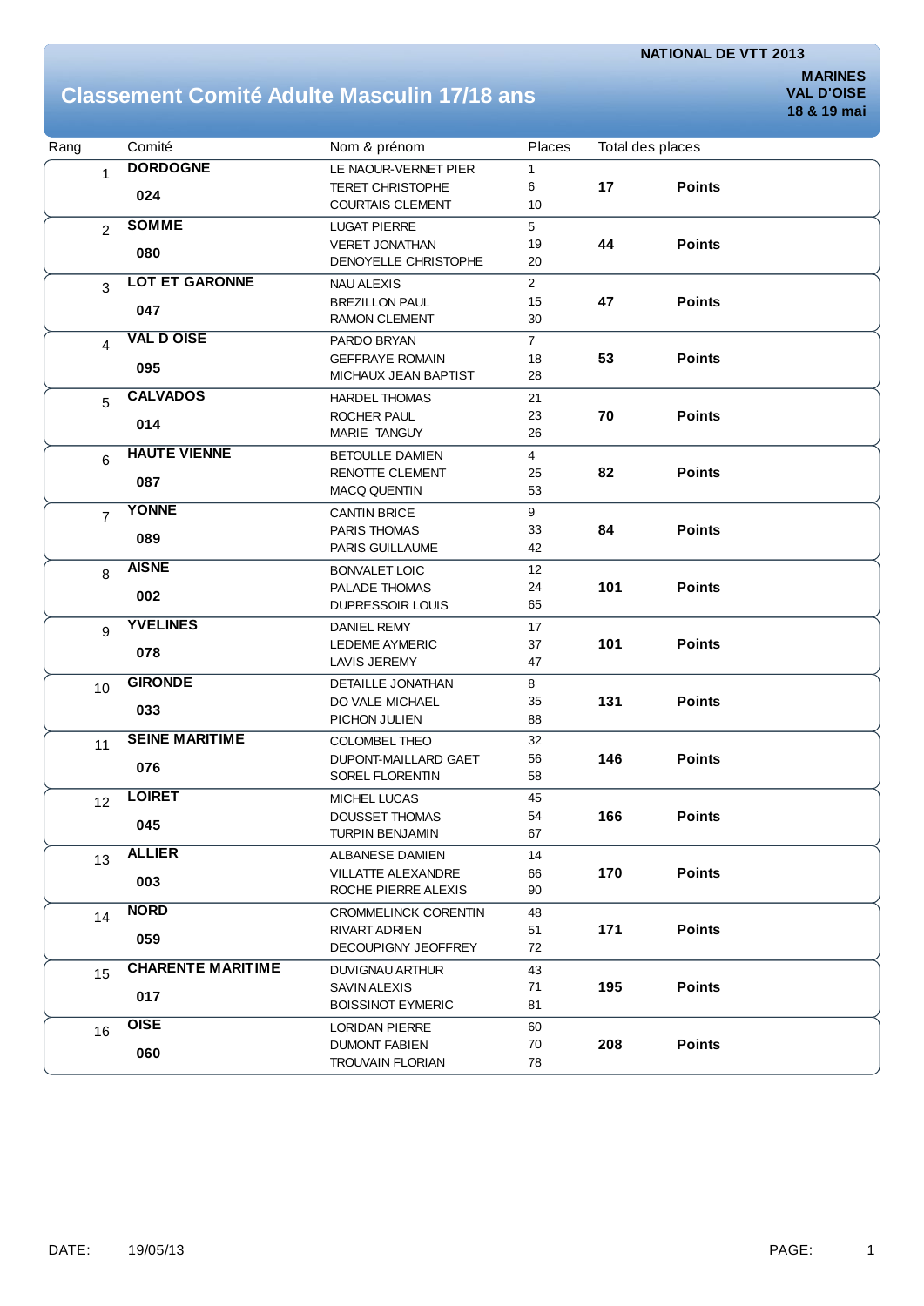NATIONAL DE VTT 2013

MARINES
VAL D'OISE
18 & 19 mai

# Classement Comité Adulte Masculin 17/18 ans

| Rang | Comité | Nom & prénom | Places | Total des places | |
|---|---|---|---|---|---|
| 1 | **DORDOGNE** **024** | LE NAOUR-VERNET PIER<br>TERET CHRISTOPHE<br>COURTAIS CLEMENT | 1<br>6<br>10 | **17** | **Points** |
| 2 | **SOMME** **080** | LUGAT PIERRE<br>VERET JONATHAN<br>DENOYELLE CHRISTOPHE | 5<br>19<br>20 | **44** | **Points** |
| 3 | **LOT ET GARONNE** **047** | NAU ALEXIS<br>BREZILLON PAUL<br>RAMON CLEMENT | 2<br>15<br>30 | **47** | **Points** |
| 4 | **VAL D OISE** **095** | PARDO BRYAN<br>GEFFRAYE ROMAIN<br>MICHAUX JEAN BAPTIST | 7<br>18<br>28 | **53** | **Points** |
| 5 | **CALVADOS** **014** | HARDEL THOMAS<br>ROCHER PAUL<br>MARIE TANGUY | 21<br>23<br>26 | **70** | **Points** |
| 6 | **HAUTE VIENNE** **087** | BETOULLE DAMIEN<br>RENOTTE CLEMENT<br>MACQ QUENTIN | 4<br>25<br>53 | **82** | **Points** |
| 7 | **YONNE** **089** | CANTIN BRICE<br>PARIS THOMAS<br>PARIS GUILLAUME | 9<br>33<br>42 | **84** | **Points** |
| 8 | **AISNE** **002** | BONVALET LOIC<br>PALADE THOMAS<br>DUPRESSOIR LOUIS | 12<br>24<br>65 | **101** | **Points** |
| 9 | **YVELINES** **078** | DANIEL REMY<br>LEDEME AYMERIC<br>LAVIS JEREMY | 17<br>37<br>47 | **101** | **Points** |
| 10 | **GIRONDE** **033** | DETAILLE JONATHAN<br>DO VALE MICHAEL<br>PICHON JULIEN | 8<br>35<br>88 | **131** | **Points** |
| 11 | **SEINE MARITIME** **076** | COLOMBEL THEO<br>DUPONT-MAILLARD GAET<br>SOREL FLORENTIN | 32<br>56<br>58 | **146** | **Points** |
| 12 | **LOIRET** **045** | MICHEL LUCAS<br>DOUSSET THOMAS<br>TURPIN BENJAMIN | 45<br>54<br>67 | **166** | **Points** |
| 13 | **ALLIER** **003** | ALBANESE DAMIEN<br>VILLATTE ALEXANDRE<br>ROCHE PIERRE ALEXIS | 14<br>66<br>90 | **170** | **Points** |
| 14 | **NORD** **059** | CROMMELINCK CORENTIN<br>RIVART ADRIEN<br>DECOUPIGNY JEOFFREY | 48<br>51<br>72 | **171** | **Points** |
| 15 | **CHARENTE MARITIME** **017** | DUVIGNAU ARTHUR<br>SAVIN ALEXIS<br>BOISSINOT EYMERIC | 43<br>71<br>81 | **195** | **Points** |
| 16 | **OISE** **060** | LORIDAN PIERRE<br>DUMONT FABIEN<br>TROUVAIN FLORIAN | 60<br>70<br>78 | **208** | **Points** |

DATE: 19/05/13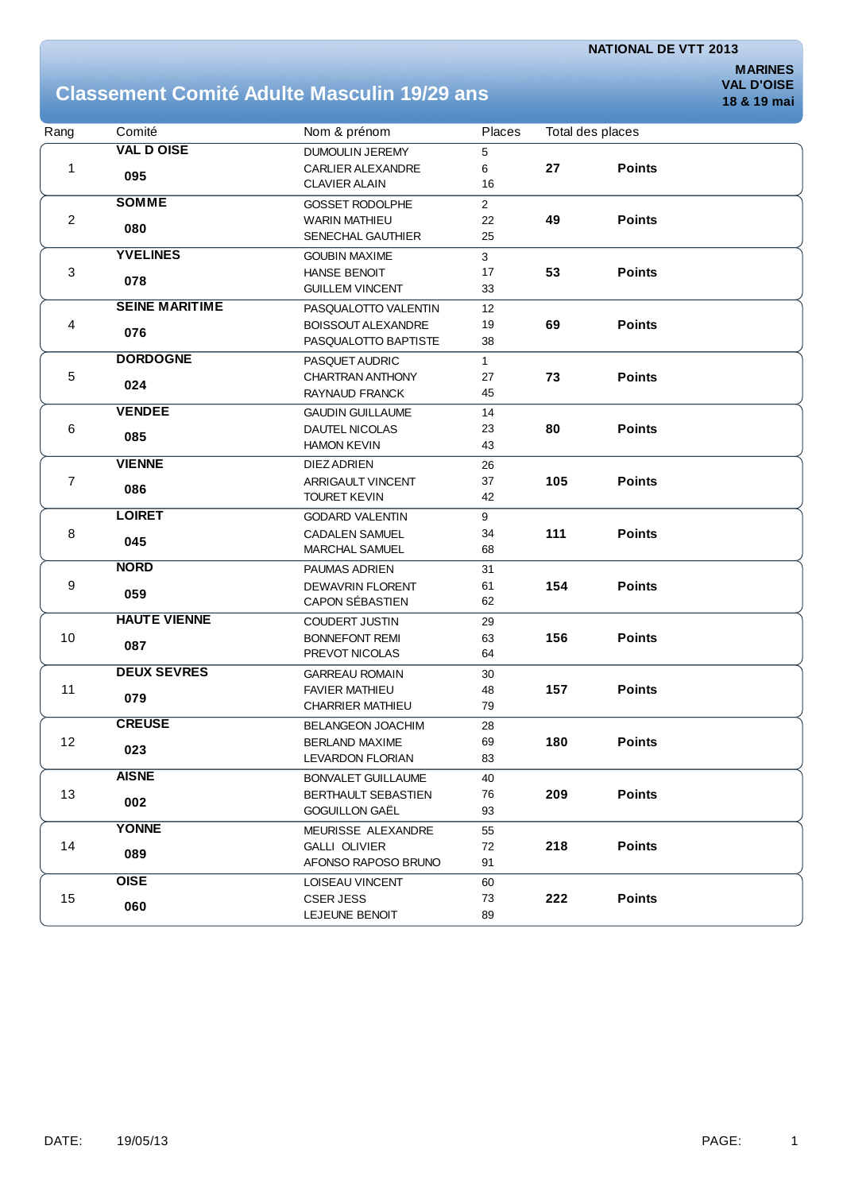NATIONAL DE VTT 2013

**MARINES**
**VAL D'OISE**
**18 & 19 mai**

# Classement Comité Adulte Masculin 19/29 ans

| Rang | Comité | Nom & prénom | Places | Total des places | |
|---|---|---|---|---|---|
| 1 | **VAL D OISE** **095** | DUMOULIN JEREMY<br>CARLIER ALEXANDRE<br>CLAVIER ALAIN | 5<br>6<br>16 | **27** | **Points** |
| 2 | **SOMME** **080** | GOSSET RODOLPHE<br>WARIN MATHIEU<br>SENECHAL GAUTHIER | 2<br>22<br>25 | **49** | **Points** |
| 3 | **YVELINES** **078** | GOUBIN MAXIME<br>HANSE BENOIT<br>GUILLEM VINCENT | 3<br>17<br>33 | **53** | **Points** |
| 4 | **SEINE MARITIME** **076** | PASQUALOTTO VALENTIN<br>BOISSOUT ALEXANDRE<br>PASQUALOTTO BAPTISTE | 12<br>19<br>38 | **69** | **Points** |
| 5 | **DORDOGNE** **024** | PASQUET AUDRIC<br>CHARTRAN ANTHONY<br>RAYNAUD FRANCK | 1<br>27<br>45 | **73** | **Points** |
| 6 | **VENDEE** **085** | GAUDIN GUILLAUME<br>DAUTEL NICOLAS<br>HAMON KEVIN | 14<br>23<br>43 | **80** | **Points** |
| 7 | **VIENNE** **086** | DIEZ ADRIEN<br>ARRIGAULT VINCENT<br>TOURET KEVIN | 26<br>37<br>42 | **105** | **Points** |
| 8 | **LOIRET** **045** | GODARD VALENTIN<br>CADALEN SAMUEL<br>MARCHAL SAMUEL | 9<br>34<br>68 | **111** | **Points** |
| 9 | **NORD** **059** | PAUMAS ADRIEN<br>DEWAVRIN FLORENT<br>CAPON SÉBASTIEN | 31<br>61<br>62 | **154** | **Points** |
| 10 | **HAUTE VIENNE** **087** | COUDERT JUSTIN<br>BONNEFONT REMI<br>PREVOT NICOLAS | 29<br>63<br>64 | **156** | **Points** |
| 11 | **DEUX SEVRES** **079** | GARREAU ROMAIN<br>FAVIER MATHIEU<br>CHARRIER MATHIEU | 30<br>48<br>79 | **157** | **Points** |
| 12 | **CREUSE** **023** | BELANGEON JOACHIM<br>BERLAND MAXIME<br>LEVARDON FLORIAN | 28<br>69<br>83 | **180** | **Points** |
| 13 | **AISNE** **002** | BONVALET GUILLAUME<br>BERTHAULT SEBASTIEN<br>GOGUILLON GAËL | 40<br>76<br>93 | **209** | **Points** |
| 14 | **YONNE** **089** | MEURISSE ALEXANDRE<br>GALLI OLIVIER<br>AFONSO RAPOSO BRUNO | 55<br>72<br>91 | **218** | **Points** |
| 15 | **OISE** **060** | LOISEAU VINCENT<br>CSER JESS<br>LEJEUNE BENOIT | 60<br>73<br>89 | **222** | **Points** |

DATE: 19/05/13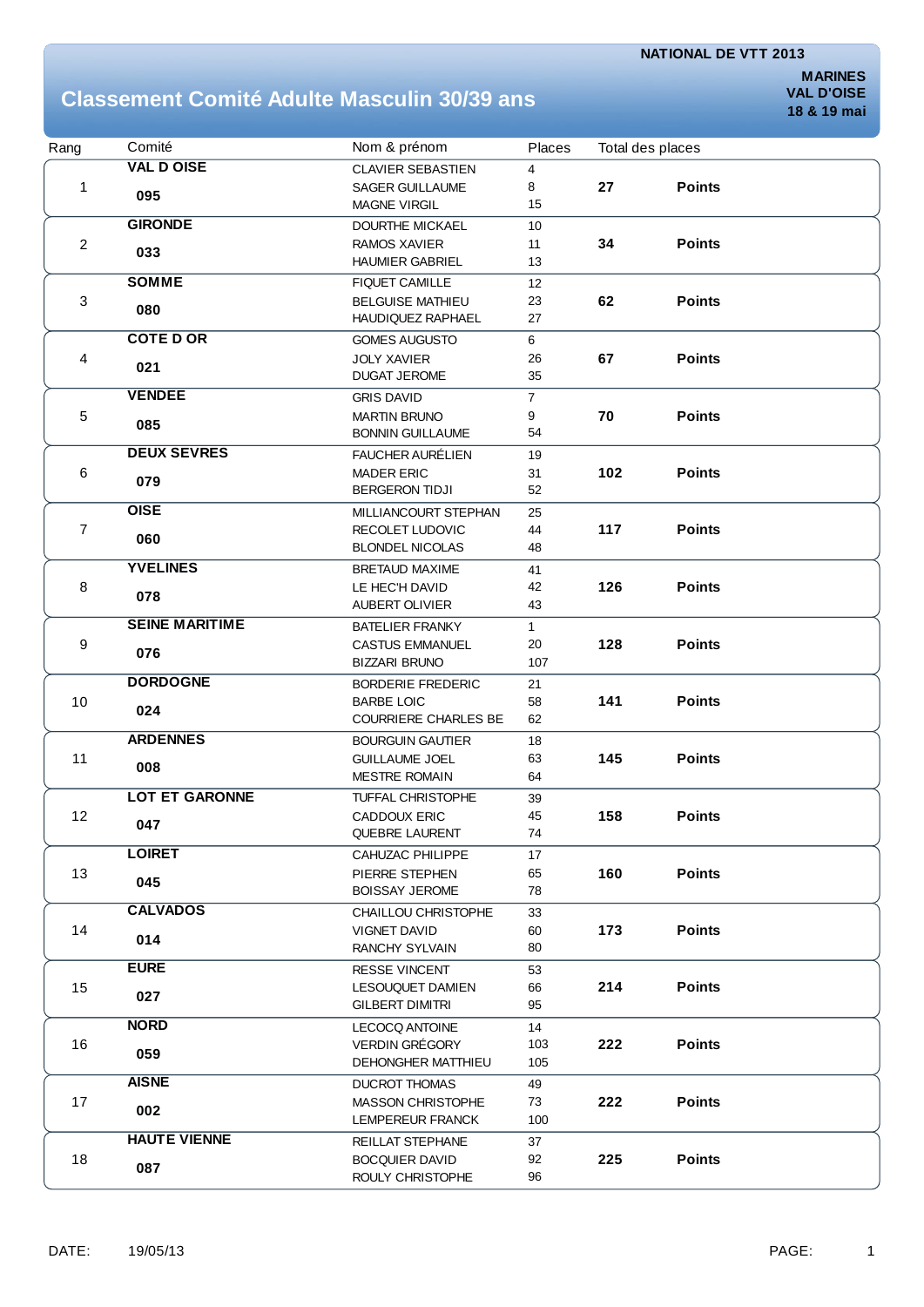**NATIONAL DE VTT 2013**

**MARINES**
**VAL D'OISE**
**18 & 19 mai**

# Classement Comité Adulte Masculin 30/39 ans

| Rang | Comité | Nom & prénom | Places | Total des places | |
|---|---|---|---|---|---|
| 1 | **VAL D OISE** **095** | CLAVIER SEBASTIEN<br>SAGER GUILLAUME<br>MAGNE VIRGIL | 4<br>8<br>15 | **27** | **Points** |
| 2 | **GIRONDE** **033** | DOURTHE MICKAEL<br>RAMOS XAVIER<br>HAUMIER GABRIEL | 10<br>11<br>13 | **34** | **Points** |
| 3 | **SOMME** **080** | FIQUET CAMILLE<br>BELGUISE MATHIEU<br>HAUDIQUEZ RAPHAEL | 12<br>23<br>27 | **62** | **Points** |
| 4 | **COTE D OR** **021** | GOMES AUGUSTO<br>JOLY XAVIER<br>DUGAT JEROME | 6<br>26<br>35 | **67** | **Points** |
| 5 | **VENDEE** **085** | GRIS DAVID<br>MARTIN BRUNO<br>BONNIN GUILLAUME | 7<br>9<br>54 | **70** | **Points** |
| 6 | **DEUX SEVRES** **079** | FAUCHER AURÉLIEN<br>MADER ERIC<br>BERGERON TIDJI | 19<br>31<br>52 | **102** | **Points** |
| 7 | **OISE** **060** | MILLIANCOURT STEPHAN<br>RECOLET LUDOVIC<br>BLONDEL NICOLAS | 25<br>44<br>48 | **117** | **Points** |
| 8 | **YVELINES** **078** | BRETAUD MAXIME<br>LE HEC'H DAVID<br>AUBERT OLIVIER | 41<br>42<br>43 | **126** | **Points** |
| 9 | **SEINE MARITIME** **076** | BATELIER FRANKY<br>CASTUS EMMANUEL<br>BIZZARI BRUNO | 1<br>20<br>107 | **128** | **Points** |
| 10 | **DORDOGNE** **024** | BORDERIE FREDERIC<br>BARBE LOIC<br>COURRIERE CHARLES BE | 21<br>58<br>62 | **141** | **Points** |
| 11 | **ARDENNES** **008** | BOURGUIN GAUTIER<br>GUILLAUME JOEL<br>MESTRE ROMAIN | 18<br>63<br>64 | **145** | **Points** |
| 12 | **LOT ET GARONNE** **047** | TUFFAL CHRISTOPHE<br>CADDOUX ERIC<br>QUEBRE LAURENT | 39<br>45<br>74 | **158** | **Points** |
| 13 | **LOIRET** **045** | CAHUZAC PHILIPPE<br>PIERRE STEPHEN<br>BOISSAY JEROME | 17<br>65<br>78 | **160** | **Points** |
| 14 | **CALVADOS** **014** | CHAILLOU CHRISTOPHE<br>VIGNET DAVID<br>RANCHY SYLVAIN | 33<br>60<br>80 | **173** | **Points** |
| 15 | **EURE** **027** | RESSE VINCENT<br>LESOUQUET DAMIEN<br>GILBERT DIMITRI | 53<br>66<br>95 | **214** | **Points** |
| 16 | **NORD** **059** | LECOCQ ANTOINE<br>VERDIN GRÉGORY<br>DEHONGHER MATTHIEU | 14<br>103<br>105 | **222** | **Points** |
| 17 | **AISNE** **002** | DUCROT THOMAS<br>MASSON CHRISTOPHE<br>LEMPEREUR FRANCK | 49<br>73<br>100 | **222** | **Points** |
| 18 | **HAUTE VIENNE** **087** | REILLAT STEPHANE<br>BOCQUIER DAVID<br>ROULY CHRISTOPHE | 37<br>92<br>96 | **225** | **Points** |

DATE: 19/05/13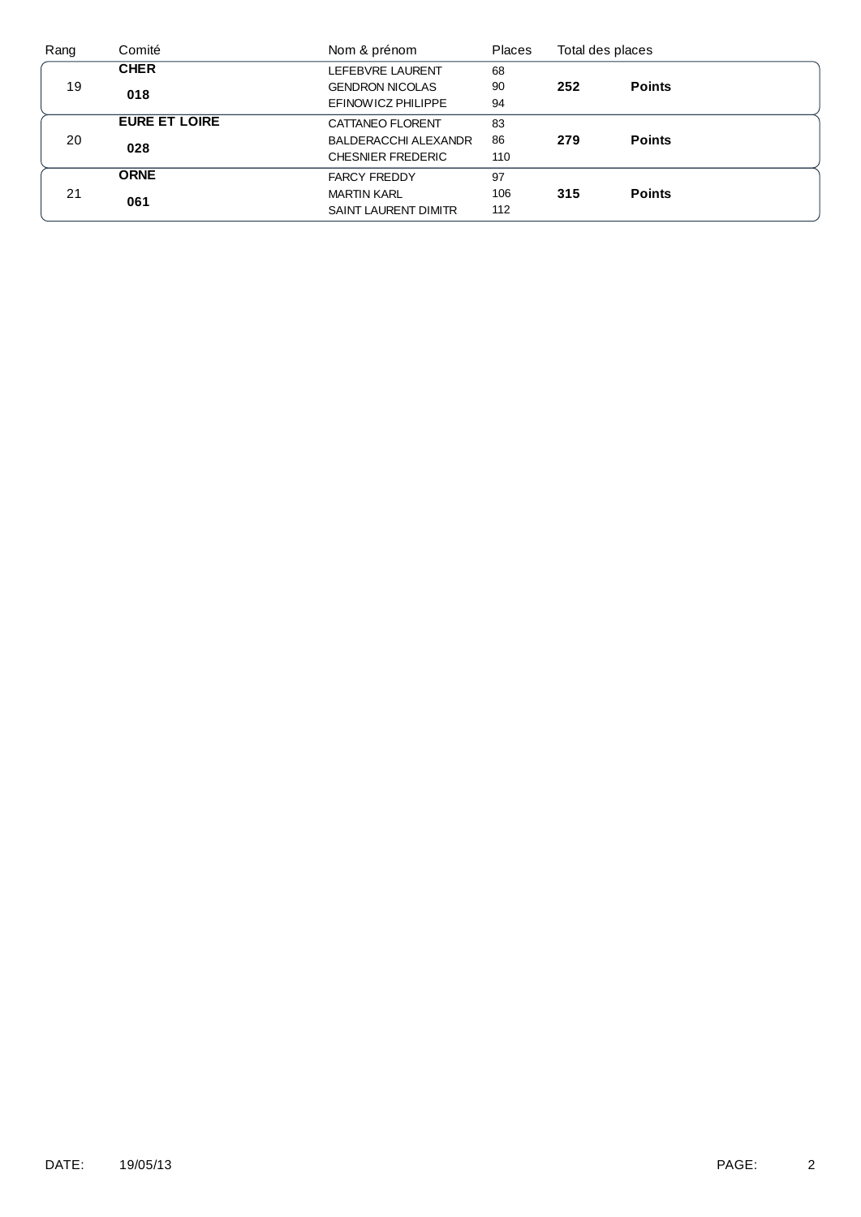| Rang | Comité | Nom & prénom | Places | Total des places | |
|---|---|---|---|---|---|
| 19 | **CHER** **018** | LEFEBVRE LAURENT | 68 | **252** | **Points** |
| | | GENDRON NICOLAS | 90 | | |
| | | EFINOWICZ PHILIPPE | 94 | | |
| 20 | **EURE ET LOIRE** **028** | CATTANEO FLORENT | 83 | **279** | **Points** |
| | | BALDERACCHI ALEXANDR | 86 | | |
| | | CHESNIER FREDERIC | 110 | | |
| 21 | **ORNE** **061** | FARCY FREDDY | 97 | **315** | **Points** |
| | | MARTIN KARL | 106 | | |
| | | SAINT LAURENT DIMITR | 112 | | |

DATE: 19/05/13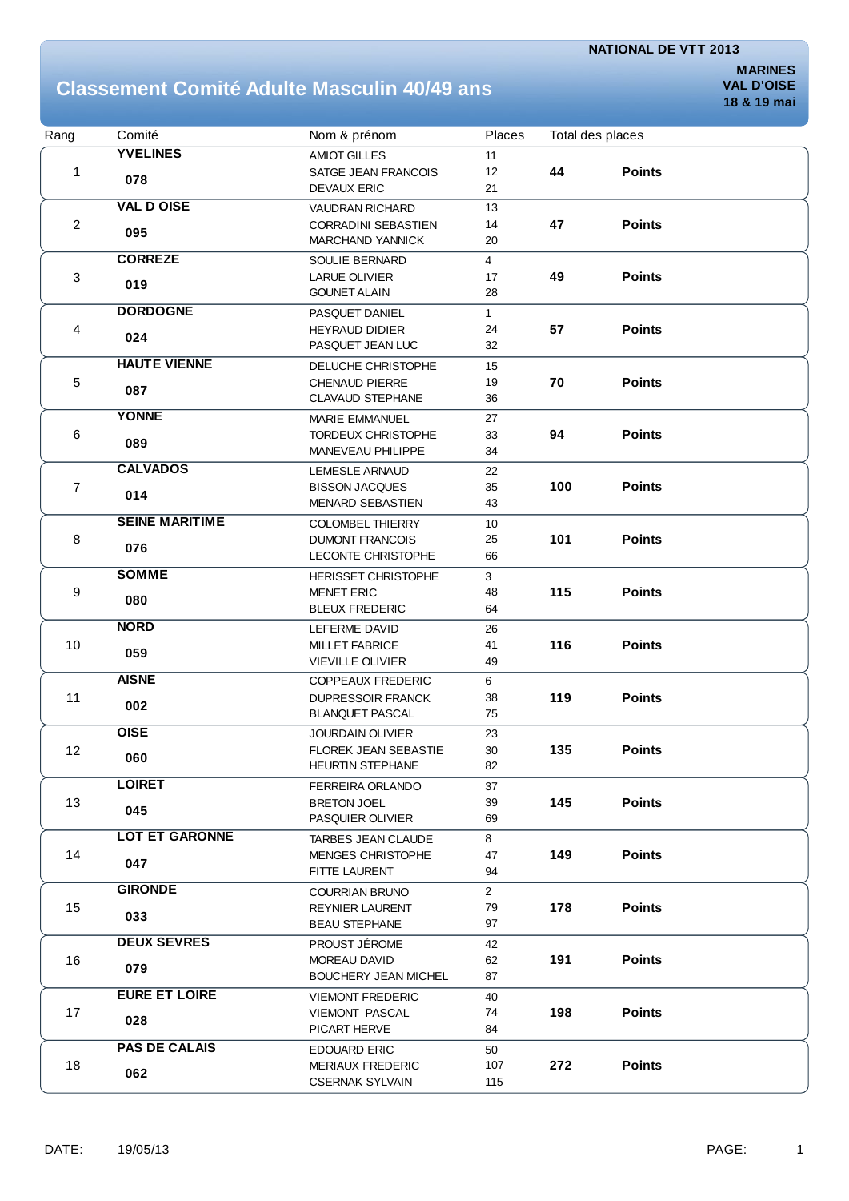NATIONAL DE VTT 2013

MARINES
VAL D'OISE
18 & 19 mai

# Classement Comité Adulte Masculin 40/49 ans

| Rang | Comité | Nom & prénom | Places | Total des places | |
|---|---|---|---|---|---|
| 1 | **YVELINES** **078** | AMIOT GILLES<br>SATGE JEAN FRANCOIS<br>DEVAUX ERIC | 11<br>12<br>21 | **44** | **Points** |
| 2 | **VAL D OISE** **095** | VAUDRAN RICHARD<br>CORRADINI SEBASTIEN<br>MARCHAND YANNICK | 13<br>14<br>20 | **47** | **Points** |
| 3 | **CORREZE** **019** | SOULIE BERNARD<br>LARUE OLIVIER<br>GOUNET ALAIN | 4<br>17<br>28 | **49** | **Points** |
| 4 | **DORDOGNE** **024** | PASQUET DANIEL<br>HEYRAUD DIDIER<br>PASQUET JEAN LUC | 1<br>24<br>32 | **57** | **Points** |
| 5 | **HAUTE VIENNE** **087** | DELUCHE CHRISTOPHE<br>CHENAUD PIERRE<br>CLAVAUD STEPHANE | 15<br>19<br>36 | **70** | **Points** |
| 6 | **YONNE** **089** | MARIE EMMANUEL<br>TORDEUX CHRISTOPHE<br>MANEVEAU PHILIPPE | 27<br>33<br>34 | **94** | **Points** |
| 7 | **CALVADOS** **014** | LEMESLE ARNAUD<br>BISSON JACQUES<br>MENARD SEBASTIEN | 22<br>35<br>43 | **100** | **Points** |
| 8 | **SEINE MARITIME** **076** | COLOMBEL THIERRY<br>DUMONT FRANCOIS<br>LECONTE CHRISTOPHE | 10<br>25<br>66 | **101** | **Points** |
| 9 | **SOMME** **080** | HERISSET CHRISTOPHE<br>MENET ERIC<br>BLEUX FREDERIC | 3<br>48<br>64 | **115** | **Points** |
| 10 | **NORD** **059** | LEFERME DAVID<br>MILLET FABRICE<br>VIEVILLE OLIVIER | 26<br>41<br>49 | **116** | **Points** |
| 11 | **AISNE** **002** | COPPEAUX FREDERIC<br>DUPRESSOIR FRANCK<br>BLANQUET PASCAL | 6<br>38<br>75 | **119** | **Points** |
| 12 | **OISE** **060** | JOURDAIN OLIVIER<br>FLOREK JEAN SEBASTIE<br>HEURTIN STEPHANE | 23<br>30<br>82 | **135** | **Points** |
| 13 | **LOIRET** **045** | FERREIRA ORLANDO<br>BRETON JOEL<br>PASQUIER OLIVIER | 37<br>39<br>69 | **145** | **Points** |
| 14 | **LOT ET GARONNE** **047** | TARBES JEAN CLAUDE<br>MENGES CHRISTOPHE<br>FITTE LAURENT | 8<br>47<br>94 | **149** | **Points** |
| 15 | **GIRONDE** **033** | COURRIAN BRUNO<br>REYNIER LAURENT<br>BEAU STEPHANE | 2<br>79<br>97 | **178** | **Points** |
| 16 | **DEUX SEVRES** **079** | PROUST JÉROME<br>MOREAU DAVID<br>BOUCHERY JEAN MICHEL | 42<br>62<br>87 | **191** | **Points** |
| 17 | **EURE ET LOIRE** **028** | VIEMONT FREDERIC<br>VIEMONT PASCAL<br>PICART HERVE | 40<br>74<br>84 | **198** | **Points** |
| 18 | **PAS DE CALAIS** **062** | EDOUARD ERIC<br>MERIAUX FREDERIC<br>CSERNAK SYLVAIN | 50<br>107<br>115 | **272** | **Points** |

DATE: 19/05/13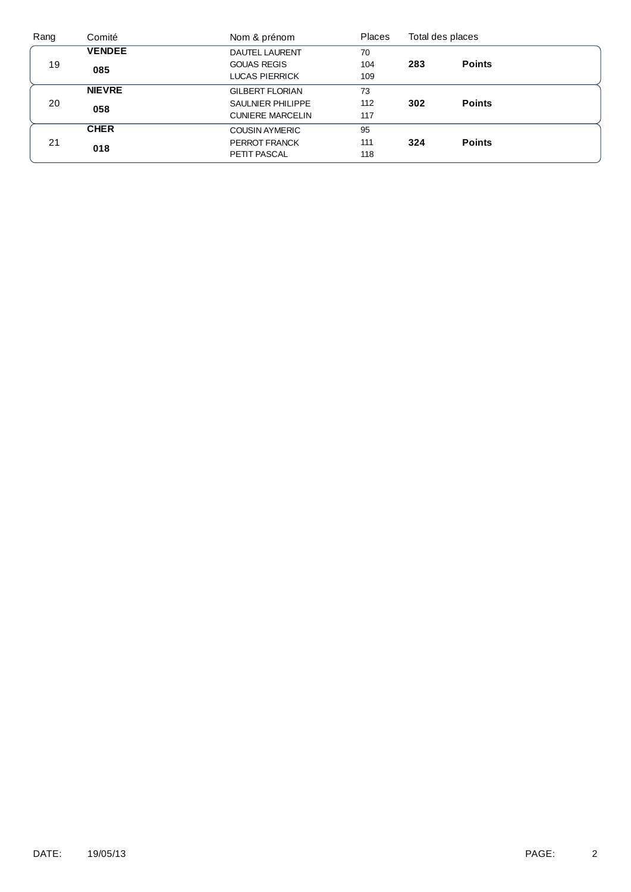| Rang | Comité | Nom & prénom | Places | Total des places | |
|---|---|---|---|---|---|
| 19 | **VENDEE** **085** | DAUTEL LAURENT | 70 | **283** | **Points** |
| | | GOUAS REGIS | 104 | | |
| | | LUCAS PIERRICK | 109 | | |
| 20 | **NIEVRE** **058** | GILBERT FLORIAN | 73 | **302** | **Points** |
| | | SAULNIER PHILIPPE | 112 | | |
| | | CUNIERE MARCELIN | 117 | | |
| 21 | **CHER** **018** | COUSIN AYMERIC | 95 | **324** | **Points** |
| | | PERROT FRANCK | 111 | | |
| | | PETIT PASCAL | 118 | | |

DATE: 19/05/13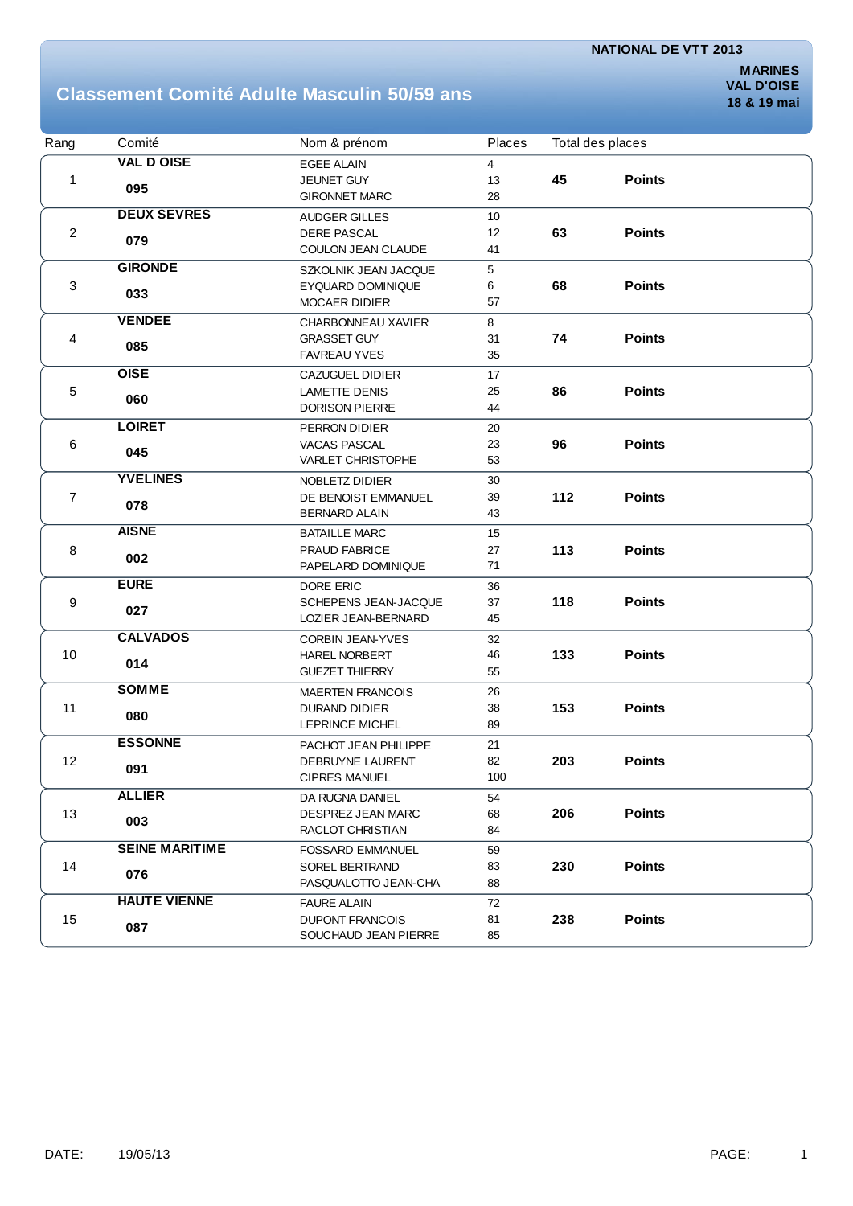NATIONAL DE VTT 2013

MARINES
VAL D'OISE
18 & 19 mai

# Classement Comité Adulte Masculin 50/59 ans

| Rang | Comité | Nom & prénom | Places | Total des places | |
|---|---|---|---|---|---|
| 1 | **VAL D OISE** **095** | EGEE ALAIN<br>JEUNET GUY<br>GIRONNET MARC | 4<br>13<br>28 | **45** | **Points** |
| 2 | **DEUX SEVRES** **079** | AUDGER GILLES<br>DERE PASCAL<br>COULON JEAN CLAUDE | 10<br>12<br>41 | **63** | **Points** |
| 3 | **GIRONDE** **033** | SZKOLNIK JEAN JACQUE<br>EYQUARD DOMINIQUE<br>MOCAER DIDIER | 5<br>6<br>57 | **68** | **Points** |
| 4 | **VENDEE** **085** | CHARBONNEAU XAVIER<br>GRASSET GUY<br>FAVREAU YVES | 8<br>31<br>35 | **74** | **Points** |
| 5 | **OISE** **060** | CAZUGUEL DIDIER<br>LAMETTE DENIS<br>DORISON PIERRE | 17<br>25<br>44 | **86** | **Points** |
| 6 | **LOIRET** **045** | PERRON DIDIER<br>VACAS PASCAL<br>VARLET CHRISTOPHE | 20<br>23<br>53 | **96** | **Points** |
| 7 | **YVELINES** **078** | NOBLETZ DIDIER<br>DE BENOIST EMMANUEL<br>BERNARD ALAIN | 30<br>39<br>43 | **112** | **Points** |
| 8 | **AISNE** **002** | BATAILLE MARC<br>PRAUD FABRICE<br>PAPELARD DOMINIQUE | 15<br>27<br>71 | **113** | **Points** |
| 9 | **EURE** **027** | DORE ERIC<br>SCHEPENS JEAN-JACQUE<br>LOZIER JEAN-BERNARD | 36<br>37<br>45 | **118** | **Points** |
| 10 | **CALVADOS** **014** | CORBIN JEAN-YVES<br>HAREL NORBERT<br>GUEZET THIERRY | 32<br>46<br>55 | **133** | **Points** |
| 11 | **SOMME** **080** | MAERTEN FRANCOIS<br>DURAND DIDIER<br>LEPRINCE MICHEL | 26<br>38<br>89 | **153** | **Points** |
| 12 | **ESSONNE** **091** | PACHOT JEAN PHILIPPE<br>DEBRUYNE LAURENT<br>CIPRES MANUEL | 21<br>82<br>100 | **203** | **Points** |
| 13 | **ALLIER** **003** | DA RUGNA DANIEL<br>DESPREZ JEAN MARC<br>RACLOT CHRISTIAN | 54<br>68<br>84 | **206** | **Points** |
| 14 | **SEINE MARITIME** **076** | FOSSARD EMMANUEL<br>SOREL BERTRAND<br>PASQUALOTTO JEAN-CHA | 59<br>83<br>88 | **230** | **Points** |
| 15 | **HAUTE VIENNE** **087** | FAURE ALAIN<br>DUPONT FRANCOIS<br>SOUCHAUD JEAN PIERRE | 72<br>81<br>85 | **238** | **Points** |

DATE: 19/05/13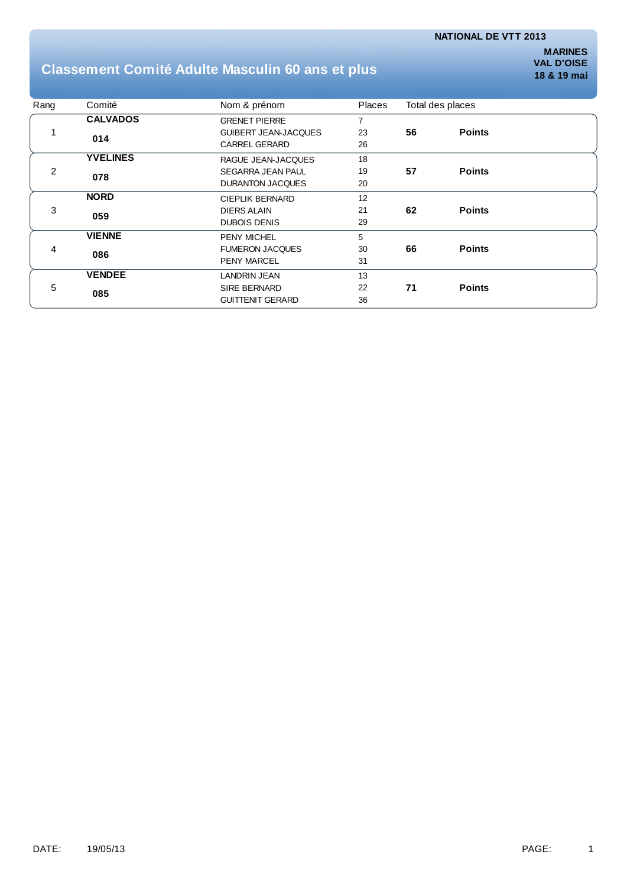NATIONAL DE VTT 2013

**MARINES**
**VAL D'OISE**
**18 & 19 mai**

## Classement Comité Adulte Masculin 60 ans et plus

| Rang | Comité | Nom & prénom | Places | Total des places | |
|---|---|---|---|---|---|
| 1 | **CALVADOS** 014 | GRENET PIERRE | 7 | **56** | **Points** |
| | | GUIBERT JEAN-JACQUES | 23 | | |
| | | CARREL GERARD | 26 | | |
| 2 | **YVELINES** 078 | RAGUE JEAN-JACQUES | 18 | **57** | **Points** |
| | | SEGARRA JEAN PAUL | 19 | | |
| | | DURANTON JACQUES | 20 | | |
| 3 | **NORD** 059 | CIEPLIK BERNARD | 12 | **62** | **Points** |
| | | DIERS ALAIN | 21 | | |
| | | DUBOIS DENIS | 29 | | |
| 4 | **VIENNE** 086 | PENY MICHEL | 5 | **66** | **Points** |
| | | FUMERON JACQUES | 30 | | |
| | | PENY MARCEL | 31 | | |
| 5 | **VENDEE** 085 | LANDRIN JEAN | 13 | **71** | **Points** |
| | | SIRE BERNARD | 22 | | |
| | | GUITTENIT GERARD | 36 | | |

DATE: 19/05/13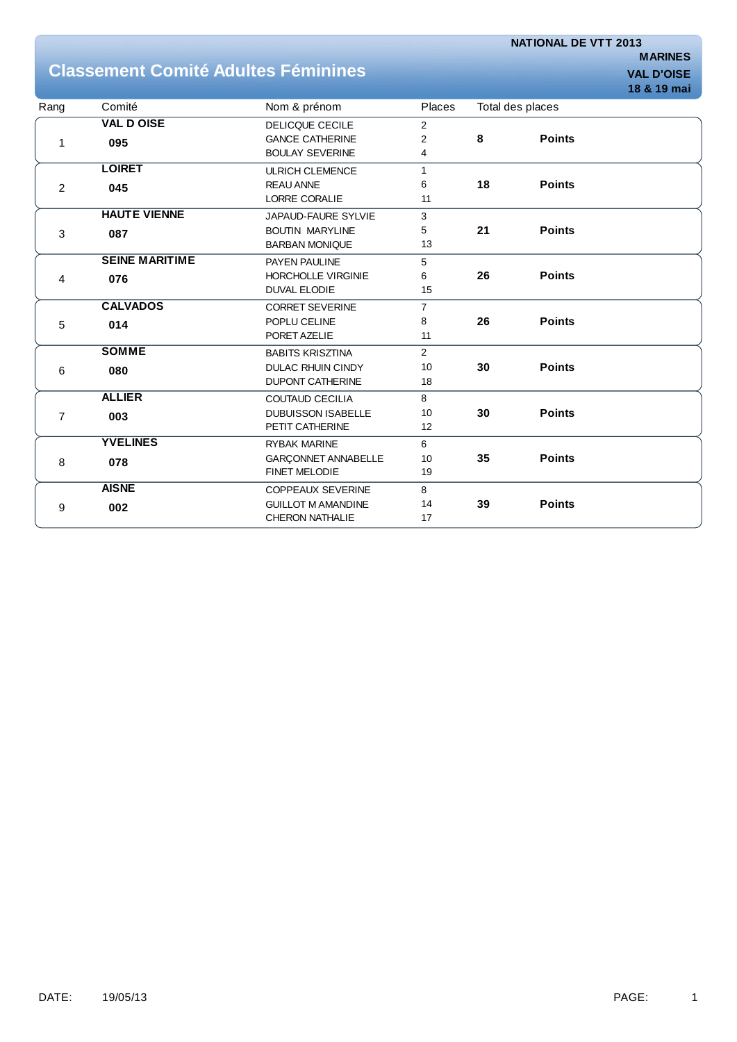NATIONAL DE VTT 2013
MARINES
VAL D'OISE
18 & 19 mai

# Classement Comité Adultes Féminines

| Rang | Comité | Nom & prénom | Places | Total des places | |
|---|---|---|---|---|---|
| 1 | **VAL D OISE** **095** | DELICQUE CECILE<br>GANCE CATHERINE<br>BOULAY SEVERINE | 2<br>2<br>4 | **8** | **Points** |
| 2 | **LOIRET** **045** | ULRICH CLEMENCE<br>REAU ANNE<br>LORRE CORALIE | 1<br>6<br>11 | **18** | **Points** |
| 3 | **HAUTE VIENNE** **087** | JAPAUD-FAURE SYLVIE<br>BOUTIN MARYLINE<br>BARBAN MONIQUE | 3<br>5<br>13 | **21** | **Points** |
| 4 | **SEINE MARITIME** **076** | PAYEN PAULINE<br>HORCHOLLE VIRGINIE<br>DUVAL ELODIE | 5<br>6<br>15 | **26** | **Points** |
| 5 | **CALVADOS** **014** | CORRET SEVERINE<br>POPLU CELINE<br>PORET AZELIE | 7<br>8<br>11 | **26** | **Points** |
| 6 | **SOMME** **080** | BABITS KRISZTINA<br>DULAC RHUIN CINDY<br>DUPONT CATHERINE | 2<br>10<br>18 | **30** | **Points** |
| 7 | **ALLIER** **003** | COUTAUD CECILIA<br>DUBUISSON ISABELLE<br>PETIT CATHERINE | 8<br>10<br>12 | **30** | **Points** |
| 8 | **YVELINES** **078** | RYBAK MARINE<br>GARÇONNET ANNABELLE<br>FINET MELODIE | 6<br>10<br>19 | **35** | **Points** |
| 9 | **AISNE** **002** | COPPEAUX SEVERINE<br>GUILLOT M AMANDINE<br>CHERON NATHALIE | 8<br>14<br>17 | **39** | **Points** |

DATE: 19/05/13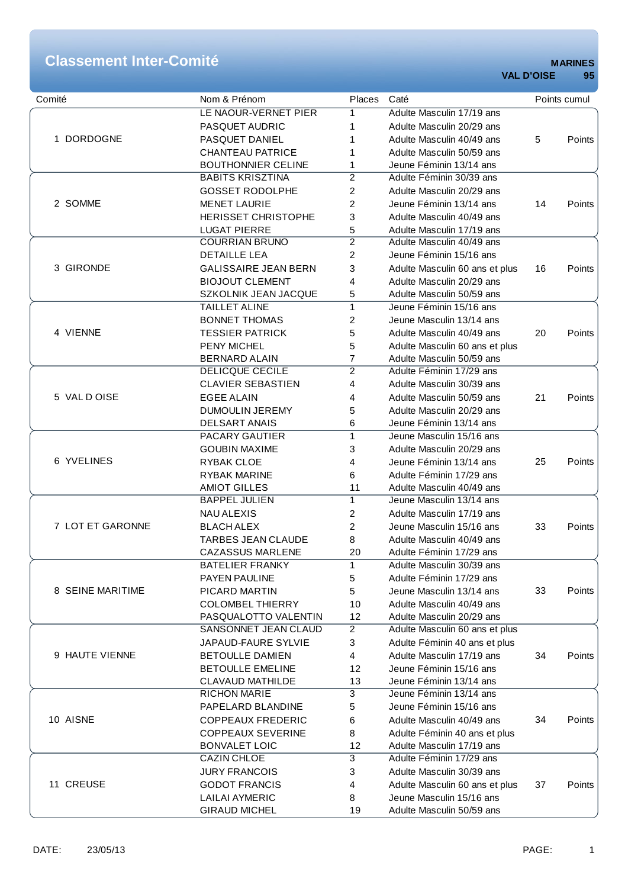# Classement Inter-Comité

**MARINES**
**VAL D'OISE 95**

| Comité | Nom & Prénom | Places | Caté | Points cumul |
|---|---|---|---|---|
| 1 DORDOGNE | LE NAOUR-VERNET PIER | 1 | Adulte Masculin 17/19 ans | 5 Points |
| | PASQUET AUDRIC | 1 | Adulte Masculin 20/29 ans | |
| | PASQUET DANIEL | 1 | Adulte Masculin 40/49 ans | |
| | CHANTEAU PATRICE | 1 | Adulte Masculin 50/59 ans | |
| | BOUTHONNIER CELINE | 1 | Jeune Féminin 13/14 ans | |
| 2 SOMME | BABITS KRISZTINA | 2 | Adulte Féminin 30/39 ans | 14 Points |
| | GOSSET RODOLPHE | 2 | Adulte Masculin 20/29 ans | |
| | MENET LAURIE | 2 | Jeune Féminin 13/14 ans | |
| | HERISSET CHRISTOPHE | 3 | Adulte Masculin 40/49 ans | |
| | LUGAT PIERRE | 5 | Adulte Masculin 17/19 ans | |
| 3 GIRONDE | COURRIAN BRUNO | 2 | Adulte Masculin 40/49 ans | 16 Points |
| | DETAILLE LEA | 2 | Jeune Féminin 15/16 ans | |
| | GALISSAIRE JEAN BERN | 3 | Adulte Masculin 60 ans et plus | |
| | BIOJOUT CLEMENT | 4 | Adulte Masculin 20/29 ans | |
| | SZKOLNIK JEAN JACQUE | 5 | Adulte Masculin 50/59 ans | |
| 4 VIENNE | TAILLET ALINE | 1 | Jeune Féminin 15/16 ans | 20 Points |
| | BONNET THOMAS | 2 | Jeune Masculin 13/14 ans | |
| | TESSIER PATRICK | 5 | Adulte Masculin 40/49 ans | |
| | PENY MICHEL | 5 | Adulte Masculin 60 ans et plus | |
| | BERNARD ALAIN | 7 | Adulte Masculin 50/59 ans | |
| 5 VAL D OISE | DELICQUE CECILE | 2 | Adulte Féminin 17/29 ans | 21 Points |
| | CLAVIER SEBASTIEN | 4 | Adulte Masculin 30/39 ans | |
| | EGEE ALAIN | 4 | Adulte Masculin 50/59 ans | |
| | DUMOULIN JEREMY | 5 | Adulte Masculin 20/29 ans | |
| | DELSART ANAIS | 6 | Jeune Féminin 13/14 ans | |
| 6 YVELINES | PACARY GAUTIER | 1 | Jeune Masculin 15/16 ans | 25 Points |
| | GOUBIN MAXIME | 3 | Adulte Masculin 20/29 ans | |
| | RYBAK CLOE | 4 | Jeune Féminin 13/14 ans | |
| | RYBAK MARINE | 6 | Adulte Féminin 17/29 ans | |
| | AMIOT GILLES | 11 | Adulte Masculin 40/49 ans | |
| 7 LOT ET GARONNE | BAPPEL JULIEN | 1 | Jeune Masculin 13/14 ans | 33 Points |
| | NAU ALEXIS | 2 | Adulte Masculin 17/19 ans | |
| | BLACH ALEX | 2 | Jeune Masculin 15/16 ans | |
| | TARBES JEAN CLAUDE | 8 | Adulte Masculin 40/49 ans | |
| | CAZASSUS MARLENE | 20 | Adulte Féminin 17/29 ans | |
| 8 SEINE MARITIME | BATELIER FRANKY | 1 | Adulte Masculin 30/39 ans | 33 Points |
| | PAYEN PAULINE | 5 | Adulte Féminin 17/29 ans | |
| | PICARD MARTIN | 5 | Jeune Masculin 13/14 ans | |
| | COLOMBEL THIERRY | 10 | Adulte Masculin 40/49 ans | |
| | PASQUALOTTO VALENTIN | 12 | Adulte Masculin 20/29 ans | |
| 9 HAUTE VIENNE | SANSONNET JEAN CLAUD | 2 | Adulte Masculin 60 ans et plus | 34 Points |
| | JAPAUD-FAURE SYLVIE | 3 | Adulte Féminin 40 ans et plus | |
| | BETOULLE DAMIEN | 4 | Adulte Masculin 17/19 ans | |
| | BETOULLE EMELINE | 12 | Jeune Féminin 15/16 ans | |
| | CLAVAUD MATHILDE | 13 | Jeune Féminin 13/14 ans | |
| 10 AISNE | RICHON MARIE | 3 | Jeune Féminin 13/14 ans | 34 Points |
| | PAPELARD BLANDINE | 5 | Jeune Féminin 15/16 ans | |
| | COPPEAUX FREDERIC | 6 | Adulte Masculin 40/49 ans | |
| | COPPEAUX SEVERINE | 8 | Adulte Féminin 40 ans et plus | |
| | BONVALET LOIC | 12 | Adulte Masculin 17/19 ans | |
| 11 CREUSE | CAZIN CHLOE | 3 | Adulte Féminin 17/29 ans | 37 Points |
| | JURY FRANCOIS | 3 | Adulte Masculin 30/39 ans | |
| | GODOT FRANCIS | 4 | Adulte Masculin 60 ans et plus | |
| | LAILAI AYMERIC | 8 | Jeune Masculin 15/16 ans | |
| | GIRAUD MICHEL | 19 | Adulte Masculin 50/59 ans | |

DATE: 23/05/13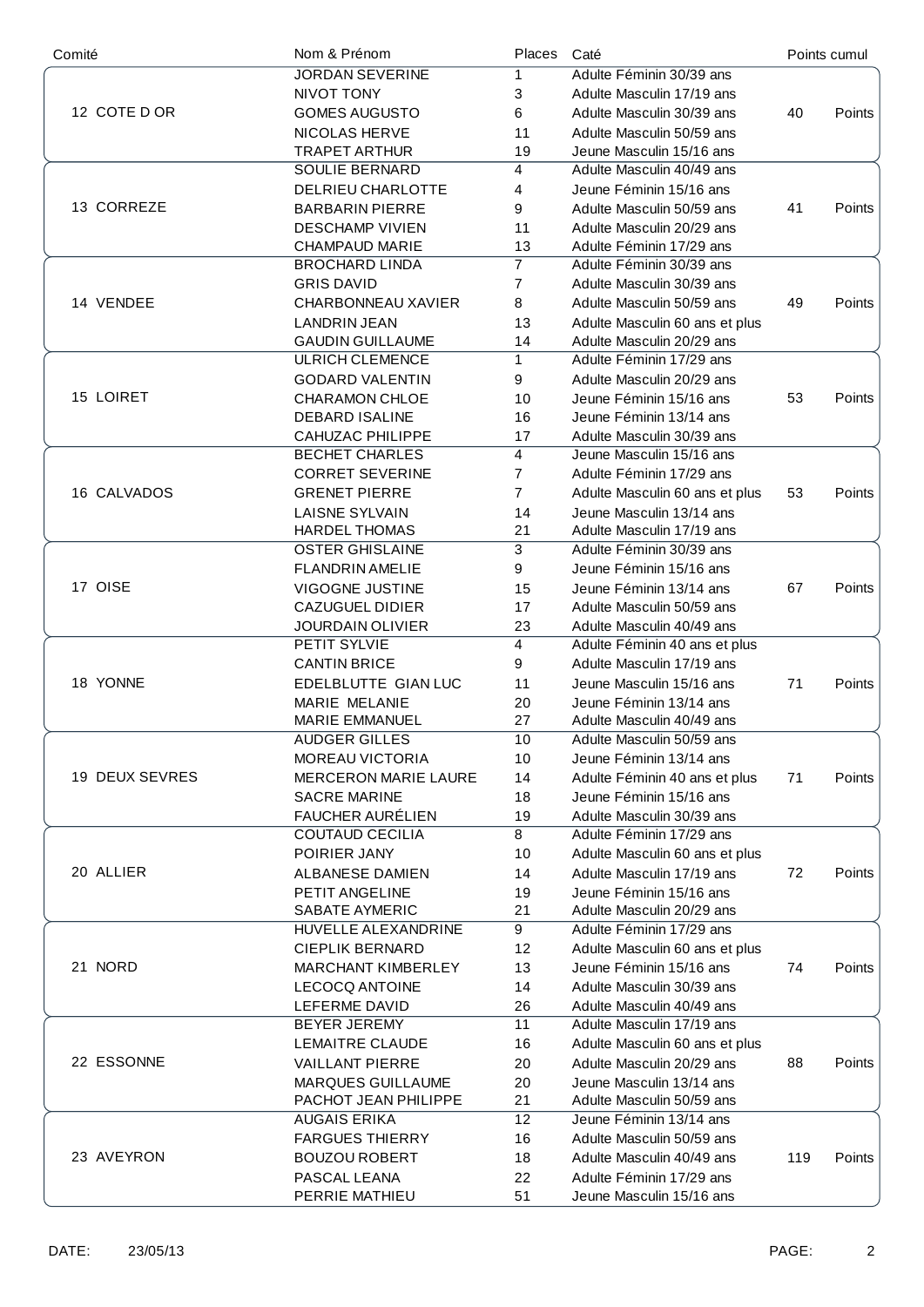| Comité | Nom & Prénom | Places | Caté | Points cumul |
|---|---|---|---|---|
| 12 COTE D OR | JORDAN SEVERINE | 1 | Adulte Féminin 30/39 ans | 40 Points |
| | NIVOT TONY | 3 | Adulte Masculin 17/19 ans | |
| | GOMES AUGUSTO | 6 | Adulte Masculin 30/39 ans | |
| | NICOLAS HERVE | 11 | Adulte Masculin 50/59 ans | |
| | TRAPET ARTHUR | 19 | Jeune Masculin 15/16 ans | |
| 13 CORREZE | SOULIE BERNARD | 4 | Adulte Masculin 40/49 ans | 41 Points |
| | DELRIEU CHARLOTTE | 4 | Jeune Féminin 15/16 ans | |
| | BARBARIN PIERRE | 9 | Adulte Masculin 50/59 ans | |
| | DESCHAMP VIVIEN | 11 | Adulte Masculin 20/29 ans | |
| | CHAMPAUD MARIE | 13 | Adulte Féminin 17/29 ans | |
| 14 VENDEE | BROCHARD LINDA | 7 | Adulte Féminin 30/39 ans | 49 Points |
| | GRIS DAVID | 7 | Adulte Masculin 30/39 ans | |
| | CHARBONNEAU XAVIER | 8 | Adulte Masculin 50/59 ans | |
| | LANDRIN JEAN | 13 | Adulte Masculin 60 ans et plus | |
| | GAUDIN GUILLAUME | 14 | Adulte Masculin 20/29 ans | |
| 15 LOIRET | ULRICH CLEMENCE | 1 | Adulte Féminin 17/29 ans | 53 Points |
| | GODARD VALENTIN | 9 | Adulte Masculin 20/29 ans | |
| | CHARAMON CHLOE | 10 | Jeune Féminin 15/16 ans | |
| | DEBARD ISALINE | 16 | Jeune Féminin 13/14 ans | |
| | CAHUZAC PHILIPPE | 17 | Adulte Masculin 30/39 ans | |
| 16 CALVADOS | BECHET CHARLES | 4 | Jeune Masculin 15/16 ans | 53 Points |
| | CORRET SEVERINE | 7 | Adulte Féminin 17/29 ans | |
| | GRENET PIERRE | 7 | Adulte Masculin 60 ans et plus | |
| | LAISNE SYLVAIN | 14 | Jeune Masculin 13/14 ans | |
| | HARDEL THOMAS | 21 | Adulte Masculin 17/19 ans | |
| 17 OISE | OSTER GHISLAINE | 3 | Adulte Féminin 30/39 ans | 67 Points |
| | FLANDRIN AMELIE | 9 | Jeune Féminin 15/16 ans | |
| | VIGOGNE JUSTINE | 15 | Jeune Féminin 13/14 ans | |
| | CAZUGUEL DIDIER | 17 | Adulte Masculin 50/59 ans | |
| | JOURDAIN OLIVIER | 23 | Adulte Masculin 40/49 ans | |
| 18 YONNE | PETIT SYLVIE | 4 | Adulte Féminin 40 ans et plus | 71 Points |
| | CANTIN BRICE | 9 | Adulte Masculin 17/19 ans | |
| | EDELBLUTTE GIAN LUC | 11 | Jeune Masculin 15/16 ans | |
| | MARIE MELANIE | 20 | Jeune Féminin 13/14 ans | |
| | MARIE EMMANUEL | 27 | Adulte Masculin 40/49 ans | |
| 19 DEUX SEVRES | AUDGER GILLES | 10 | Adulte Masculin 50/59 ans | 71 Points |
| | MOREAU VICTORIA | 10 | Jeune Féminin 13/14 ans | |
| | MERCERON MARIE LAURE | 14 | Adulte Féminin 40 ans et plus | |
| | SACRE MARINE | 18 | Jeune Féminin 15/16 ans | |
| | FAUCHER AURÉLIEN | 19 | Adulte Masculin 30/39 ans | |
| 20 ALLIER | COUTAUD CECILIA | 8 | Adulte Féminin 17/29 ans | 72 Points |
| | POIRIER JANY | 10 | Adulte Masculin 60 ans et plus | |
| | ALBANESE DAMIEN | 14 | Adulte Masculin 17/19 ans | |
| | PETIT ANGELINE | 19 | Jeune Féminin 15/16 ans | |
| | SABATE AYMERIC | 21 | Adulte Masculin 20/29 ans | |
| 21 NORD | HUVELLE ALEXANDRINE | 9 | Adulte Féminin 17/29 ans | 74 Points |
| | CIEPLIK BERNARD | 12 | Adulte Masculin 60 ans et plus | |
| | MARCHANT KIMBERLEY | 13 | Jeune Féminin 15/16 ans | |
| | LECOCQ ANTOINE | 14 | Adulte Masculin 30/39 ans | |
| | LEFERME DAVID | 26 | Adulte Masculin 40/49 ans | |
| 22 ESSONNE | BEYER JEREMY | 11 | Adulte Masculin 17/19 ans | 88 Points |
| | LEMAITRE CLAUDE | 16 | Adulte Masculin 60 ans et plus | |
| | VAILLANT PIERRE | 20 | Adulte Masculin 20/29 ans | |
| | MARQUES GUILLAUME | 20 | Jeune Masculin 13/14 ans | |
| | PACHOT JEAN PHILIPPE | 21 | Adulte Masculin 50/59 ans | |
| 23 AVEYRON | AUGAIS ERIKA | 12 | Jeune Féminin 13/14 ans | 119 Points |
| | FARGUES THIERRY | 16 | Adulte Masculin 50/59 ans | |
| | BOUZOU ROBERT | 18 | Adulte Masculin 40/49 ans | |
| | PASCAL LEANA | 22 | Adulte Féminin 17/29 ans | |
| | PERRIE MATHIEU | 51 | Jeune Masculin 15/16 ans | |

DATE: 23/05/13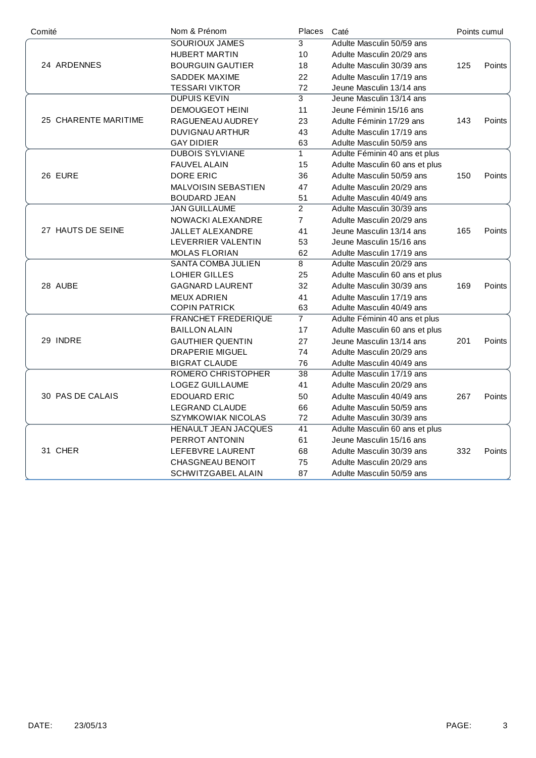| Comité | Nom & Prénom | Places | Caté | Points cumul | |
|---|---|---|---|---|---|
| 24 ARDENNES | SOURIOUX JAMES | 3 | Adulte Masculin 50/59 ans | 125 | Points |
| | HUBERT MARTIN | 10 | Adulte Masculin 20/29 ans | | |
| | BOURGUIN GAUTIER | 18 | Adulte Masculin 30/39 ans | | |
| | SADDEK MAXIME | 22 | Adulte Masculin 17/19 ans | | |
| | TESSARI VIKTOR | 72 | Jeune Masculin 13/14 ans | | |
| 25 CHARENTE MARITIME | DUPUIS KEVIN | 3 | Jeune Masculin 13/14 ans | 143 | Points |
| | DEMOUGEOT HEINI | 11 | Jeune Féminin 15/16 ans | | |
| | RAGUENEAU AUDREY | 23 | Adulte Féminin 17/29 ans | | |
| | DUVIGNAU ARTHUR | 43 | Adulte Masculin 17/19 ans | | |
| | GAY DIDIER | 63 | Adulte Masculin 50/59 ans | | |
| 26 EURE | DUBOIS SYLVIANE | 1 | Adulte Féminin 40 ans et plus | 150 | Points |
| | FAUVEL ALAIN | 15 | Adulte Masculin 60 ans et plus | | |
| | DORE ERIC | 36 | Adulte Masculin 50/59 ans | | |
| | MALVOISIN SEBASTIEN | 47 | Adulte Masculin 20/29 ans | | |
| | BOUDARD JEAN | 51 | Adulte Masculin 40/49 ans | | |
| 27 HAUTS DE SEINE | JAN GUILLAUME | 2 | Adulte Masculin 30/39 ans | 165 | Points |
| | NOWACKI ALEXANDRE | 7 | Adulte Masculin 20/29 ans | | |
| | JALLET ALEXANDRE | 41 | Jeune Masculin 13/14 ans | | |
| | LEVERRIER VALENTIN | 53 | Jeune Masculin 15/16 ans | | |
| | MOLAS FLORIAN | 62 | Adulte Masculin 17/19 ans | | |
| 28 AUBE | SANTA COMBA JULIEN | 8 | Adulte Masculin 20/29 ans | 169 | Points |
| | LOHIER GILLES | 25 | Adulte Masculin 60 ans et plus | | |
| | GAGNARD LAURENT | 32 | Adulte Masculin 30/39 ans | | |
| | MEUX ADRIEN | 41 | Adulte Masculin 17/19 ans | | |
| | COPIN PATRICK | 63 | Adulte Masculin 40/49 ans | | |
| 29 INDRE | FRANCHET FREDERIQUE | 7 | Adulte Féminin 40 ans et plus | 201 | Points |
| | BAILLON ALAIN | 17 | Adulte Masculin 60 ans et plus | | |
| | GAUTHIER QUENTIN | 27 | Jeune Masculin 13/14 ans | | |
| | DRAPERIE MIGUEL | 74 | Adulte Masculin 20/29 ans | | |
| | BIGRAT CLAUDE | 76 | Adulte Masculin 40/49 ans | | |
| 30 PAS DE CALAIS | ROMERO CHRISTOPHER | 38 | Adulte Masculin 17/19 ans | 267 | Points |
| | LOGEZ GUILLAUME | 41 | Adulte Masculin 20/29 ans | | |
| | EDOUARD ERIC | 50 | Adulte Masculin 40/49 ans | | |
| | LEGRAND CLAUDE | 66 | Adulte Masculin 50/59 ans | | |
| | SZYMKOWIAK NICOLAS | 72 | Adulte Masculin 30/39 ans | | |
| 31 CHER | HENAULT JEAN JACQUES | 41 | Adulte Masculin 60 ans et plus | 332 | Points |
| | PERROT ANTONIN | 61 | Jeune Masculin 15/16 ans | | |
| | LEFEBVRE LAURENT | 68 | Adulte Masculin 30/39 ans | | |
| | CHASGNEAU BENOIT | 75 | Adulte Masculin 20/29 ans | | |
| | SCHWITZGABEL ALAIN | 87 | Adulte Masculin 50/59 ans | | |

DATE: 23/05/13